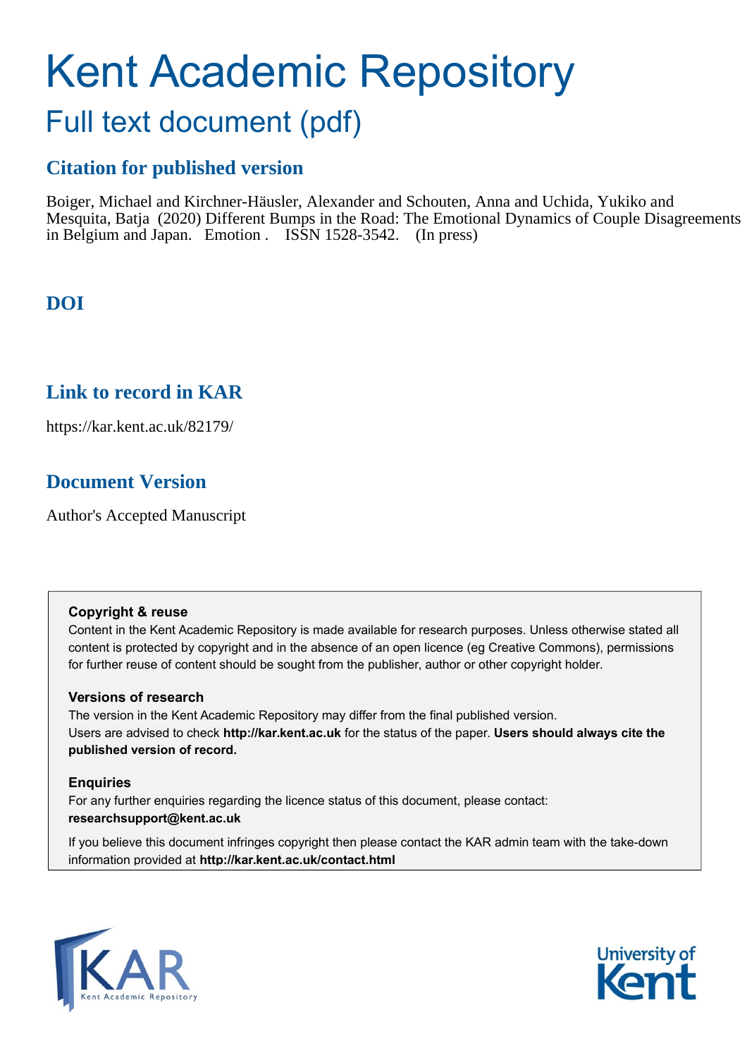# Kent Academic Repository

## Full text document (pdf)

### Citation for published version

Boiger, Michael and Kirchner-Häusler, Alexander and Schouten, Anna and Uchida, Yukiko and Mesquita, Batja (2020) Different Bumps in the Road: The Emotional Dynamics of Couple Disagreements in Belgium and Japan. Emotion . ISSN 1528-3542. (In press)

### DOI

### Link to record in KAR

https://kar.kent.ac.uk/82179/

### Document Version

Author's Accepted Manuscript

**Copyright & reuse**

Content in the Kent Academic Repository is made available for research purposes. Unless otherwise stated all content is protected by copyright and in the absence of an open licence (eg Creative Commons), permissions for further reuse of content should be sought from the publisher, author or other copyright holder.

**Versions of research**

The version in the Kent Academic Repository may differ from the final published version. Users are advised to check **http://kar.kent.ac.uk** for the status of the paper. **Users should always cite the published version of record.**

**Enquiries**

For any further enquiries regarding the licence status of this document, please contact: **researchsupport@kent.ac.uk**

If you believe this document infringes copyright then please contact the KAR admin team with the take-down information provided at **http://kar.kent.ac.uk/contact.html**

KAR Kent Academic Repository

University of Kent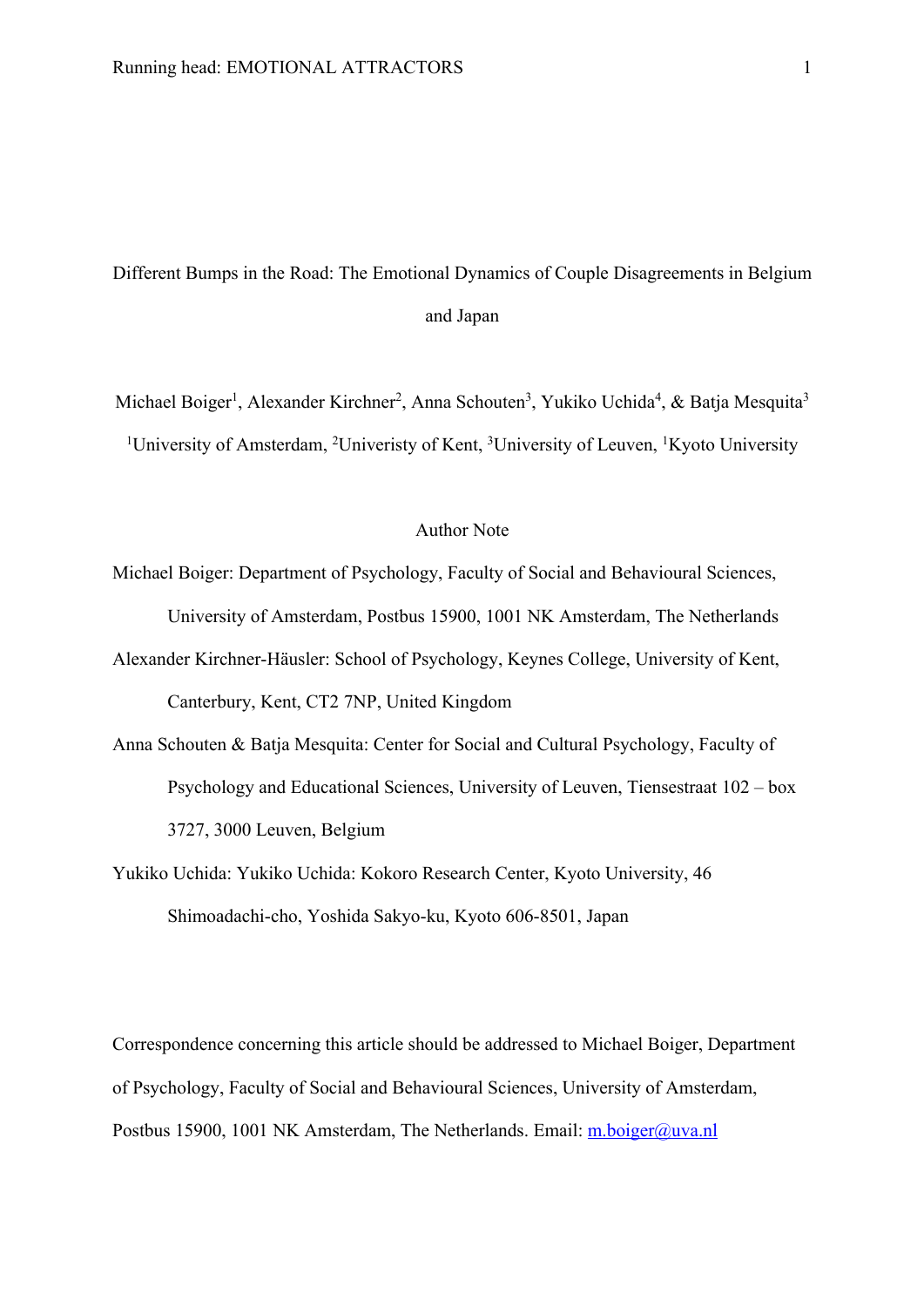Different Bumps in the Road: The Emotional Dynamics of Couple Disagreements in Belgium and Japan

Michael Boiger[1], Alexander Kirchner[2], Anna Schouten[3], Yukiko Uchida[4], & Batja Mesquita[3]

[1]University of Amsterdam, [2]Univeristy of Kent, [3]University of Leuven, [1]Kyoto University

Author Note

Michael Boiger: Department of Psychology, Faculty of Social and Behavioural Sciences, University of Amsterdam, Postbus 15900, 1001 NK Amsterdam, The Netherlands

Alexander Kirchner-Häusler: School of Psychology, Keynes College, University of Kent, Canterbury, Kent, CT2 7NP, United Kingdom

Anna Schouten & Batja Mesquita: Center for Social and Cultural Psychology, Faculty of Psychology and Educational Sciences, University of Leuven, Tiensestraat 102 – box 3727, 3000 Leuven, Belgium

Yukiko Uchida: Yukiko Uchida: Kokoro Research Center, Kyoto University, 46 Shimoadachi-cho, Yoshida Sakyo-ku, Kyoto 606-8501, Japan

Correspondence concerning this article should be addressed to Michael Boiger, Department of Psychology, Faculty of Social and Behavioural Sciences, University of Amsterdam, Postbus 15900, 1001 NK Amsterdam, The Netherlands. Email: m.boiger@uva.nl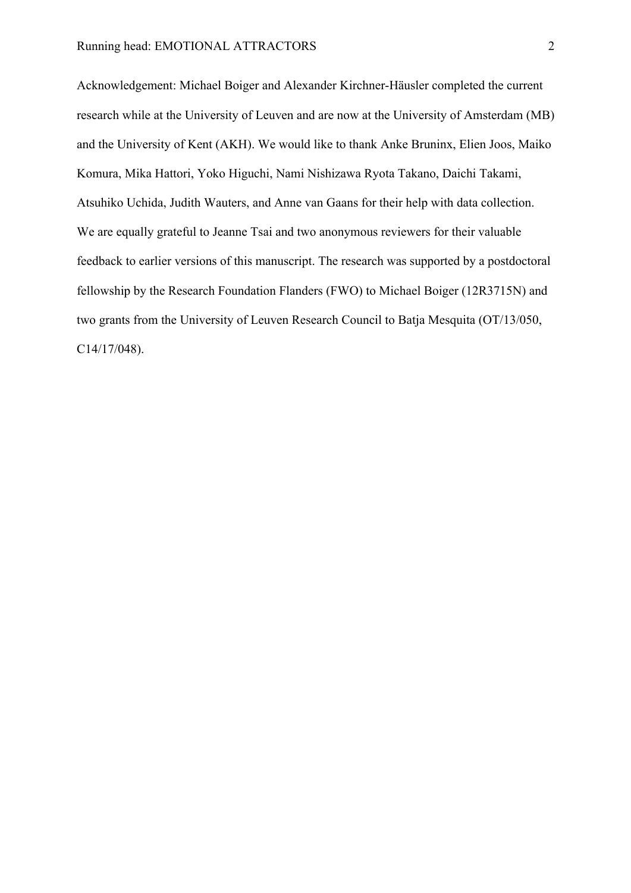Acknowledgement: Michael Boiger and Alexander Kirchner-Häusler completed the current research while at the University of Leuven and are now at the University of Amsterdam (MB) and the University of Kent (AKH). We would like to thank Anke Bruninx, Elien Joos, Maiko Komura, Mika Hattori, Yoko Higuchi, Nami Nishizawa Ryota Takano, Daichi Takami, Atsuhiko Uchida, Judith Wauters, and Anne van Gaans for their help with data collection. We are equally grateful to Jeanne Tsai and two anonymous reviewers for their valuable feedback to earlier versions of this manuscript. The research was supported by a postdoctoral fellowship by the Research Foundation Flanders (FWO) to Michael Boiger (12R3715N) and two grants from the University of Leuven Research Council to Batja Mesquita (OT/13/050, C14/17/048).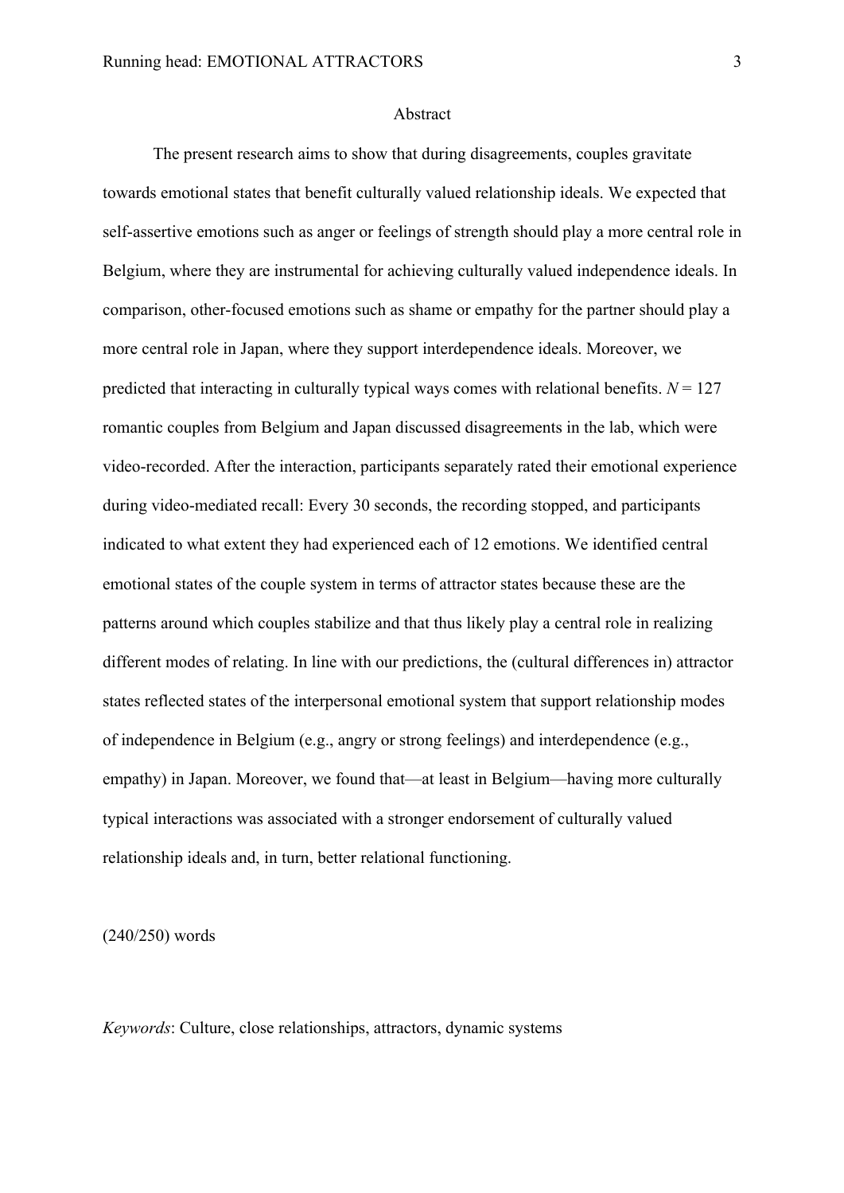## Abstract

The present research aims to show that during disagreements, couples gravitate towards emotional states that benefit culturally valued relationship ideals. We expected that self-assertive emotions such as anger or feelings of strength should play a more central role in Belgium, where they are instrumental for achieving culturally valued independence ideals. In comparison, other-focused emotions such as shame or empathy for the partner should play a more central role in Japan, where they support interdependence ideals. Moreover, we predicted that interacting in culturally typical ways comes with relational benefits. $N = 127$ romantic couples from Belgium and Japan discussed disagreements in the lab, which were video-recorded. After the interaction, participants separately rated their emotional experience during video-mediated recall: Every 30 seconds, the recording stopped, and participants indicated to what extent they had experienced each of 12 emotions. We identified central emotional states of the couple system in terms of attractor states because these are the patterns around which couples stabilize and that thus likely play a central role in realizing different modes of relating. In line with our predictions, the (cultural differences in) attractor states reflected states of the interpersonal emotional system that support relationship modes of independence in Belgium (e.g., angry or strong feelings) and interdependence (e.g., empathy) in Japan. Moreover, we found that—at least in Belgium—having more culturally typical interactions was associated with a stronger endorsement of culturally valued relationship ideals and, in turn, better relational functioning.

(240/250) words

*Keywords*: Culture, close relationships, attractors, dynamic systems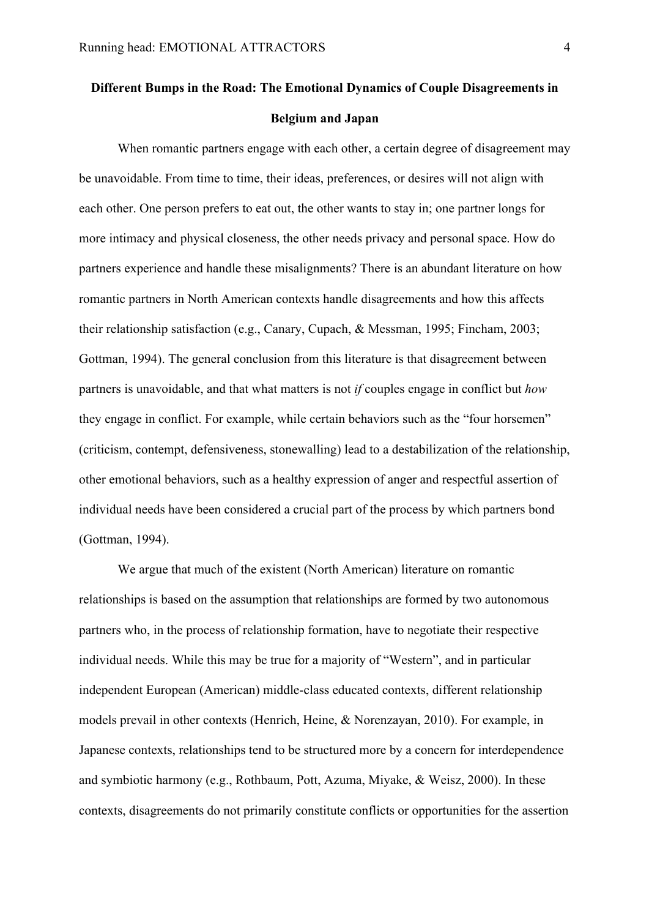**Different Bumps in the Road: The Emotional Dynamics of Couple Disagreements in Belgium and Japan**

When romantic partners engage with each other, a certain degree of disagreement may be unavoidable. From time to time, their ideas, preferences, or desires will not align with each other. One person prefers to eat out, the other wants to stay in; one partner longs for more intimacy and physical closeness, the other needs privacy and personal space. How do partners experience and handle these misalignments? There is an abundant literature on how romantic partners in North American contexts handle disagreements and how this affects their relationship satisfaction (e.g., Canary, Cupach, & Messman, 1995; Fincham, 2003; Gottman, 1994). The general conclusion from this literature is that disagreement between partners is unavoidable, and that what matters is not *if* couples engage in conflict but *how* they engage in conflict. For example, while certain behaviors such as the "four horsemen" (criticism, contempt, defensiveness, stonewalling) lead to a destabilization of the relationship, other emotional behaviors, such as a healthy expression of anger and respectful assertion of individual needs have been considered a crucial part of the process by which partners bond (Gottman, 1994).

We argue that much of the existent (North American) literature on romantic relationships is based on the assumption that relationships are formed by two autonomous partners who, in the process of relationship formation, have to negotiate their respective individual needs. While this may be true for a majority of "Western", and in particular independent European (American) middle-class educated contexts, different relationship models prevail in other contexts (Henrich, Heine, & Norenzayan, 2010). For example, in Japanese contexts, relationships tend to be structured more by a concern for interdependence and symbiotic harmony (e.g., Rothbaum, Pott, Azuma, Miyake, & Weisz, 2000). In these contexts, disagreements do not primarily constitute conflicts or opportunities for the assertion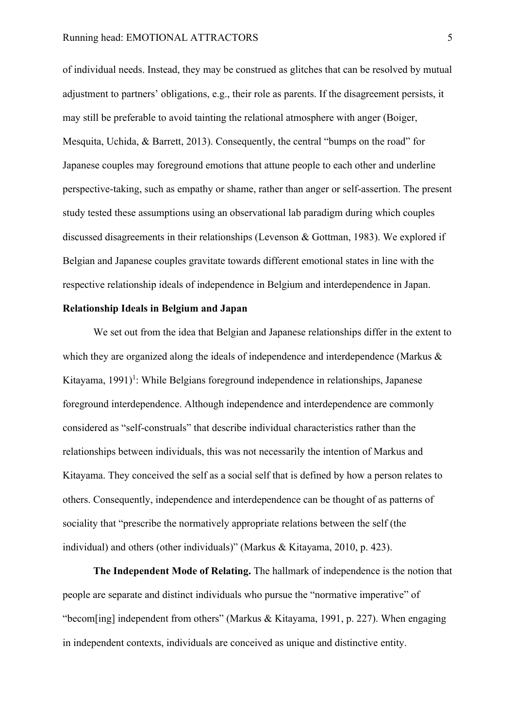of individual needs. Instead, they may be construed as glitches that can be resolved by mutual adjustment to partners' obligations, e.g., their role as parents. If the disagreement persists, it may still be preferable to avoid tainting the relational atmosphere with anger (Boiger, Mesquita, Uchida, & Barrett, 2013). Consequently, the central "bumps on the road" for Japanese couples may foreground emotions that attune people to each other and underline perspective-taking, such as empathy or shame, rather than anger or self-assertion. The present study tested these assumptions using an observational lab paradigm during which couples discussed disagreements in their relationships (Levenson & Gottman, 1983). We explored if Belgian and Japanese couples gravitate towards different emotional states in line with the respective relationship ideals of independence in Belgium and interdependence in Japan.

## Relationship Ideals in Belgium and Japan

We set out from the idea that Belgian and Japanese relationships differ in the extent to which they are organized along the ideals of independence and interdependence (Markus & Kitayama, 1991)[1]: While Belgians foreground independence in relationships, Japanese foreground interdependence. Although independence and interdependence are commonly considered as "self-construals" that describe individual characteristics rather than the relationships between individuals, this was not necessarily the intention of Markus and Kitayama. They conceived the self as a social self that is defined by how a person relates to others. Consequently, independence and interdependence can be thought of as patterns of sociality that "prescribe the normatively appropriate relations between the self (the individual) and others (other individuals)" (Markus & Kitayama, 2010, p. 423).

**The Independent Mode of Relating.** The hallmark of independence is the notion that people are separate and distinct individuals who pursue the "normative imperative" of "becom[ing] independent from others" (Markus & Kitayama, 1991, p. 227). When engaging in independent contexts, individuals are conceived as unique and distinctive entity.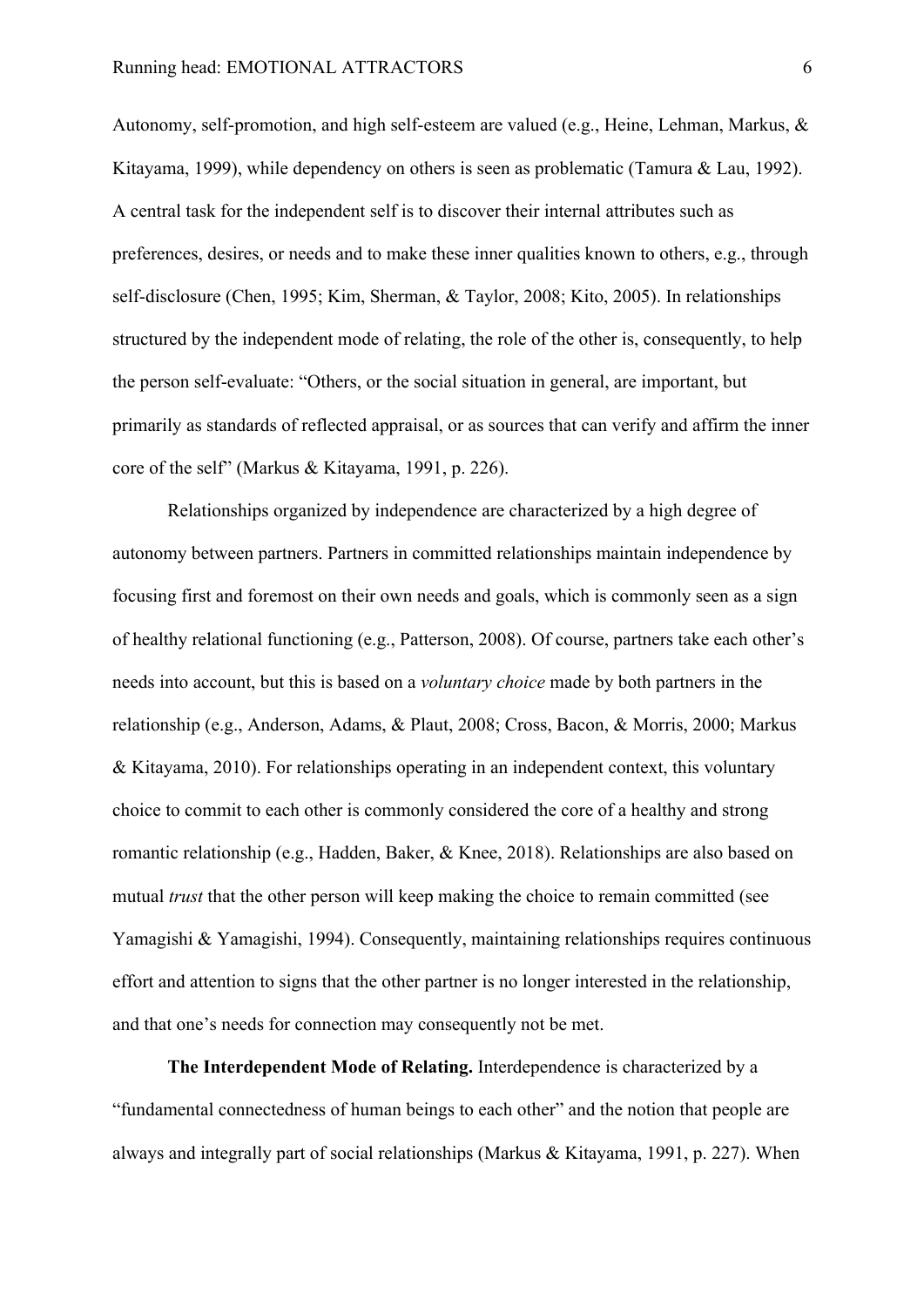Autonomy, self-promotion, and high self-esteem are valued (e.g., Heine, Lehman, Markus, & Kitayama, 1999), while dependency on others is seen as problematic (Tamura & Lau, 1992). A central task for the independent self is to discover their internal attributes such as preferences, desires, or needs and to make these inner qualities known to others, e.g., through self-disclosure (Chen, 1995; Kim, Sherman, & Taylor, 2008; Kito, 2005). In relationships structured by the independent mode of relating, the role of the other is, consequently, to help the person self-evaluate: "Others, or the social situation in general, are important, but primarily as standards of reflected appraisal, or as sources that can verify and affirm the inner core of the self" (Markus & Kitayama, 1991, p. 226).

Relationships organized by independence are characterized by a high degree of autonomy between partners. Partners in committed relationships maintain independence by focusing first and foremost on their own needs and goals, which is commonly seen as a sign of healthy relational functioning (e.g., Patterson, 2008). Of course, partners take each other's needs into account, but this is based on a *voluntary choice* made by both partners in the relationship (e.g., Anderson, Adams, & Plaut, 2008; Cross, Bacon, & Morris, 2000; Markus & Kitayama, 2010). For relationships operating in an independent context, this voluntary choice to commit to each other is commonly considered the core of a healthy and strong romantic relationship (e.g., Hadden, Baker, & Knee, 2018). Relationships are also based on mutual *trust* that the other person will keep making the choice to remain committed (see Yamagishi & Yamagishi, 1994). Consequently, maintaining relationships requires continuous effort and attention to signs that the other partner is no longer interested in the relationship, and that one's needs for connection may consequently not be met.

**The Interdependent Mode of Relating.** Interdependence is characterized by a "fundamental connectedness of human beings to each other" and the notion that people are always and integrally part of social relationships (Markus & Kitayama, 1991, p. 227). When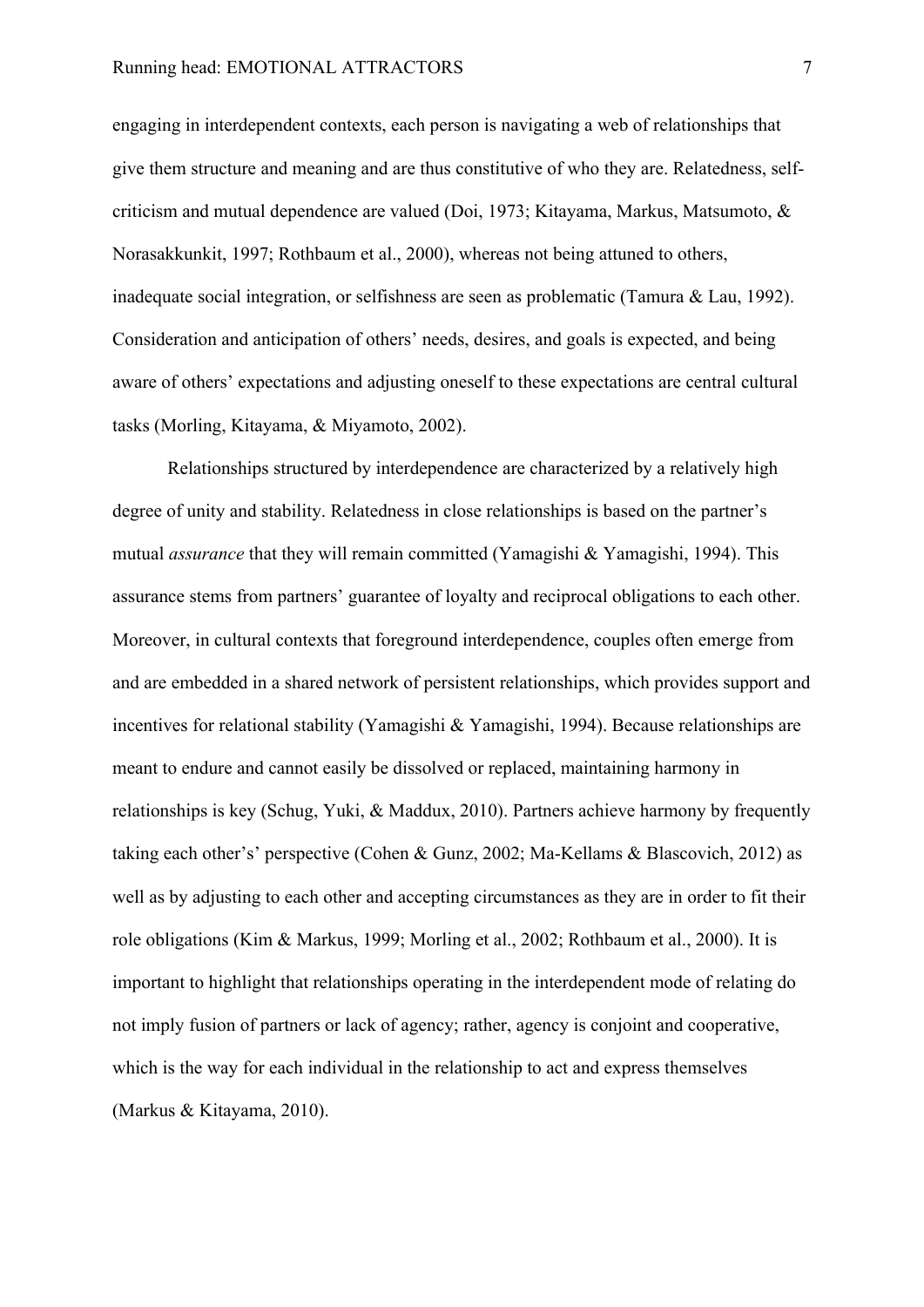engaging in interdependent contexts, each person is navigating a web of relationships that give them structure and meaning and are thus constitutive of who they are. Relatedness, self-criticism and mutual dependence are valued (Doi, 1973; Kitayama, Markus, Matsumoto, & Norasakkunkit, 1997; Rothbaum et al., 2000), whereas not being attuned to others, inadequate social integration, or selfishness are seen as problematic (Tamura & Lau, 1992). Consideration and anticipation of others' needs, desires, and goals is expected, and being aware of others' expectations and adjusting oneself to these expectations are central cultural tasks (Morling, Kitayama, & Miyamoto, 2002).

Relationships structured by interdependence are characterized by a relatively high degree of unity and stability. Relatedness in close relationships is based on the partner's mutual *assurance* that they will remain committed (Yamagishi & Yamagishi, 1994). This assurance stems from partners' guarantee of loyalty and reciprocal obligations to each other. Moreover, in cultural contexts that foreground interdependence, couples often emerge from and are embedded in a shared network of persistent relationships, which provides support and incentives for relational stability (Yamagishi & Yamagishi, 1994). Because relationships are meant to endure and cannot easily be dissolved or replaced, maintaining harmony in relationships is key (Schug, Yuki, & Maddux, 2010). Partners achieve harmony by frequently taking each other's' perspective (Cohen & Gunz, 2002; Ma-Kellams & Blascovich, 2012) as well as by adjusting to each other and accepting circumstances as they are in order to fit their role obligations (Kim & Markus, 1999; Morling et al., 2002; Rothbaum et al., 2000). It is important to highlight that relationships operating in the interdependent mode of relating do not imply fusion of partners or lack of agency; rather, agency is conjoint and cooperative, which is the way for each individual in the relationship to act and express themselves (Markus & Kitayama, 2010).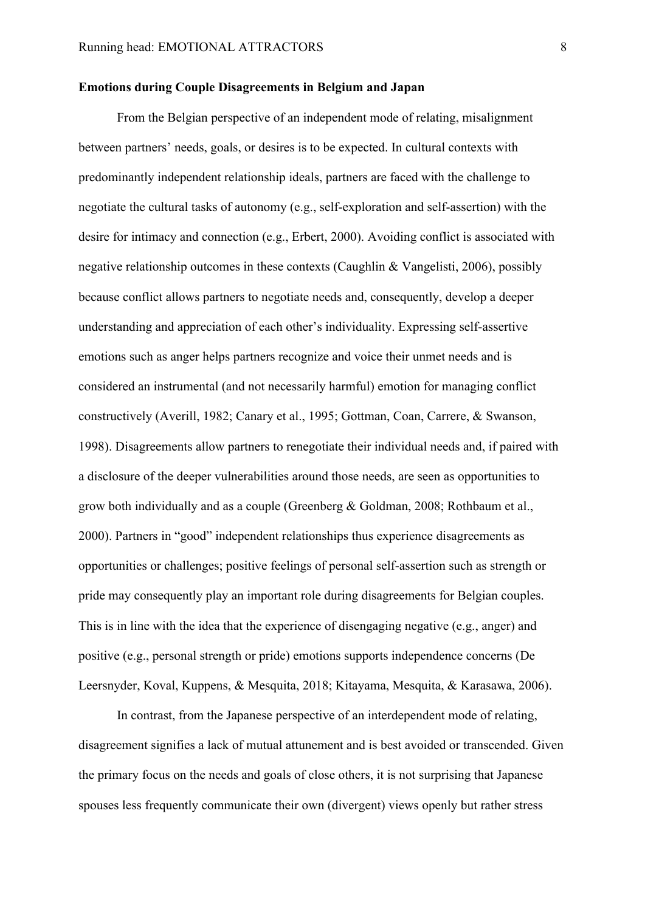**Emotions during Couple Disagreements in Belgium and Japan**

From the Belgian perspective of an independent mode of relating, misalignment between partners' needs, goals, or desires is to be expected. In cultural contexts with predominantly independent relationship ideals, partners are faced with the challenge to negotiate the cultural tasks of autonomy (e.g., self-exploration and self-assertion) with the desire for intimacy and connection (e.g., Erbert, 2000). Avoiding conflict is associated with negative relationship outcomes in these contexts (Caughlin & Vangelisti, 2006), possibly because conflict allows partners to negotiate needs and, consequently, develop a deeper understanding and appreciation of each other's individuality. Expressing self-assertive emotions such as anger helps partners recognize and voice their unmet needs and is considered an instrumental (and not necessarily harmful) emotion for managing conflict constructively (Averill, 1982; Canary et al., 1995; Gottman, Coan, Carrere, & Swanson, 1998). Disagreements allow partners to renegotiate their individual needs and, if paired with a disclosure of the deeper vulnerabilities around those needs, are seen as opportunities to grow both individually and as a couple (Greenberg & Goldman, 2008; Rothbaum et al., 2000). Partners in "good" independent relationships thus experience disagreements as opportunities or challenges; positive feelings of personal self-assertion such as strength or pride may consequently play an important role during disagreements for Belgian couples. This is in line with the idea that the experience of disengaging negative (e.g., anger) and positive (e.g., personal strength or pride) emotions supports independence concerns (De Leersnyder, Koval, Kuppens, & Mesquita, 2018; Kitayama, Mesquita, & Karasawa, 2006).

In contrast, from the Japanese perspective of an interdependent mode of relating, disagreement signifies a lack of mutual attunement and is best avoided or transcended. Given the primary focus on the needs and goals of close others, it is not surprising that Japanese spouses less frequently communicate their own (divergent) views openly but rather stress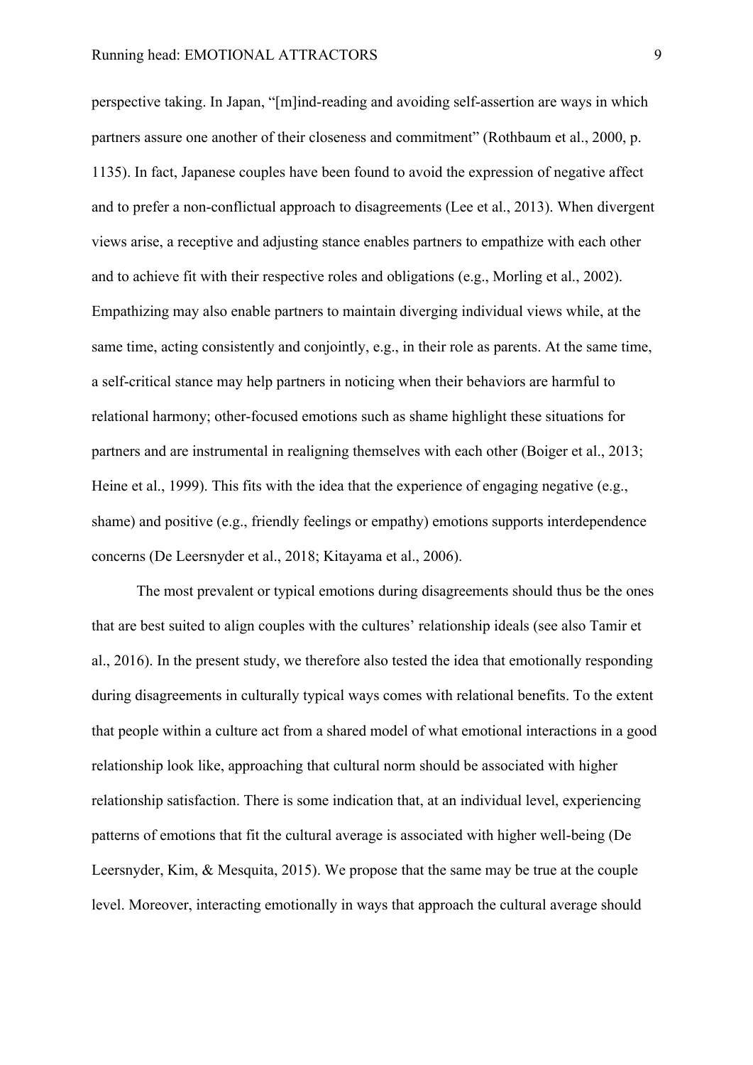perspective taking. In Japan, "[m]ind-reading and avoiding self-assertion are ways in which partners assure one another of their closeness and commitment" (Rothbaum et al., 2000, p. 1135). In fact, Japanese couples have been found to avoid the expression of negative affect and to prefer a non-conflictual approach to disagreements (Lee et al., 2013). When divergent views arise, a receptive and adjusting stance enables partners to empathize with each other and to achieve fit with their respective roles and obligations (e.g., Morling et al., 2002). Empathizing may also enable partners to maintain diverging individual views while, at the same time, acting consistently and conjointly, e.g., in their role as parents. At the same time, a self-critical stance may help partners in noticing when their behaviors are harmful to relational harmony; other-focused emotions such as shame highlight these situations for partners and are instrumental in realigning themselves with each other (Boiger et al., 2013; Heine et al., 1999). This fits with the idea that the experience of engaging negative (e.g., shame) and positive (e.g., friendly feelings or empathy) emotions supports interdependence concerns (De Leersnyder et al., 2018; Kitayama et al., 2006).

The most prevalent or typical emotions during disagreements should thus be the ones that are best suited to align couples with the cultures' relationship ideals (see also Tamir et al., 2016). In the present study, we therefore also tested the idea that emotionally responding during disagreements in culturally typical ways comes with relational benefits. To the extent that people within a culture act from a shared model of what emotional interactions in a good relationship look like, approaching that cultural norm should be associated with higher relationship satisfaction. There is some indication that, at an individual level, experiencing patterns of emotions that fit the cultural average is associated with higher well-being (De Leersnyder, Kim, & Mesquita, 2015). We propose that the same may be true at the couple level. Moreover, interacting emotionally in ways that approach the cultural average should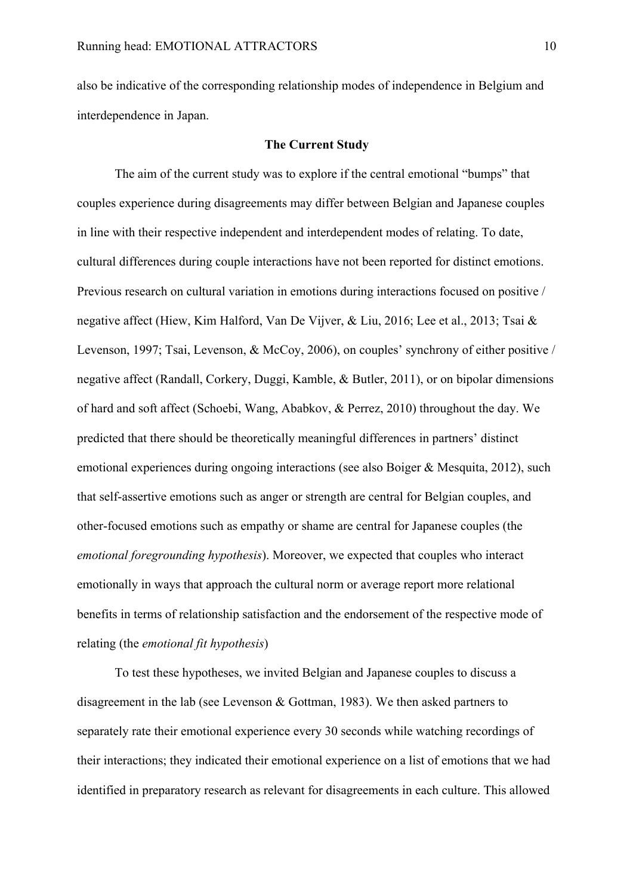also be indicative of the corresponding relationship modes of independence in Belgium and interdependence in Japan.

## The Current Study

The aim of the current study was to explore if the central emotional "bumps" that couples experience during disagreements may differ between Belgian and Japanese couples in line with their respective independent and interdependent modes of relating. To date, cultural differences during couple interactions have not been reported for distinct emotions. Previous research on cultural variation in emotions during interactions focused on positive / negative affect (Hiew, Kim Halford, Van De Vijver, & Liu, 2016; Lee et al., 2013; Tsai & Levenson, 1997; Tsai, Levenson, & McCoy, 2006), on couples' synchrony of either positive / negative affect (Randall, Corkery, Duggi, Kamble, & Butler, 2011), or on bipolar dimensions of hard and soft affect (Schoebi, Wang, Ababkov, & Perrez, 2010) throughout the day. We predicted that there should be theoretically meaningful differences in partners' distinct emotional experiences during ongoing interactions (see also Boiger & Mesquita, 2012), such that self-assertive emotions such as anger or strength are central for Belgian couples, and other-focused emotions such as empathy or shame are central for Japanese couples (the *emotional foregrounding hypothesis*). Moreover, we expected that couples who interact emotionally in ways that approach the cultural norm or average report more relational benefits in terms of relationship satisfaction and the endorsement of the respective mode of relating (the *emotional fit hypothesis*)

To test these hypotheses, we invited Belgian and Japanese couples to discuss a disagreement in the lab (see Levenson & Gottman, 1983). We then asked partners to separately rate their emotional experience every 30 seconds while watching recordings of their interactions; they indicated their emotional experience on a list of emotions that we had identified in preparatory research as relevant for disagreements in each culture. This allowed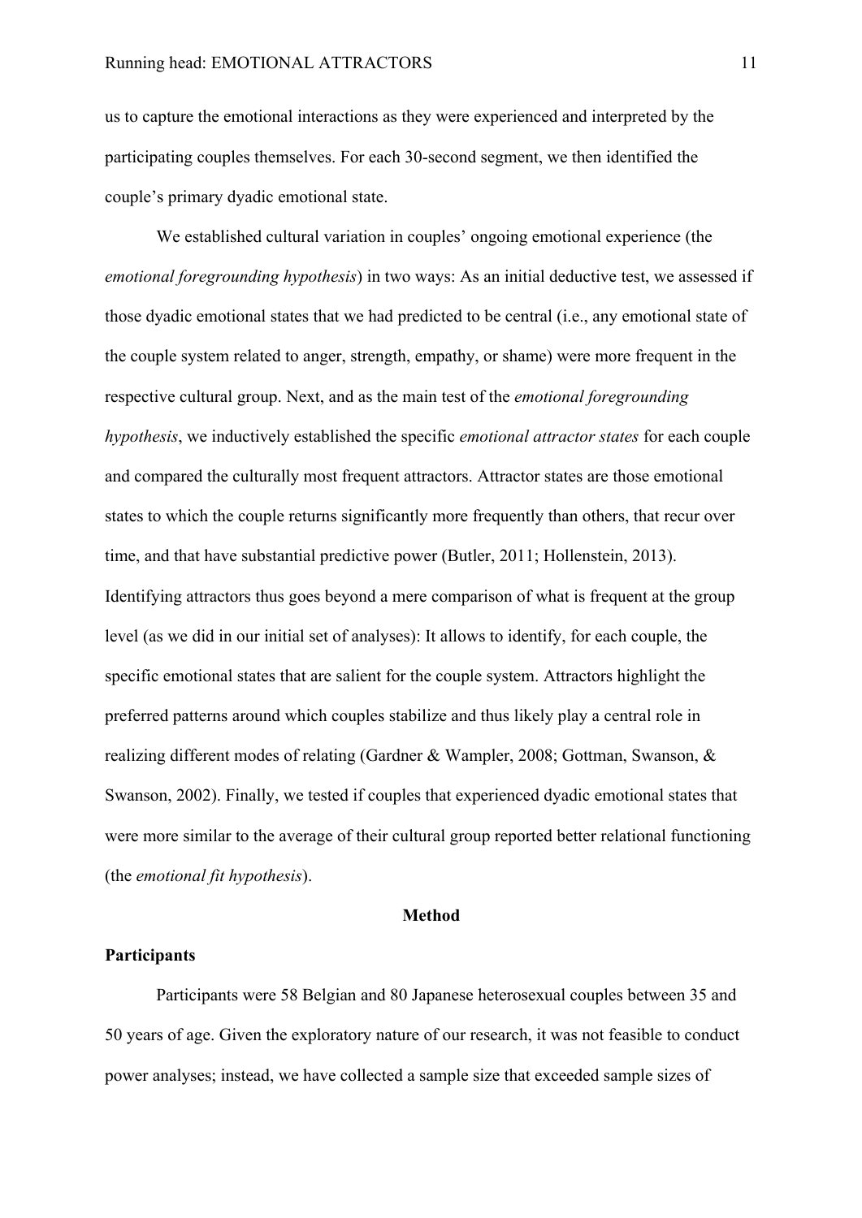us to capture the emotional interactions as they were experienced and interpreted by the participating couples themselves. For each 30-second segment, we then identified the couple's primary dyadic emotional state.

We established cultural variation in couples' ongoing emotional experience (the *emotional foregrounding hypothesis*) in two ways: As an initial deductive test, we assessed if those dyadic emotional states that we had predicted to be central (i.e., any emotional state of the couple system related to anger, strength, empathy, or shame) were more frequent in the respective cultural group. Next, and as the main test of the *emotional foregrounding hypothesis*, we inductively established the specific *emotional attractor states* for each couple and compared the culturally most frequent attractors. Attractor states are those emotional states to which the couple returns significantly more frequently than others, that recur over time, and that have substantial predictive power (Butler, 2011; Hollenstein, 2013). Identifying attractors thus goes beyond a mere comparison of what is frequent at the group level (as we did in our initial set of analyses): It allows to identify, for each couple, the specific emotional states that are salient for the couple system. Attractors highlight the preferred patterns around which couples stabilize and thus likely play a central role in realizing different modes of relating (Gardner & Wampler, 2008; Gottman, Swanson, & Swanson, 2002). Finally, we tested if couples that experienced dyadic emotional states that were more similar to the average of their cultural group reported better relational functioning (the *emotional fit hypothesis*).

## Method

### Participants

Participants were 58 Belgian and 80 Japanese heterosexual couples between 35 and 50 years of age. Given the exploratory nature of our research, it was not feasible to conduct power analyses; instead, we have collected a sample size that exceeded sample sizes of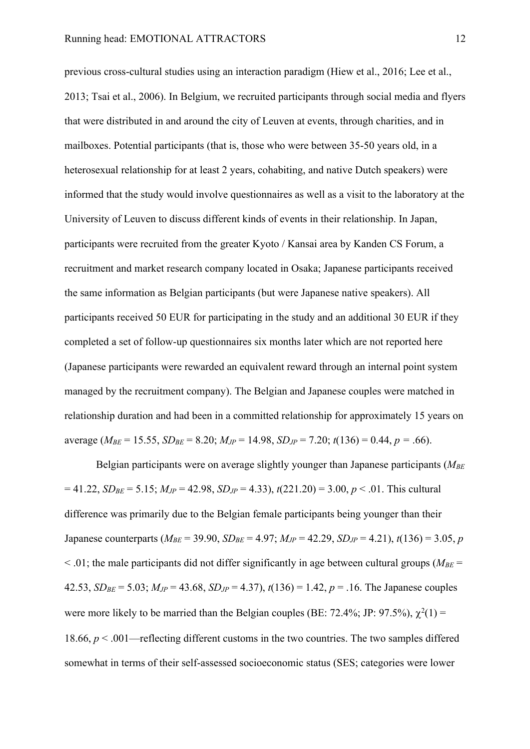previous cross-cultural studies using an interaction paradigm (Hiew et al., 2016; Lee et al., 2013; Tsai et al., 2006). In Belgium, we recruited participants through social media and flyers that were distributed in and around the city of Leuven at events, through charities, and in mailboxes. Potential participants (that is, those who were between 35-50 years old, in a heterosexual relationship for at least 2 years, cohabiting, and native Dutch speakers) were informed that the study would involve questionnaires as well as a visit to the laboratory at the University of Leuven to discuss different kinds of events in their relationship. In Japan, participants were recruited from the greater Kyoto / Kansai area by Kanden CS Forum, a recruitment and market research company located in Osaka; Japanese participants received the same information as Belgian participants (but were Japanese native speakers). All participants received 50 EUR for participating in the study and an additional 30 EUR if they completed a set of follow-up questionnaires six months later which are not reported here (Japanese participants were rewarded an equivalent reward through an internal point system managed by the recruitment company). The Belgian and Japanese couples were matched in relationship duration and had been in a committed relationship for approximately 15 years on average ($M_{BE}$ = 15.55, $SD_{BE}$ = 8.20; $M_{JP}$ = 14.98, $SD_{JP}$ = 7.20; $t(136) = 0.44$, $p = .66$).

Belgian participants were on average slightly younger than Japanese participants ($M_{BE}$ = 41.22, $SD_{BE}$ = 5.15; $M_{JP}$ = 42.98, $SD_{JP}$ = 4.33), $t(221.20) = 3.00$, $p < .01$. This cultural difference was primarily due to the Belgian female participants being younger than their Japanese counterparts ($M_{BE}$ = 39.90, $SD_{BE}$ = 4.97; $M_{JP}$ = 42.29, $SD_{JP}$ = 4.21), $t(136) = 3.05$, $p < .01$; the male participants did not differ significantly in age between cultural groups ($M_{BE}$ = 42.53, $SD_{BE}$ = 5.03; $M_{JP}$ = 43.68, $SD_{JP}$ = 4.37), $t(136) = 1.42$, $p = .16$. The Japanese couples were more likely to be married than the Belgian couples (BE: 72.4%; JP: 97.5%), $\chi^2(1) = 18.66$, $p < .001$—reflecting different customs in the two countries. The two samples differed somewhat in terms of their self-assessed socioeconomic status (SES; categories were lower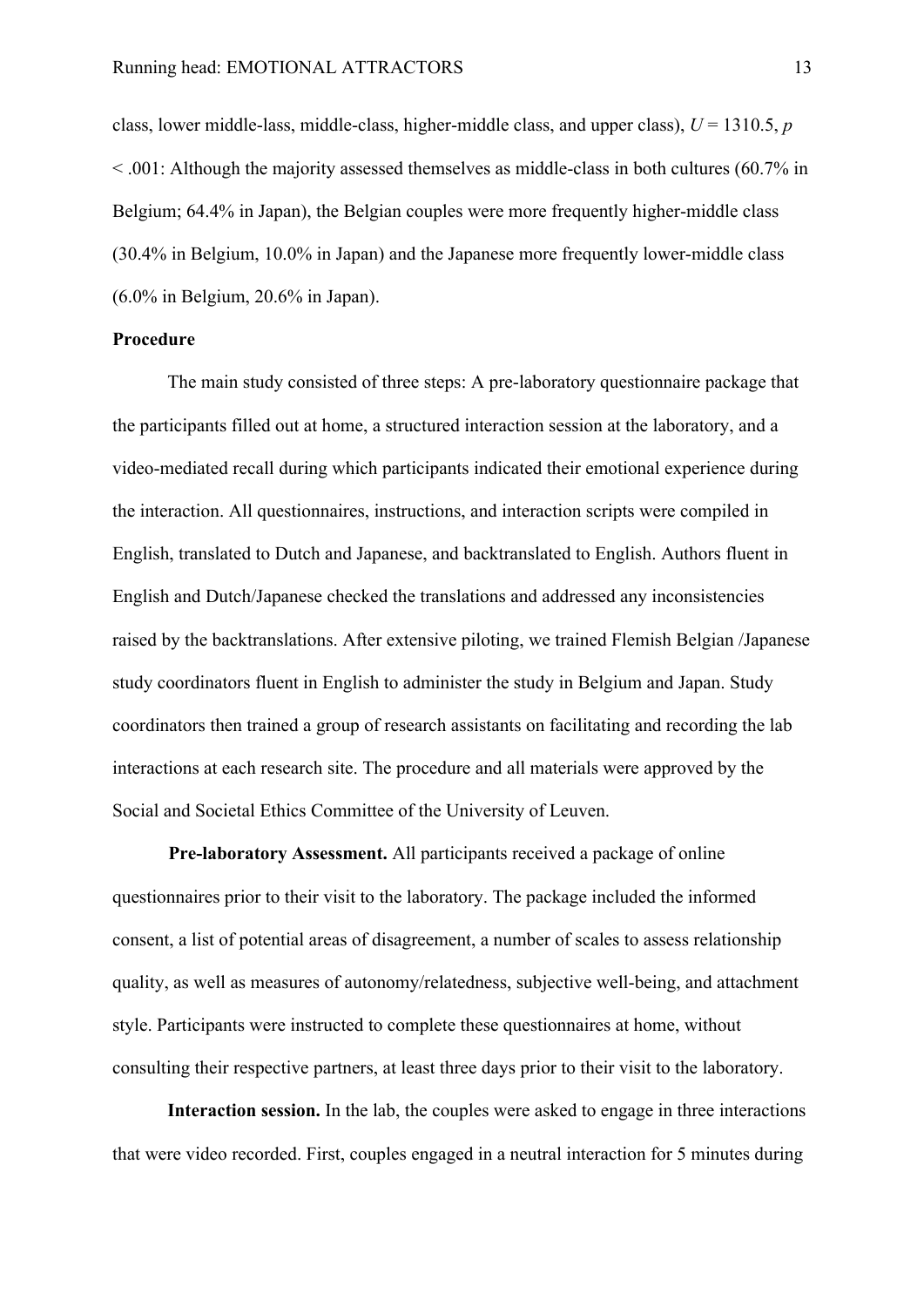class, lower middle-lass, middle-class, higher-middle class, and upper class), $U = 1310.5$, $p < .001$: Although the majority assessed themselves as middle-class in both cultures (60.7% in Belgium; 64.4% in Japan), the Belgian couples were more frequently higher-middle class (30.4% in Belgium, 10.0% in Japan) and the Japanese more frequently lower-middle class (6.0% in Belgium, 20.6% in Japan).

## Procedure

The main study consisted of three steps: A pre-laboratory questionnaire package that the participants filled out at home, a structured interaction session at the laboratory, and a video-mediated recall during which participants indicated their emotional experience during the interaction. All questionnaires, instructions, and interaction scripts were compiled in English, translated to Dutch and Japanese, and backtranslated to English. Authors fluent in English and Dutch/Japanese checked the translations and addressed any inconsistencies raised by the backtranslations. After extensive piloting, we trained Flemish Belgian /Japanese study coordinators fluent in English to administer the study in Belgium and Japan. Study coordinators then trained a group of research assistants on facilitating and recording the lab interactions at each research site. The procedure and all materials were approved by the Social and Societal Ethics Committee of the University of Leuven.

**Pre-laboratory Assessment.** All participants received a package of online questionnaires prior to their visit to the laboratory. The package included the informed consent, a list of potential areas of disagreement, a number of scales to assess relationship quality, as well as measures of autonomy/relatedness, subjective well-being, and attachment style. Participants were instructed to complete these questionnaires at home, without consulting their respective partners, at least three days prior to their visit to the laboratory.

**Interaction session.** In the lab, the couples were asked to engage in three interactions that were video recorded. First, couples engaged in a neutral interaction for 5 minutes during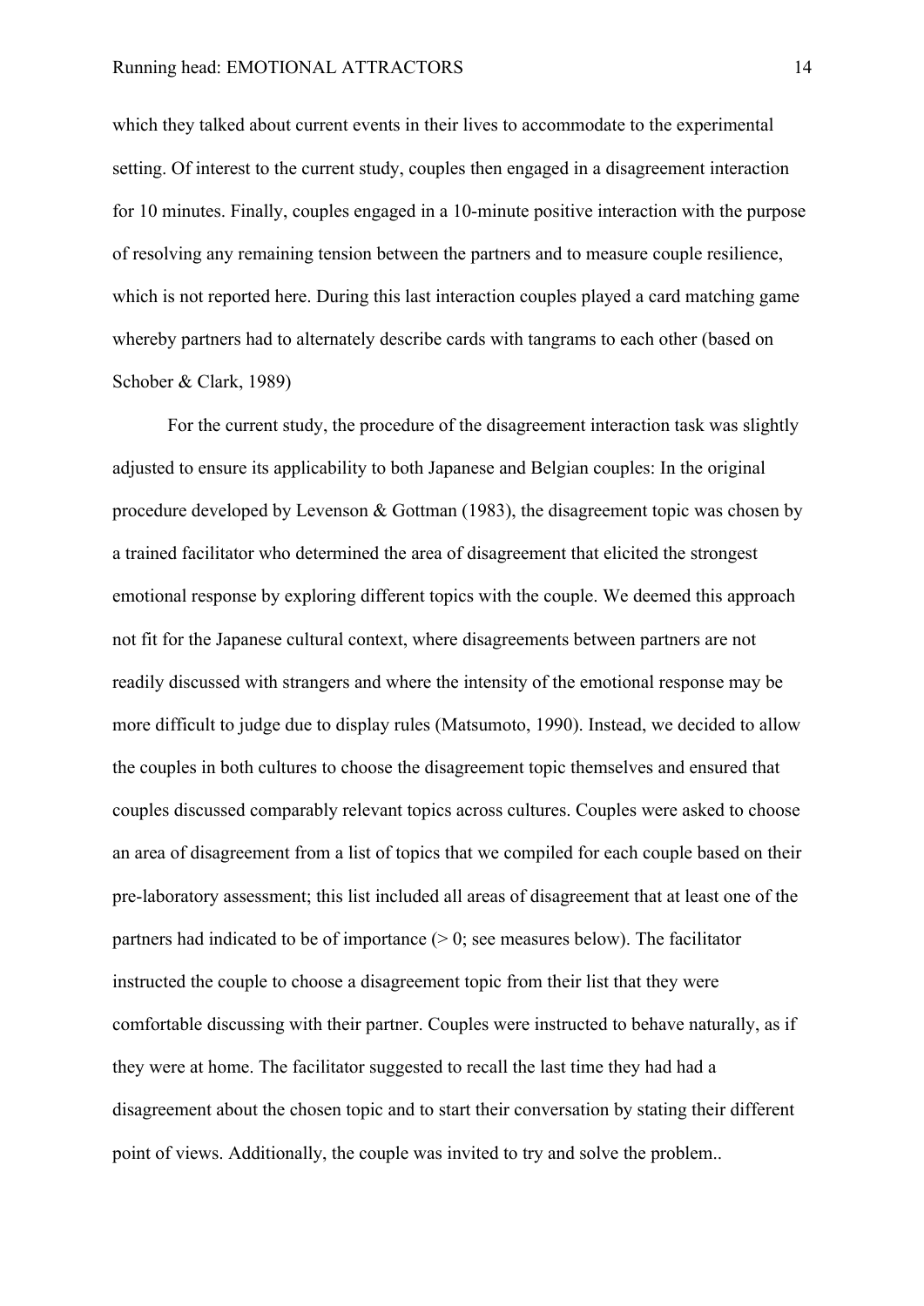which they talked about current events in their lives to accommodate to the experimental setting. Of interest to the current study, couples then engaged in a disagreement interaction for 10 minutes. Finally, couples engaged in a 10-minute positive interaction with the purpose of resolving any remaining tension between the partners and to measure couple resilience, which is not reported here. During this last interaction couples played a card matching game whereby partners had to alternately describe cards with tangrams to each other (based on Schober & Clark, 1989)

For the current study, the procedure of the disagreement interaction task was slightly adjusted to ensure its applicability to both Japanese and Belgian couples: In the original procedure developed by Levenson & Gottman (1983), the disagreement topic was chosen by a trained facilitator who determined the area of disagreement that elicited the strongest emotional response by exploring different topics with the couple. We deemed this approach not fit for the Japanese cultural context, where disagreements between partners are not readily discussed with strangers and where the intensity of the emotional response may be more difficult to judge due to display rules (Matsumoto, 1990). Instead, we decided to allow the couples in both cultures to choose the disagreement topic themselves and ensured that couples discussed comparably relevant topics across cultures. Couples were asked to choose an area of disagreement from a list of topics that we compiled for each couple based on their pre-laboratory assessment; this list included all areas of disagreement that at least one of the partners had indicated to be of importance (> 0; see measures below). The facilitator instructed the couple to choose a disagreement topic from their list that they were comfortable discussing with their partner. Couples were instructed to behave naturally, as if they were at home. The facilitator suggested to recall the last time they had had a disagreement about the chosen topic and to start their conversation by stating their different point of views. Additionally, the couple was invited to try and solve the problem..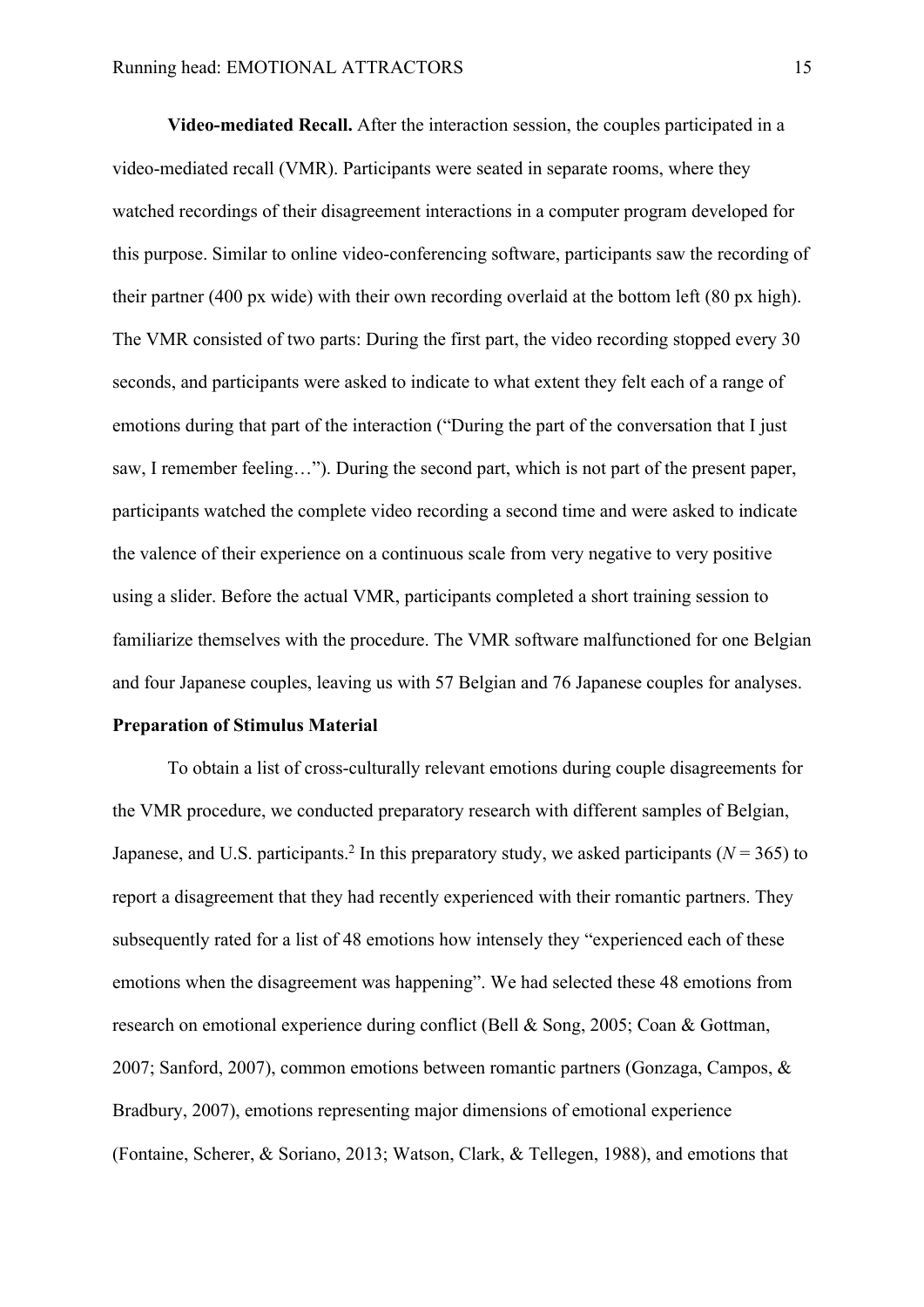**Video-mediated Recall.** After the interaction session, the couples participated in a video-mediated recall (VMR). Participants were seated in separate rooms, where they watched recordings of their disagreement interactions in a computer program developed for this purpose. Similar to online video-conferencing software, participants saw the recording of their partner (400 px wide) with their own recording overlaid at the bottom left (80 px high). The VMR consisted of two parts: During the first part, the video recording stopped every 30 seconds, and participants were asked to indicate to what extent they felt each of a range of emotions during that part of the interaction ("During the part of the conversation that I just saw, I remember feeling…"). During the second part, which is not part of the present paper, participants watched the complete video recording a second time and were asked to indicate the valence of their experience on a continuous scale from very negative to very positive using a slider. Before the actual VMR, participants completed a short training session to familiarize themselves with the procedure. The VMR software malfunctioned for one Belgian and four Japanese couples, leaving us with 57 Belgian and 76 Japanese couples for analyses.

## Preparation of Stimulus Material

To obtain a list of cross-culturally relevant emotions during couple disagreements for the VMR procedure, we conducted preparatory research with different samples of Belgian, Japanese, and U.S. participants.[2] In this preparatory study, we asked participants (*N* = 365) to report a disagreement that they had recently experienced with their romantic partners. They subsequently rated for a list of 48 emotions how intensely they "experienced each of these emotions when the disagreement was happening". We had selected these 48 emotions from research on emotional experience during conflict (Bell & Song, 2005; Coan & Gottman, 2007; Sanford, 2007), common emotions between romantic partners (Gonzaga, Campos, & Bradbury, 2007), emotions representing major dimensions of emotional experience (Fontaine, Scherer, & Soriano, 2013; Watson, Clark, & Tellegen, 1988), and emotions that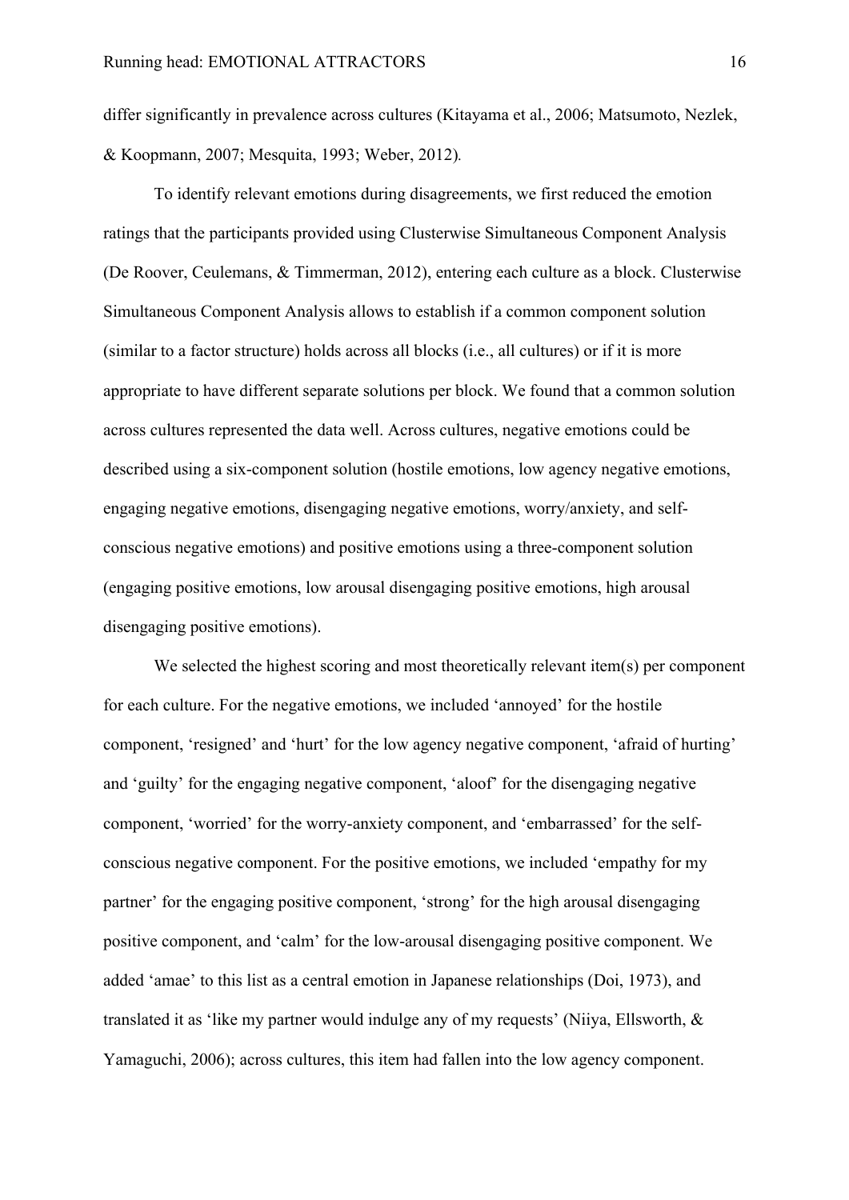differ significantly in prevalence across cultures (Kitayama et al., 2006; Matsumoto, Nezlek, & Koopmann, 2007; Mesquita, 1993; Weber, 2012).

To identify relevant emotions during disagreements, we first reduced the emotion ratings that the participants provided using Clusterwise Simultaneous Component Analysis (De Roover, Ceulemans, & Timmerman, 2012), entering each culture as a block. Clusterwise Simultaneous Component Analysis allows to establish if a common component solution (similar to a factor structure) holds across all blocks (i.e., all cultures) or if it is more appropriate to have different separate solutions per block. We found that a common solution across cultures represented the data well. Across cultures, negative emotions could be described using a six-component solution (hostile emotions, low agency negative emotions, engaging negative emotions, disengaging negative emotions, worry/anxiety, and self-conscious negative emotions) and positive emotions using a three-component solution (engaging positive emotions, low arousal disengaging positive emotions, high arousal disengaging positive emotions).

We selected the highest scoring and most theoretically relevant item(s) per component for each culture. For the negative emotions, we included 'annoyed' for the hostile component, 'resigned' and 'hurt' for the low agency negative component, 'afraid of hurting' and 'guilty' for the engaging negative component, 'aloof' for the disengaging negative component, 'worried' for the worry-anxiety component, and 'embarrassed' for the self-conscious negative component. For the positive emotions, we included 'empathy for my partner' for the engaging positive component, 'strong' for the high arousal disengaging positive component, and 'calm' for the low-arousal disengaging positive component. We added 'amae' to this list as a central emotion in Japanese relationships (Doi, 1973), and translated it as 'like my partner would indulge any of my requests' (Niiya, Ellsworth, & Yamaguchi, 2006); across cultures, this item had fallen into the low agency component.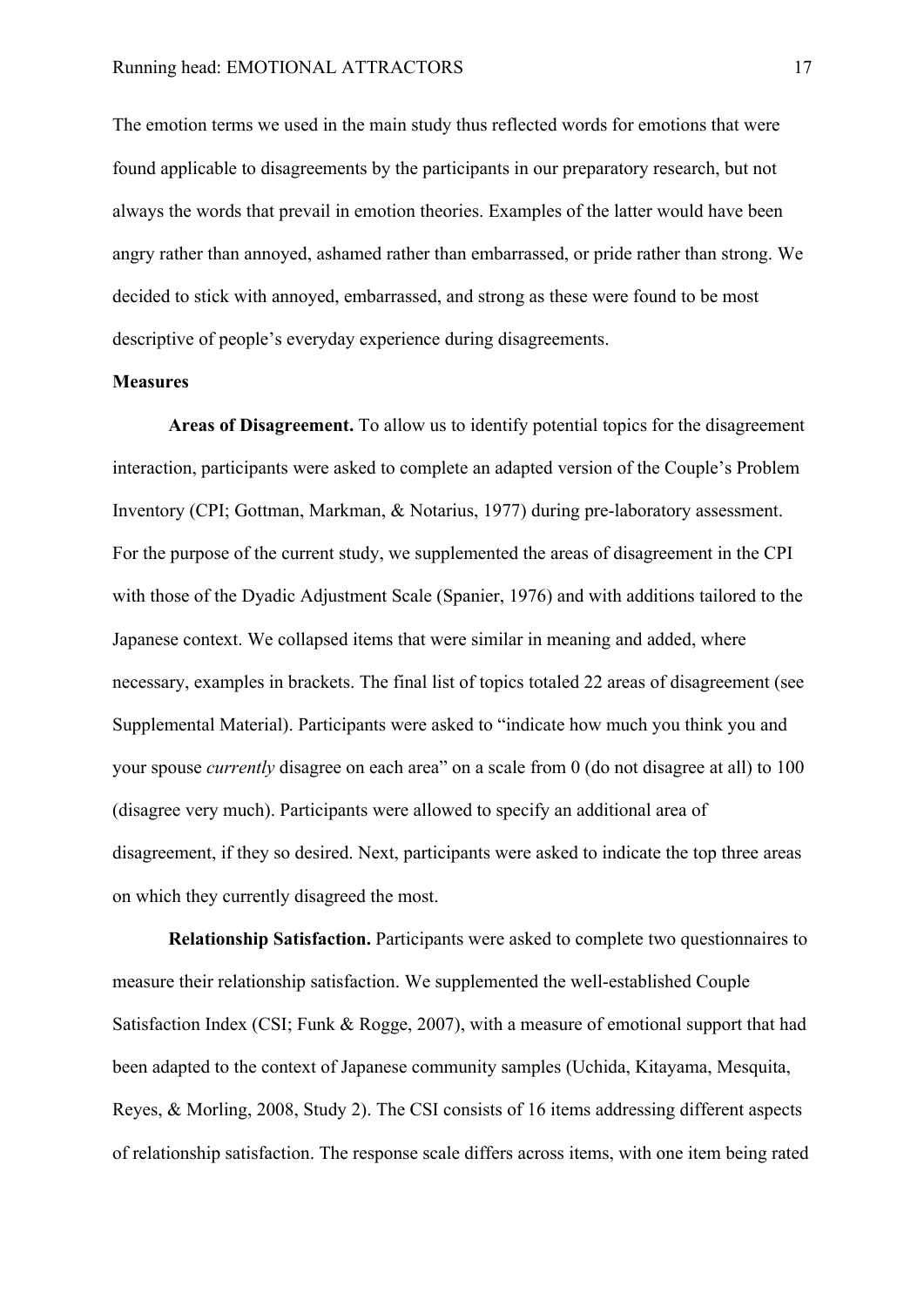The emotion terms we used in the main study thus reflected words for emotions that were found applicable to disagreements by the participants in our preparatory research, but not always the words that prevail in emotion theories. Examples of the latter would have been angry rather than annoyed, ashamed rather than embarrassed, or pride rather than strong. We decided to stick with annoyed, embarrassed, and strong as these were found to be most descriptive of people's everyday experience during disagreements.

**Measures**

**Areas of Disagreement.** To allow us to identify potential topics for the disagreement interaction, participants were asked to complete an adapted version of the Couple's Problem Inventory (CPI; Gottman, Markman, & Notarius, 1977) during pre-laboratory assessment. For the purpose of the current study, we supplemented the areas of disagreement in the CPI with those of the Dyadic Adjustment Scale (Spanier, 1976) and with additions tailored to the Japanese context. We collapsed items that were similar in meaning and added, where necessary, examples in brackets. The final list of topics totaled 22 areas of disagreement (see Supplemental Material). Participants were asked to "indicate how much you think you and your spouse *currently* disagree on each area" on a scale from 0 (do not disagree at all) to 100 (disagree very much). Participants were allowed to specify an additional area of disagreement, if they so desired. Next, participants were asked to indicate the top three areas on which they currently disagreed the most.

**Relationship Satisfaction.** Participants were asked to complete two questionnaires to measure their relationship satisfaction. We supplemented the well-established Couple Satisfaction Index (CSI; Funk & Rogge, 2007), with a measure of emotional support that had been adapted to the context of Japanese community samples (Uchida, Kitayama, Mesquita, Reyes, & Morling, 2008, Study 2). The CSI consists of 16 items addressing different aspects of relationship satisfaction. The response scale differs across items, with one item being rated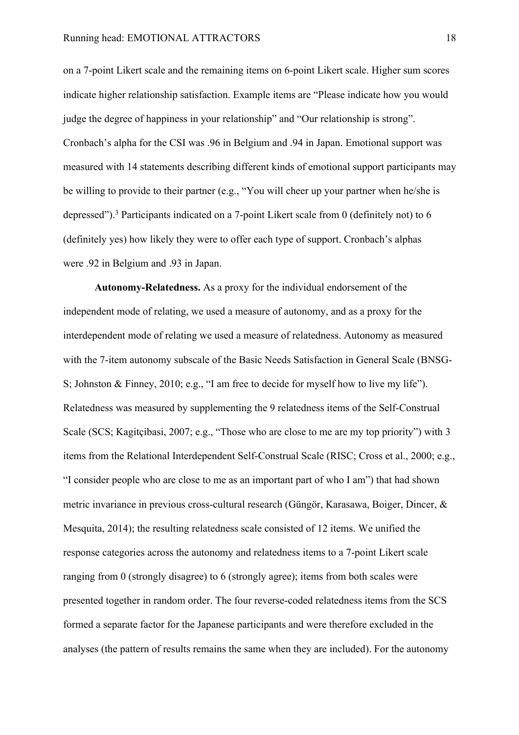on a 7-point Likert scale and the remaining items on 6-point Likert scale. Higher sum scores indicate higher relationship satisfaction. Example items are "Please indicate how you would judge the degree of happiness in your relationship" and "Our relationship is strong". Cronbach's alpha for the CSI was .96 in Belgium and .94 in Japan. Emotional support was measured with 14 statements describing different kinds of emotional support participants may be willing to provide to their partner (e.g., "You will cheer up your partner when he/she is depressed").[3] Participants indicated on a 7-point Likert scale from 0 (definitely not) to 6 (definitely yes) how likely they were to offer each type of support. Cronbach's alphas were .92 in Belgium and .93 in Japan.

**Autonomy-Relatedness.** As a proxy for the individual endorsement of the independent mode of relating, we used a measure of autonomy, and as a proxy for the interdependent mode of relating we used a measure of relatedness. Autonomy as measured with the 7-item autonomy subscale of the Basic Needs Satisfaction in General Scale (BNSG-S; Johnston & Finney, 2010; e.g., "I am free to decide for myself how to live my life"). Relatedness was measured by supplementing the 9 relatedness items of the Self-Construal Scale (SCS; Kagitçibasi, 2007; e.g., "Those who are close to me are my top priority") with 3 items from the Relational Interdependent Self-Construal Scale (RISC; Cross et al., 2000; e.g., "I consider people who are close to me as an important part of who I am") that had shown metric invariance in previous cross-cultural research (Güngör, Karasawa, Boiger, Dincer, & Mesquita, 2014); the resulting relatedness scale consisted of 12 items. We unified the response categories across the autonomy and relatedness items to a 7-point Likert scale ranging from 0 (strongly disagree) to 6 (strongly agree); items from both scales were presented together in random order. The four reverse-coded relatedness items from the SCS formed a separate factor for the Japanese participants and were therefore excluded in the analyses (the pattern of results remains the same when they are included). For the autonomy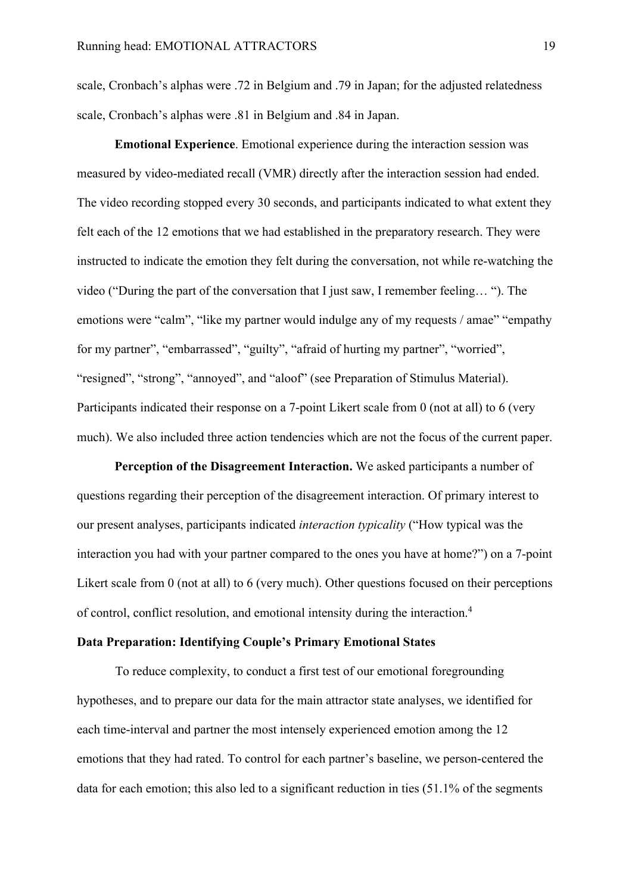scale, Cronbach's alphas were .72 in Belgium and .79 in Japan; for the adjusted relatedness scale, Cronbach's alphas were .81 in Belgium and .84 in Japan.

**Emotional Experience**. Emotional experience during the interaction session was measured by video-mediated recall (VMR) directly after the interaction session had ended. The video recording stopped every 30 seconds, and participants indicated to what extent they felt each of the 12 emotions that we had established in the preparatory research. They were instructed to indicate the emotion they felt during the conversation, not while re-watching the video ("During the part of the conversation that I just saw, I remember feeling… "). The emotions were "calm", "like my partner would indulge any of my requests / amae" "empathy for my partner", "embarrassed", "guilty", "afraid of hurting my partner", "worried", "resigned", "strong", "annoyed", and "aloof" (see Preparation of Stimulus Material). Participants indicated their response on a 7-point Likert scale from 0 (not at all) to 6 (very much). We also included three action tendencies which are not the focus of the current paper.

**Perception of the Disagreement Interaction.** We asked participants a number of questions regarding their perception of the disagreement interaction. Of primary interest to our present analyses, participants indicated *interaction typicality* ("How typical was the interaction you had with your partner compared to the ones you have at home?") on a 7-point Likert scale from 0 (not at all) to 6 (very much). Other questions focused on their perceptions of control, conflict resolution, and emotional intensity during the interaction.[4]

**Data Preparation: Identifying Couple's Primary Emotional States**

To reduce complexity, to conduct a first test of our emotional foregrounding hypotheses, and to prepare our data for the main attractor state analyses, we identified for each time-interval and partner the most intensely experienced emotion among the 12 emotions that they had rated. To control for each partner's baseline, we person-centered the data for each emotion; this also led to a significant reduction in ties (51.1% of the segments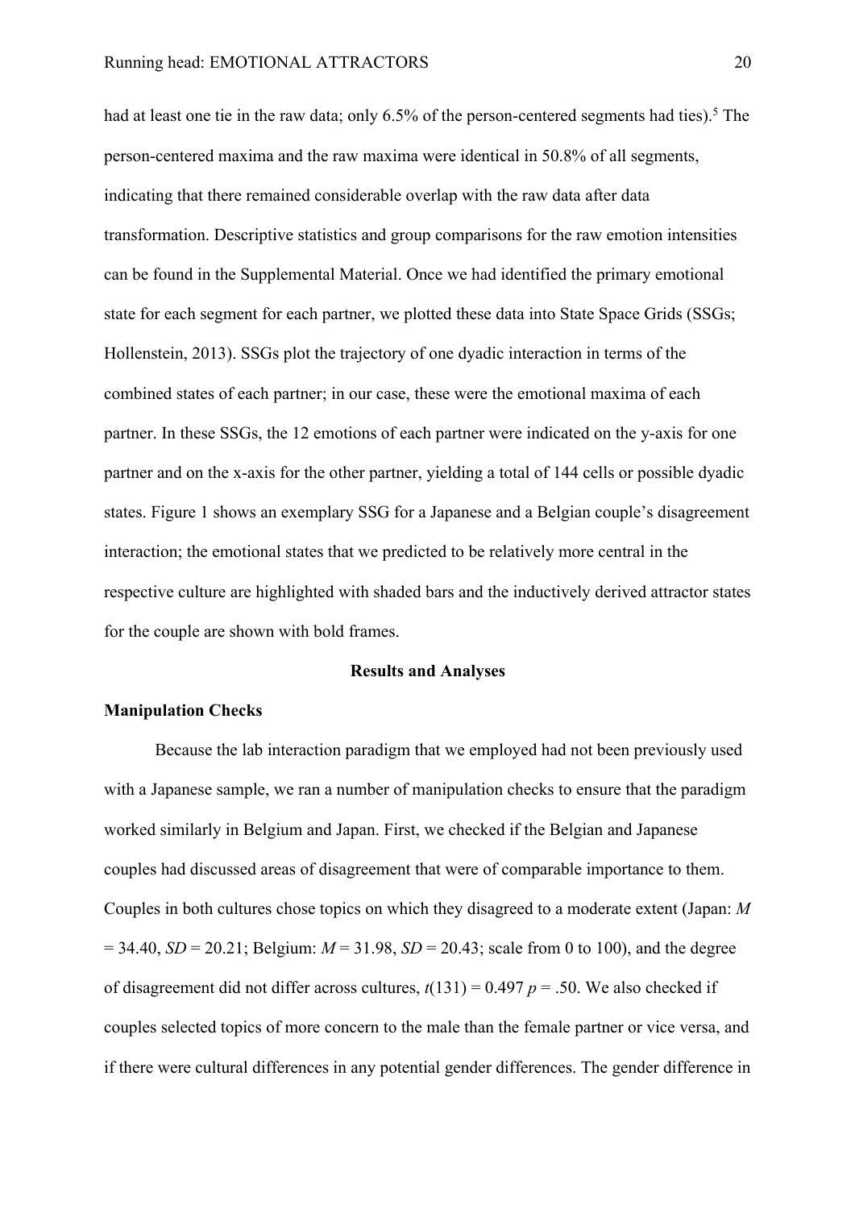had at least one tie in the raw data; only 6.5% of the person-centered segments had ties).[5] The person-centered maxima and the raw maxima were identical in 50.8% of all segments, indicating that there remained considerable overlap with the raw data after data transformation. Descriptive statistics and group comparisons for the raw emotion intensities can be found in the Supplemental Material. Once we had identified the primary emotional state for each segment for each partner, we plotted these data into State Space Grids (SSGs; Hollenstein, 2013). SSGs plot the trajectory of one dyadic interaction in terms of the combined states of each partner; in our case, these were the emotional maxima of each partner. In these SSGs, the 12 emotions of each partner were indicated on the y-axis for one partner and on the x-axis for the other partner, yielding a total of 144 cells or possible dyadic states. Figure 1 shows an exemplary SSG for a Japanese and a Belgian couple's disagreement interaction; the emotional states that we predicted to be relatively more central in the respective culture are highlighted with shaded bars and the inductively derived attractor states for the couple are shown with bold frames.

## Results and Analyses

### Manipulation Checks

Because the lab interaction paradigm that we employed had not been previously used with a Japanese sample, we ran a number of manipulation checks to ensure that the paradigm worked similarly in Belgium and Japan. First, we checked if the Belgian and Japanese couples had discussed areas of disagreement that were of comparable importance to them. Couples in both cultures chose topics on which they disagreed to a moderate extent (Japan: $M = 34.40$, $SD = 20.21$; Belgium: $M = 31.98$, $SD = 20.43$; scale from 0 to 100), and the degree of disagreement did not differ across cultures, $t(131) = 0.497$ $p = .50$. We also checked if couples selected topics of more concern to the male than the female partner or vice versa, and if there were cultural differences in any potential gender differences. The gender difference in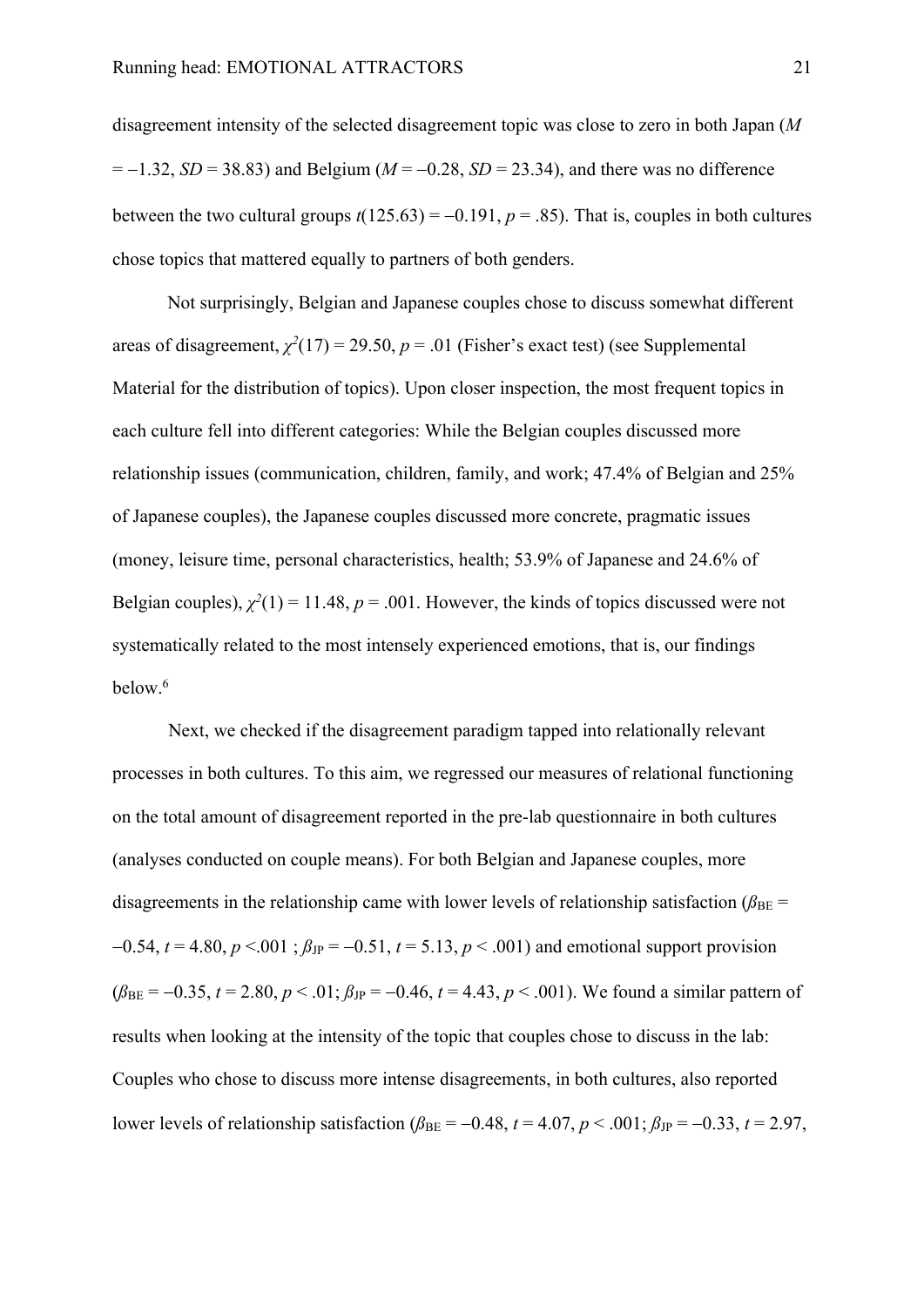disagreement intensity of the selected disagreement topic was close to zero in both Japan ($M$ = −1.32, $SD$ = 38.83) and Belgium ($M$ = −0.28, $SD$ = 23.34), and there was no difference between the two cultural groups $t(125.63) = -0.191$, $p = .85$). That is, couples in both cultures chose topics that mattered equally to partners of both genders.

Not surprisingly, Belgian and Japanese couples chose to discuss somewhat different areas of disagreement, $\chi^2(17) = 29.50$, $p = .01$ (Fisher's exact test) (see Supplemental Material for the distribution of topics). Upon closer inspection, the most frequent topics in each culture fell into different categories: While the Belgian couples discussed more relationship issues (communication, children, family, and work; 47.4% of Belgian and 25% of Japanese couples), the Japanese couples discussed more concrete, pragmatic issues (money, leisure time, personal characteristics, health; 53.9% of Japanese and 24.6% of Belgian couples), $\chi^2(1) = 11.48$, $p = .001$. However, the kinds of topics discussed were not systematically related to the most intensely experienced emotions, that is, our findings below.[6]

Next, we checked if the disagreement paradigm tapped into relationally relevant processes in both cultures. To this aim, we regressed our measures of relational functioning on the total amount of disagreement reported in the pre-lab questionnaire in both cultures (analyses conducted on couple means). For both Belgian and Japanese couples, more disagreements in the relationship came with lower levels of relationship satisfaction ($\beta_{BE} = -0.54$, $t = 4.80$, $p <.001$ ; $\beta_{JP} = -0.51$, $t = 5.13$, $p < .001$) and emotional support provision ($\beta_{BE} = -0.35$, $t = 2.80$, $p < .01$; $\beta_{JP} = -0.46$, $t = 4.43$, $p < .001$). We found a similar pattern of results when looking at the intensity of the topic that couples chose to discuss in the lab: Couples who chose to discuss more intense disagreements, in both cultures, also reported lower levels of relationship satisfaction ($\beta_{BE} = -0.48$, $t = 4.07$, $p < .001$; $\beta_{JP} = -0.33$, $t = 2.97$,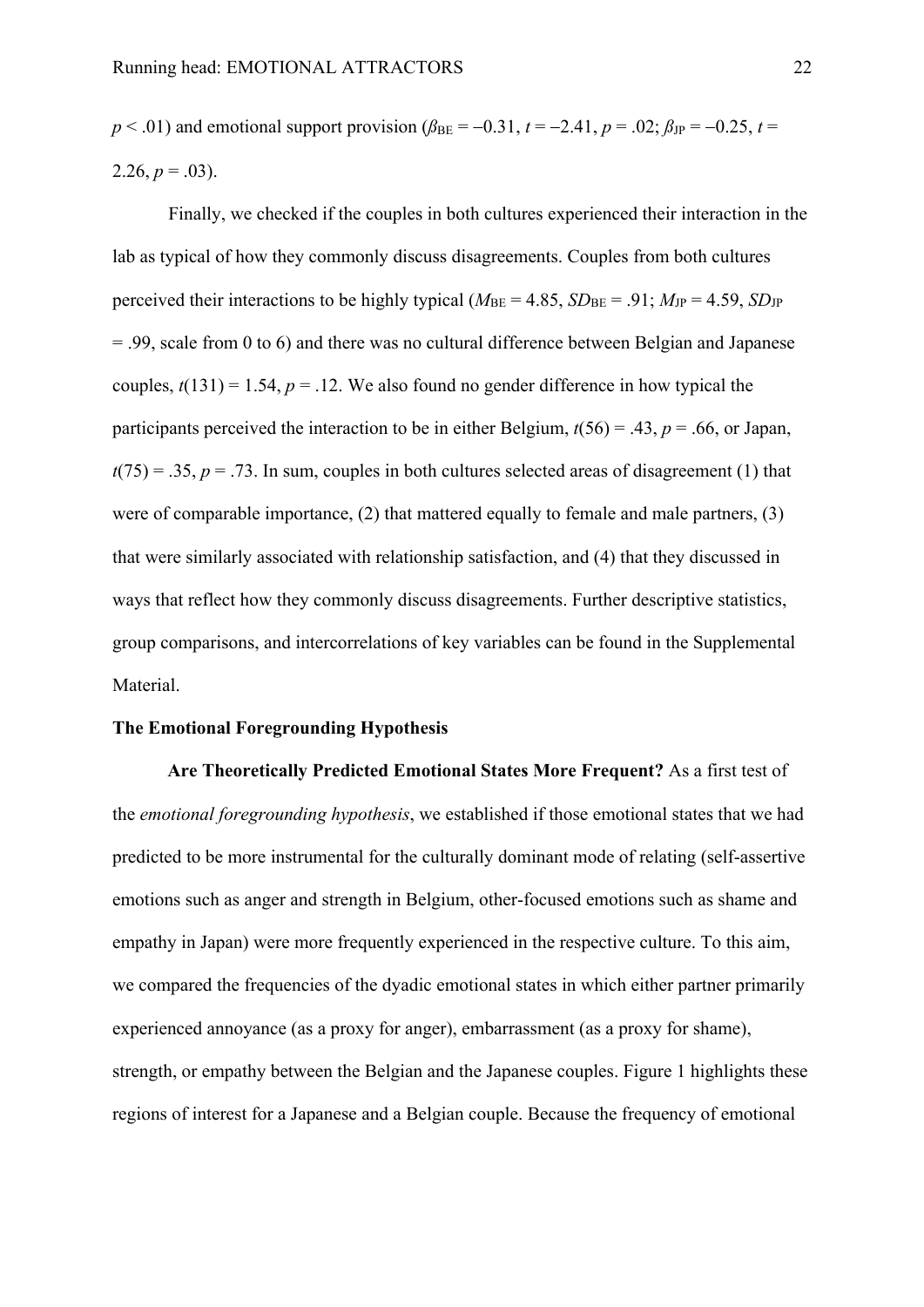$p < .01$) and emotional support provision ($\beta_{BE} = -0.31$, $t = -2.41$, $p = .02$; $\beta_{JP} = -0.25$, $t = 2.26$, $p = .03$).

Finally, we checked if the couples in both cultures experienced their interaction in the lab as typical of how they commonly discuss disagreements. Couples from both cultures perceived their interactions to be highly typical ($M_{BE} = 4.85$, $SD_{BE} = .91$; $M_{JP} = 4.59$, $SD_{JP} = .99$, scale from 0 to 6) and there was no cultural difference between Belgian and Japanese couples, $t(131) = 1.54$, $p = .12$. We also found no gender difference in how typical the participants perceived the interaction to be in either Belgium, $t(56) = .43$, $p = .66$, or Japan, $t(75) = .35$, $p = .73$. In sum, couples in both cultures selected areas of disagreement (1) that were of comparable importance, (2) that mattered equally to female and male partners, (3) that were similarly associated with relationship satisfaction, and (4) that they discussed in ways that reflect how they commonly discuss disagreements. Further descriptive statistics, group comparisons, and intercorrelations of key variables can be found in the Supplemental Material.

## The Emotional Foregrounding Hypothesis

**Are Theoretically Predicted Emotional States More Frequent?** As a first test of the *emotional foregrounding hypothesis*, we established if those emotional states that we had predicted to be more instrumental for the culturally dominant mode of relating (self-assertive emotions such as anger and strength in Belgium, other-focused emotions such as shame and empathy in Japan) were more frequently experienced in the respective culture. To this aim, we compared the frequencies of the dyadic emotional states in which either partner primarily experienced annoyance (as a proxy for anger), embarrassment (as a proxy for shame), strength, or empathy between the Belgian and the Japanese couples. Figure 1 highlights these regions of interest for a Japanese and a Belgian couple. Because the frequency of emotional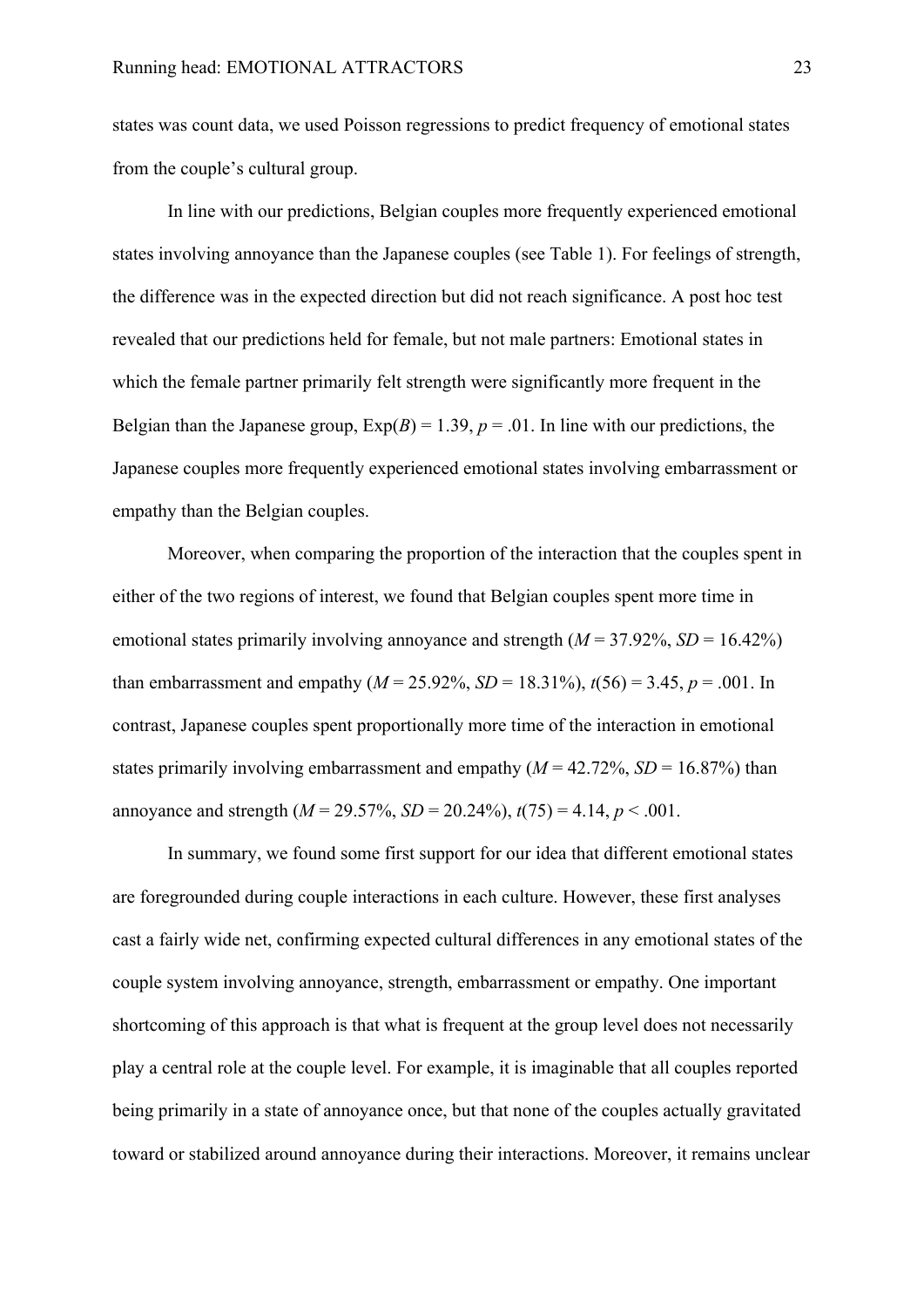states was count data, we used Poisson regressions to predict frequency of emotional states from the couple's cultural group.

In line with our predictions, Belgian couples more frequently experienced emotional states involving annoyance than the Japanese couples (see Table 1). For feelings of strength, the difference was in the expected direction but did not reach significance. A post hoc test revealed that our predictions held for female, but not male partners: Emotional states in which the female partner primarily felt strength were significantly more frequent in the Belgian than the Japanese group, Exp($B$) = 1.39, $p = .01$. In line with our predictions, the Japanese couples more frequently experienced emotional states involving embarrassment or empathy than the Belgian couples.

Moreover, when comparing the proportion of the interaction that the couples spent in either of the two regions of interest, we found that Belgian couples spent more time in emotional states primarily involving annoyance and strength ($M$ = 37.92%, $SD$ = 16.42%) than embarrassment and empathy ($M$ = 25.92%, $SD$ = 18.31%), $t(56) = 3.45$, $p = .001$. In contrast, Japanese couples spent proportionally more time of the interaction in emotional states primarily involving embarrassment and empathy ($M$ = 42.72%, $SD$ = 16.87%) than annoyance and strength ($M$ = 29.57%, $SD$ = 20.24%), $t(75) = 4.14$, $p < .001$.

In summary, we found some first support for our idea that different emotional states are foregrounded during couple interactions in each culture. However, these first analyses cast a fairly wide net, confirming expected cultural differences in any emotional states of the couple system involving annoyance, strength, embarrassment or empathy. One important shortcoming of this approach is that what is frequent at the group level does not necessarily play a central role at the couple level. For example, it is imaginable that all couples reported being primarily in a state of annoyance once, but that none of the couples actually gravitated toward or stabilized around annoyance during their interactions. Moreover, it remains unclear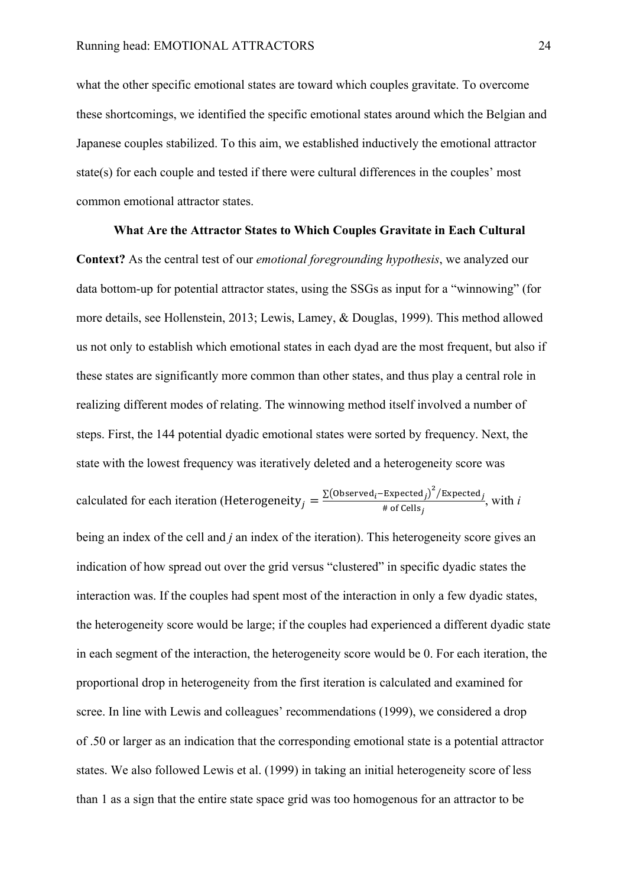what the other specific emotional states are toward which couples gravitate. To overcome these shortcomings, we identified the specific emotional states around which the Belgian and Japanese couples stabilized. To this aim, we established inductively the emotional attractor state(s) for each couple and tested if there were cultural differences in the couples' most common emotional attractor states.

**What Are the Attractor States to Which Couples Gravitate in Each Cultural Context?** As the central test of our *emotional foregrounding hypothesis*, we analyzed our data bottom-up for potential attractor states, using the SSGs as input for a "winnowing" (for more details, see Hollenstein, 2013; Lewis, Lamey, & Douglas, 1999). This method allowed us not only to establish which emotional states in each dyad are the most frequent, but also if these states are significantly more common than other states, and thus play a central role in realizing different modes of relating. The winnowing method itself involved a number of steps. First, the 144 potential dyadic emotional states were sorted by frequency. Next, the state with the lowest frequency was iteratively deleted and a heterogeneity score was calculated for each iteration ($\text{Heterogeneity}_j = \frac{\sum(\text{Observed}_i - \text{Expected}_j)^2/\text{Expected}_j}{\#\text{ of Cells}_j}$, with $i$ being an index of the cell and $j$ an index of the iteration). This heterogeneity score gives an indication of how spread out over the grid versus "clustered" in specific dyadic states the interaction was. If the couples had spent most of the interaction in only a few dyadic states, the heterogeneity score would be large; if the couples had experienced a different dyadic state in each segment of the interaction, the heterogeneity score would be 0. For each iteration, the proportional drop in heterogeneity from the first iteration is calculated and examined for scree. In line with Lewis and colleagues' recommendations (1999), we considered a drop of .50 or larger as an indication that the corresponding emotional state is a potential attractor states. We also followed Lewis et al. (1999) in taking an initial heterogeneity score of less than 1 as a sign that the entire state space grid was too homogenous for an attractor to be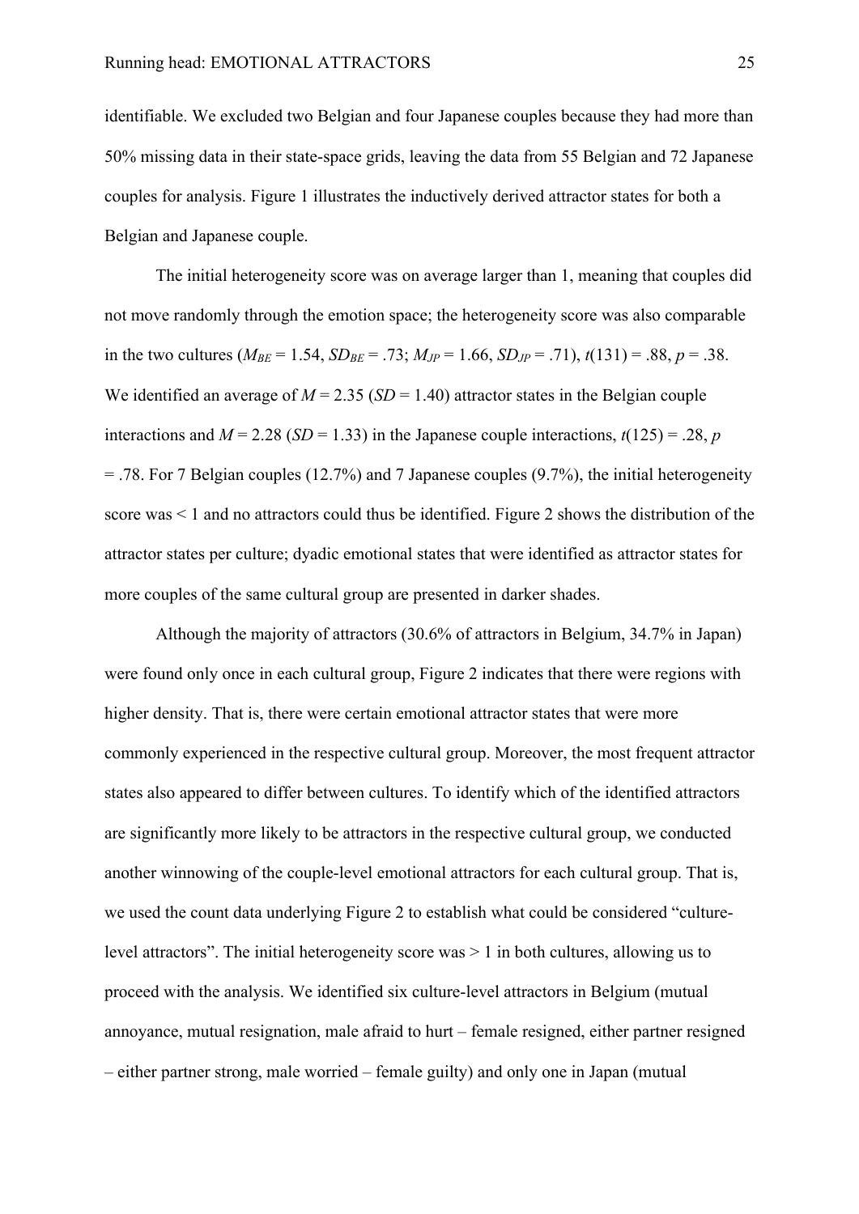identifiable. We excluded two Belgian and four Japanese couples because they had more than 50% missing data in their state-space grids, leaving the data from 55 Belgian and 72 Japanese couples for analysis. Figure 1 illustrates the inductively derived attractor states for both a Belgian and Japanese couple.

The initial heterogeneity score was on average larger than 1, meaning that couples did not move randomly through the emotion space; the heterogeneity score was also comparable in the two cultures ($M_{BE}$ = 1.54, $SD_{BE}$ = .73; $M_{JP}$ = 1.66, $SD_{JP}$ = .71), $t(131)$ = .88, $p$ = .38. We identified an average of $M$ = 2.35 ($SD$ = 1.40) attractor states in the Belgian couple interactions and $M$ = 2.28 ($SD$ = 1.33) in the Japanese couple interactions, $t(125)$ = .28, $p$ = .78. For 7 Belgian couples (12.7%) and 7 Japanese couples (9.7%), the initial heterogeneity score was < 1 and no attractors could thus be identified. Figure 2 shows the distribution of the attractor states per culture; dyadic emotional states that were identified as attractor states for more couples of the same cultural group are presented in darker shades.

Although the majority of attractors (30.6% of attractors in Belgium, 34.7% in Japan) were found only once in each cultural group, Figure 2 indicates that there were regions with higher density. That is, there were certain emotional attractor states that were more commonly experienced in the respective cultural group. Moreover, the most frequent attractor states also appeared to differ between cultures. To identify which of the identified attractors are significantly more likely to be attractors in the respective cultural group, we conducted another winnowing of the couple-level emotional attractors for each cultural group. That is, we used the count data underlying Figure 2 to establish what could be considered "culture-level attractors". The initial heterogeneity score was > 1 in both cultures, allowing us to proceed with the analysis. We identified six culture-level attractors in Belgium (mutual annoyance, mutual resignation, male afraid to hurt – female resigned, either partner resigned – either partner strong, male worried – female guilty) and only one in Japan (mutual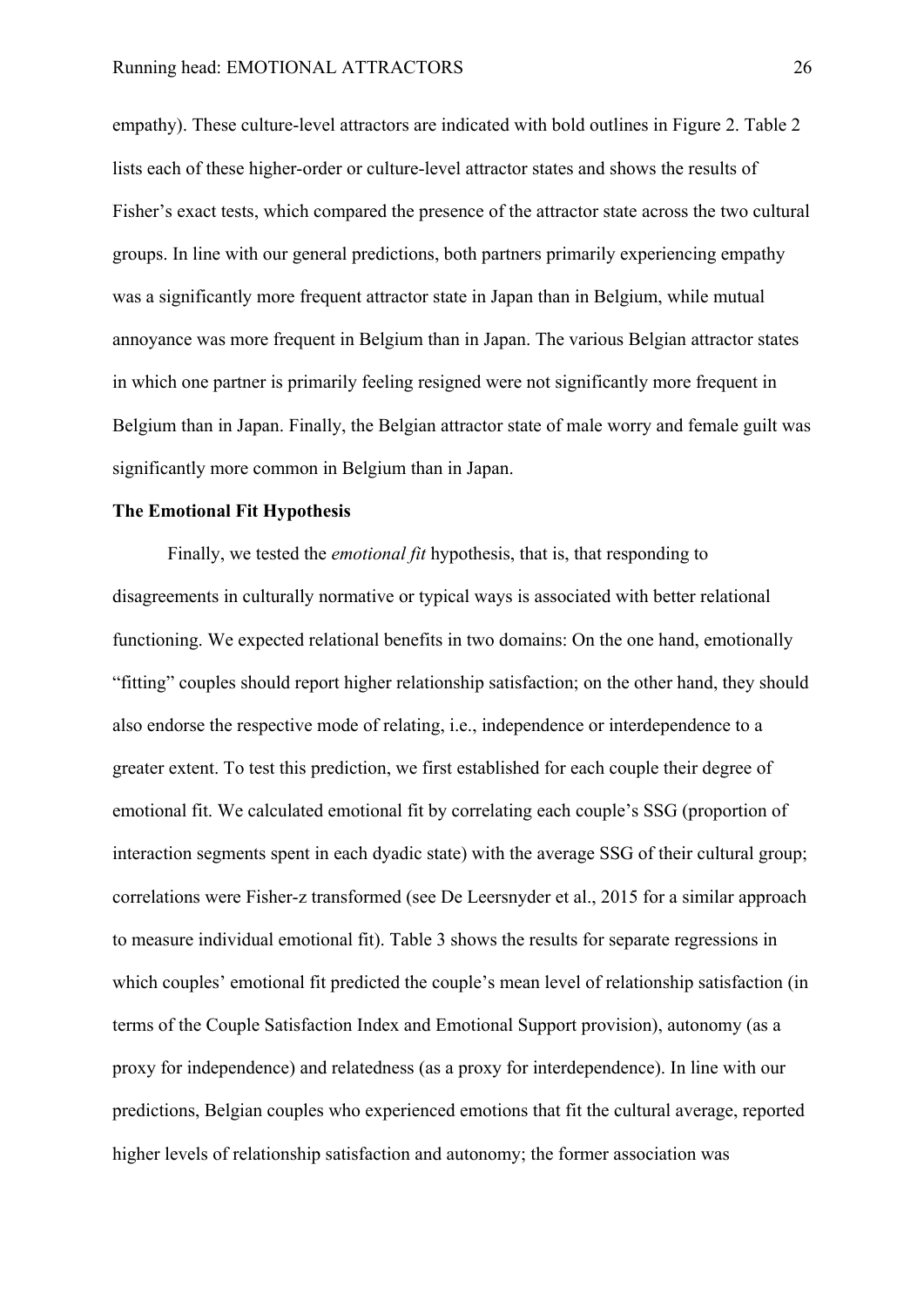empathy). These culture-level attractors are indicated with bold outlines in Figure 2. Table 2 lists each of these higher-order or culture-level attractor states and shows the results of Fisher's exact tests, which compared the presence of the attractor state across the two cultural groups. In line with our general predictions, both partners primarily experiencing empathy was a significantly more frequent attractor state in Japan than in Belgium, while mutual annoyance was more frequent in Belgium than in Japan. The various Belgian attractor states in which one partner is primarily feeling resigned were not significantly more frequent in Belgium than in Japan. Finally, the Belgian attractor state of male worry and female guilt was significantly more common in Belgium than in Japan.

**The Emotional Fit Hypothesis**

Finally, we tested the *emotional fit* hypothesis, that is, that responding to disagreements in culturally normative or typical ways is associated with better relational functioning. We expected relational benefits in two domains: On the one hand, emotionally "fitting" couples should report higher relationship satisfaction; on the other hand, they should also endorse the respective mode of relating, i.e., independence or interdependence to a greater extent. To test this prediction, we first established for each couple their degree of emotional fit. We calculated emotional fit by correlating each couple's SSG (proportion of interaction segments spent in each dyadic state) with the average SSG of their cultural group; correlations were Fisher-z transformed (see De Leersnyder et al., 2015 for a similar approach to measure individual emotional fit). Table 3 shows the results for separate regressions in which couples' emotional fit predicted the couple's mean level of relationship satisfaction (in terms of the Couple Satisfaction Index and Emotional Support provision), autonomy (as a proxy for independence) and relatedness (as a proxy for interdependence). In line with our predictions, Belgian couples who experienced emotions that fit the cultural average, reported higher levels of relationship satisfaction and autonomy; the former association was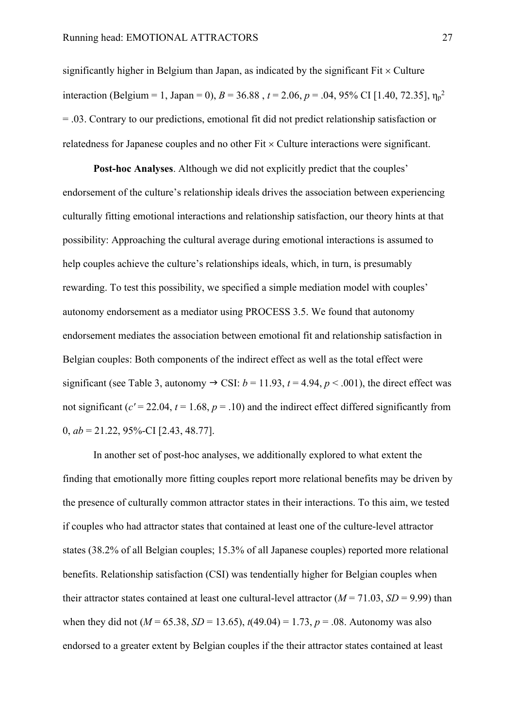significantly higher in Belgium than Japan, as indicated by the significant Fit × Culture interaction (Belgium = 1, Japan = 0), $B = 36.88$ , $t = 2.06$, $p = .04$, 95% CI [1.40, 72.35], $\eta_p^2 = .03$. Contrary to our predictions, emotional fit did not predict relationship satisfaction or relatedness for Japanese couples and no other Fit × Culture interactions were significant.

**Post-hoc Analyses**. Although we did not explicitly predict that the couples' endorsement of the culture's relationship ideals drives the association between experiencing culturally fitting emotional interactions and relationship satisfaction, our theory hints at that possibility: Approaching the cultural average during emotional interactions is assumed to help couples achieve the culture's relationships ideals, which, in turn, is presumably rewarding. To test this possibility, we specified a simple mediation model with couples' autonomy endorsement as a mediator using PROCESS 3.5. We found that autonomy endorsement mediates the association between emotional fit and relationship satisfaction in Belgian couples: Both components of the indirect effect as well as the total effect were significant (see Table 3, autonomy → CSI: $b = 11.93$, $t = 4.94$, $p < .001$), the direct effect was not significant ($c' = 22.04$, $t = 1.68$, $p = .10$) and the indirect effect differed significantly from 0, $ab = 21.22$, 95%-CI [2.43, 48.77].

In another set of post-hoc analyses, we additionally explored to what extent the finding that emotionally more fitting couples report more relational benefits may be driven by the presence of culturally common attractor states in their interactions. To this aim, we tested if couples who had attractor states that contained at least one of the culture-level attractor states (38.2% of all Belgian couples; 15.3% of all Japanese couples) reported more relational benefits. Relationship satisfaction (CSI) was tendentially higher for Belgian couples when their attractor states contained at least one cultural-level attractor ($M = 71.03$, $SD = 9.99$) than when they did not ($M = 65.38$, $SD = 13.65$), $t(49.04) = 1.73$, $p = .08$. Autonomy was also endorsed to a greater extent by Belgian couples if the their attractor states contained at least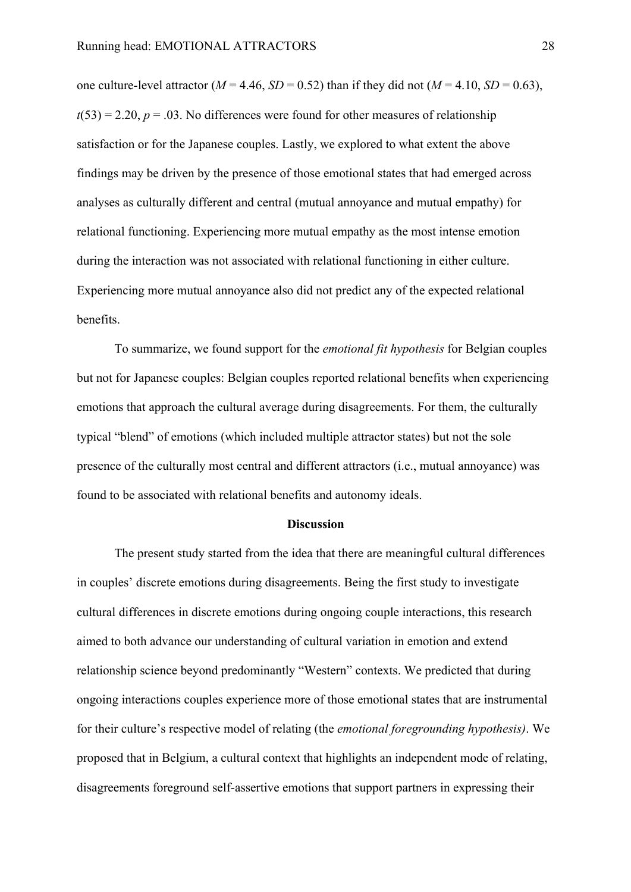one culture-level attractor ($M$ = 4.46, $SD$ = 0.52) than if they did not ($M$ = 4.10, $SD$ = 0.63), $t(53) = 2.20$, $p = .03$. No differences were found for other measures of relationship satisfaction or for the Japanese couples. Lastly, we explored to what extent the above findings may be driven by the presence of those emotional states that had emerged across analyses as culturally different and central (mutual annoyance and mutual empathy) for relational functioning. Experiencing more mutual empathy as the most intense emotion during the interaction was not associated with relational functioning in either culture. Experiencing more mutual annoyance also did not predict any of the expected relational benefits.

To summarize, we found support for the *emotional fit hypothesis* for Belgian couples but not for Japanese couples: Belgian couples reported relational benefits when experiencing emotions that approach the cultural average during disagreements. For them, the culturally typical "blend" of emotions (which included multiple attractor states) but not the sole presence of the culturally most central and different attractors (i.e., mutual annoyance) was found to be associated with relational benefits and autonomy ideals.

## Discussion

The present study started from the idea that there are meaningful cultural differences in couples' discrete emotions during disagreements. Being the first study to investigate cultural differences in discrete emotions during ongoing couple interactions, this research aimed to both advance our understanding of cultural variation in emotion and extend relationship science beyond predominantly "Western" contexts. We predicted that during ongoing interactions couples experience more of those emotional states that are instrumental for their culture's respective model of relating (the *emotional foregrounding hypothesis)*. We proposed that in Belgium, a cultural context that highlights an independent mode of relating, disagreements foreground self-assertive emotions that support partners in expressing their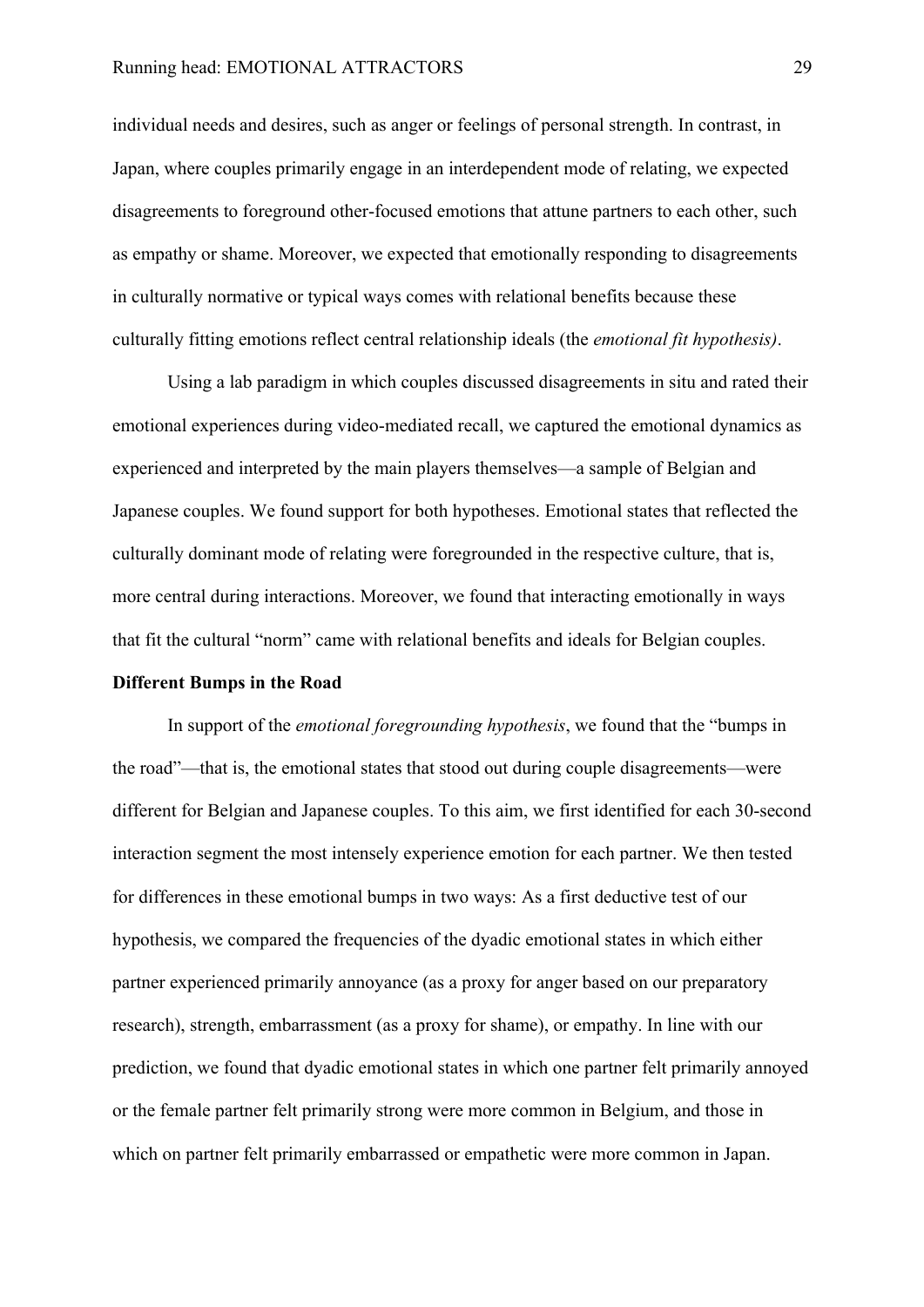individual needs and desires, such as anger or feelings of personal strength. In contrast, in Japan, where couples primarily engage in an interdependent mode of relating, we expected disagreements to foreground other-focused emotions that attune partners to each other, such as empathy or shame. Moreover, we expected that emotionally responding to disagreements in culturally normative or typical ways comes with relational benefits because these culturally fitting emotions reflect central relationship ideals (the *emotional fit hypothesis)*.

Using a lab paradigm in which couples discussed disagreements in situ and rated their emotional experiences during video-mediated recall, we captured the emotional dynamics as experienced and interpreted by the main players themselves—a sample of Belgian and Japanese couples. We found support for both hypotheses. Emotional states that reflected the culturally dominant mode of relating were foregrounded in the respective culture, that is, more central during interactions. Moreover, we found that interacting emotionally in ways that fit the cultural "norm" came with relational benefits and ideals for Belgian couples.

**Different Bumps in the Road**

In support of the *emotional foregrounding hypothesis*, we found that the "bumps in the road"—that is, the emotional states that stood out during couple disagreements—were different for Belgian and Japanese couples. To this aim, we first identified for each 30-second interaction segment the most intensely experience emotion for each partner. We then tested for differences in these emotional bumps in two ways: As a first deductive test of our hypothesis, we compared the frequencies of the dyadic emotional states in which either partner experienced primarily annoyance (as a proxy for anger based on our preparatory research), strength, embarrassment (as a proxy for shame), or empathy. In line with our prediction, we found that dyadic emotional states in which one partner felt primarily annoyed or the female partner felt primarily strong were more common in Belgium, and those in which on partner felt primarily embarrassed or empathetic were more common in Japan.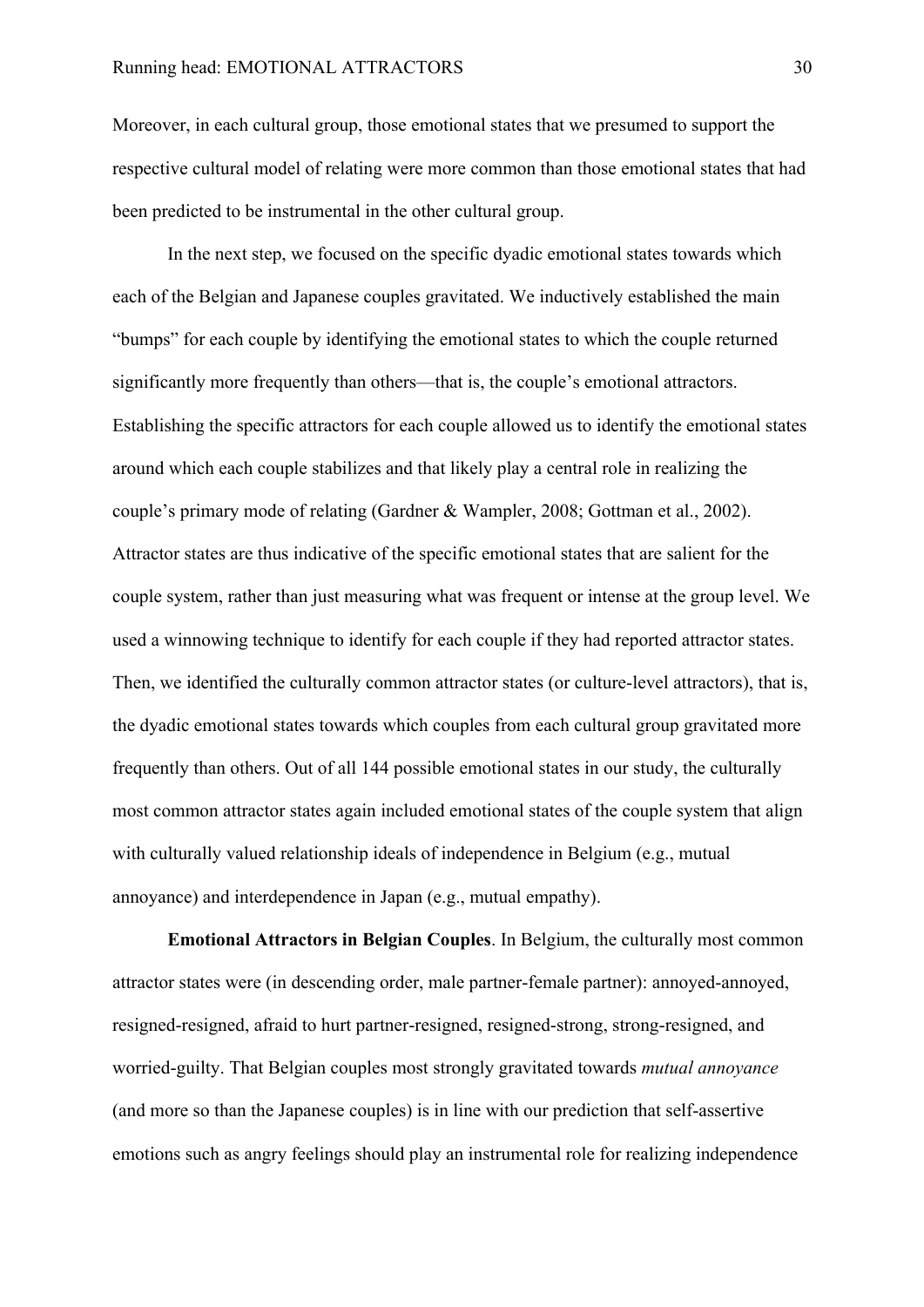Moreover, in each cultural group, those emotional states that we presumed to support the respective cultural model of relating were more common than those emotional states that had been predicted to be instrumental in the other cultural group.

In the next step, we focused on the specific dyadic emotional states towards which each of the Belgian and Japanese couples gravitated. We inductively established the main "bumps" for each couple by identifying the emotional states to which the couple returned significantly more frequently than others—that is, the couple's emotional attractors. Establishing the specific attractors for each couple allowed us to identify the emotional states around which each couple stabilizes and that likely play a central role in realizing the couple's primary mode of relating (Gardner & Wampler, 2008; Gottman et al., 2002). Attractor states are thus indicative of the specific emotional states that are salient for the couple system, rather than just measuring what was frequent or intense at the group level. We used a winnowing technique to identify for each couple if they had reported attractor states. Then, we identified the culturally common attractor states (or culture-level attractors), that is, the dyadic emotional states towards which couples from each cultural group gravitated more frequently than others. Out of all 144 possible emotional states in our study, the culturally most common attractor states again included emotional states of the couple system that align with culturally valued relationship ideals of independence in Belgium (e.g., mutual annoyance) and interdependence in Japan (e.g., mutual empathy).

**Emotional Attractors in Belgian Couples**. In Belgium, the culturally most common attractor states were (in descending order, male partner-female partner): annoyed-annoyed, resigned-resigned, afraid to hurt partner-resigned, resigned-strong, strong-resigned, and worried-guilty. That Belgian couples most strongly gravitated towards *mutual annoyance* (and more so than the Japanese couples) is in line with our prediction that self-assertive emotions such as angry feelings should play an instrumental role for realizing independence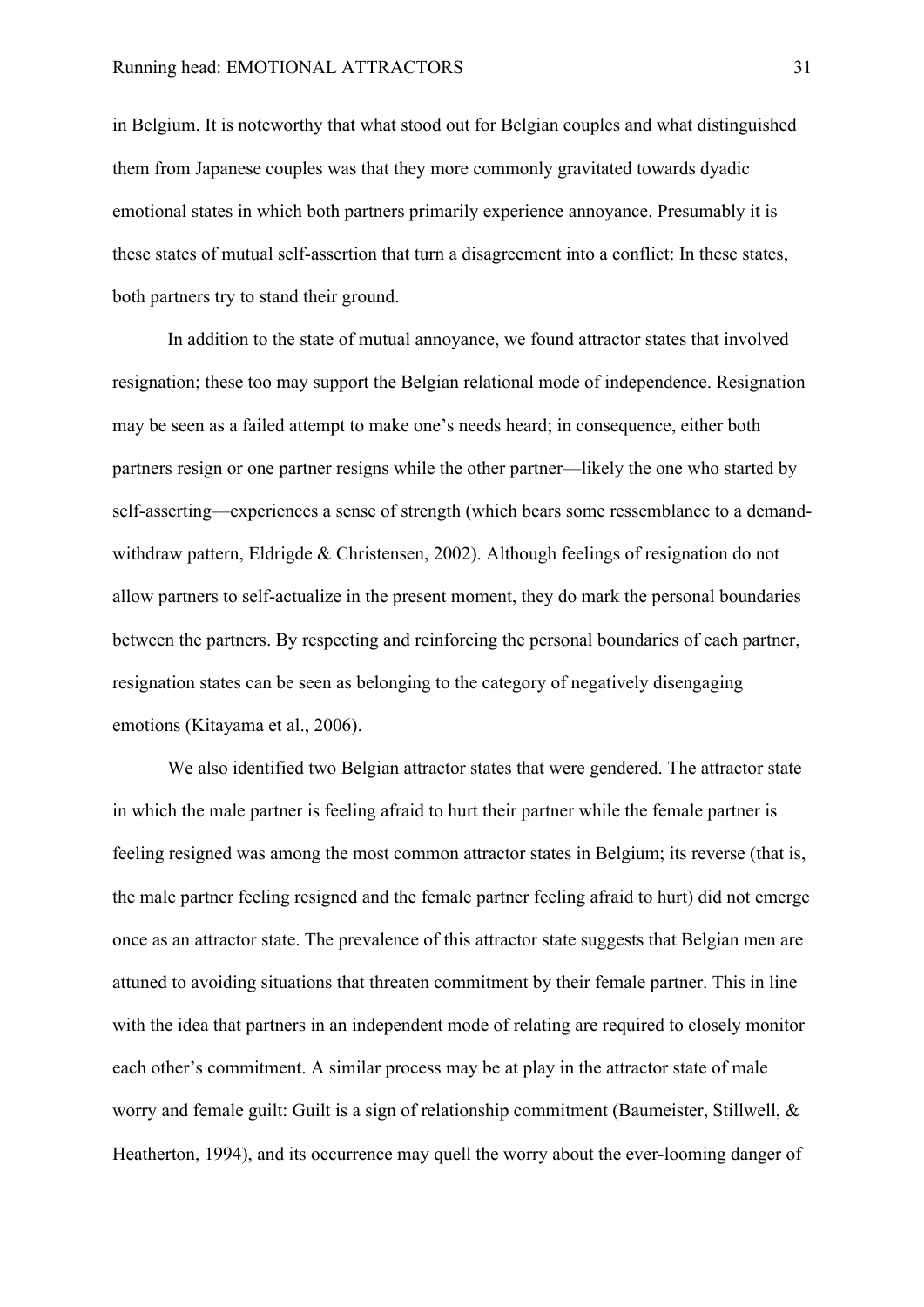in Belgium. It is noteworthy that what stood out for Belgian couples and what distinguished them from Japanese couples was that they more commonly gravitated towards dyadic emotional states in which both partners primarily experience annoyance. Presumably it is these states of mutual self-assertion that turn a disagreement into a conflict: In these states, both partners try to stand their ground.

In addition to the state of mutual annoyance, we found attractor states that involved resignation; these too may support the Belgian relational mode of independence. Resignation may be seen as a failed attempt to make one's needs heard; in consequence, either both partners resign or one partner resigns while the other partner—likely the one who started by self-asserting—experiences a sense of strength (which bears some ressemblance to a demand-withdraw pattern, Eldrigde & Christensen, 2002). Although feelings of resignation do not allow partners to self-actualize in the present moment, they do mark the personal boundaries between the partners. By respecting and reinforcing the personal boundaries of each partner, resignation states can be seen as belonging to the category of negatively disengaging emotions (Kitayama et al., 2006).

We also identified two Belgian attractor states that were gendered. The attractor state in which the male partner is feeling afraid to hurt their partner while the female partner is feeling resigned was among the most common attractor states in Belgium; its reverse (that is, the male partner feeling resigned and the female partner feeling afraid to hurt) did not emerge once as an attractor state. The prevalence of this attractor state suggests that Belgian men are attuned to avoiding situations that threaten commitment by their female partner. This in line with the idea that partners in an independent mode of relating are required to closely monitor each other's commitment. A similar process may be at play in the attractor state of male worry and female guilt: Guilt is a sign of relationship commitment (Baumeister, Stillwell, & Heatherton, 1994), and its occurrence may quell the worry about the ever-looming danger of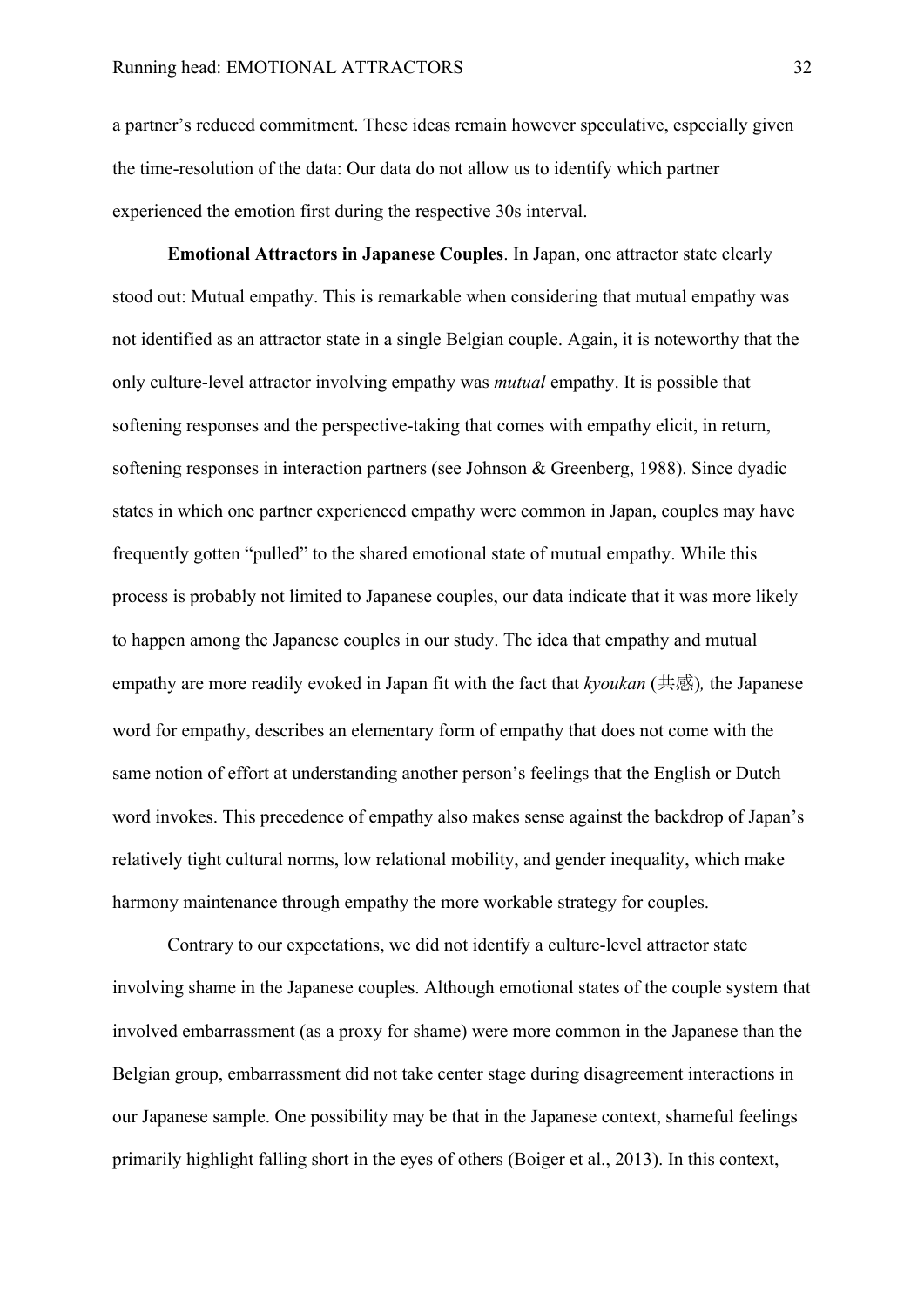a partner's reduced commitment. These ideas remain however speculative, especially given the time-resolution of the data: Our data do not allow us to identify which partner experienced the emotion first during the respective 30s interval.

**Emotional Attractors in Japanese Couples**. In Japan, one attractor state clearly stood out: Mutual empathy. This is remarkable when considering that mutual empathy was not identified as an attractor state in a single Belgian couple. Again, it is noteworthy that the only culture-level attractor involving empathy was *mutual* empathy. It is possible that softening responses and the perspective-taking that comes with empathy elicit, in return, softening responses in interaction partners (see Johnson & Greenberg, 1988). Since dyadic states in which one partner experienced empathy were common in Japan, couples may have frequently gotten "pulled" to the shared emotional state of mutual empathy. While this process is probably not limited to Japanese couples, our data indicate that it was more likely to happen among the Japanese couples in our study. The idea that empathy and mutual empathy are more readily evoked in Japan fit with the fact that *kyoukan* (共感)*,* the Japanese word for empathy, describes an elementary form of empathy that does not come with the same notion of effort at understanding another person's feelings that the English or Dutch word invokes. This precedence of empathy also makes sense against the backdrop of Japan's relatively tight cultural norms, low relational mobility, and gender inequality, which make harmony maintenance through empathy the more workable strategy for couples.

Contrary to our expectations, we did not identify a culture-level attractor state involving shame in the Japanese couples. Although emotional states of the couple system that involved embarrassment (as a proxy for shame) were more common in the Japanese than the Belgian group, embarrassment did not take center stage during disagreement interactions in our Japanese sample. One possibility may be that in the Japanese context, shameful feelings primarily highlight falling short in the eyes of others (Boiger et al., 2013). In this context,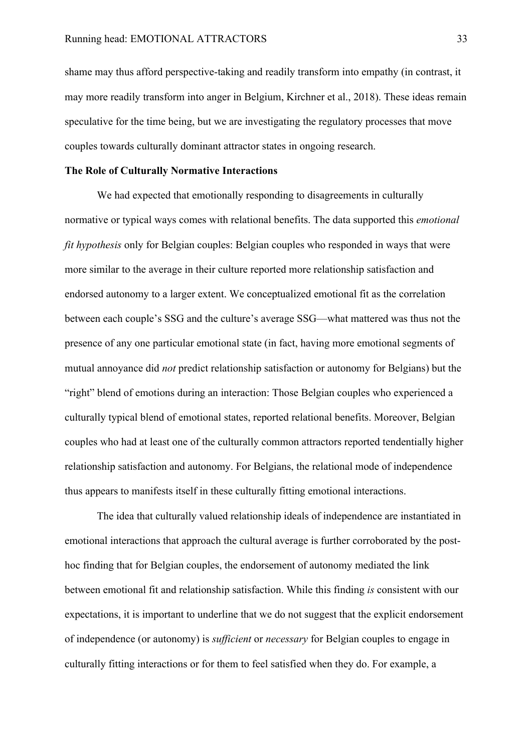shame may thus afford perspective-taking and readily transform into empathy (in contrast, it may more readily transform into anger in Belgium, Kirchner et al., 2018). These ideas remain speculative for the time being, but we are investigating the regulatory processes that move couples towards culturally dominant attractor states in ongoing research.

**The Role of Culturally Normative Interactions**

We had expected that emotionally responding to disagreements in culturally normative or typical ways comes with relational benefits. The data supported this *emotional fit hypothesis* only for Belgian couples: Belgian couples who responded in ways that were more similar to the average in their culture reported more relationship satisfaction and endorsed autonomy to a larger extent. We conceptualized emotional fit as the correlation between each couple's SSG and the culture's average SSG—what mattered was thus not the presence of any one particular emotional state (in fact, having more emotional segments of mutual annoyance did *not* predict relationship satisfaction or autonomy for Belgians) but the "right" blend of emotions during an interaction: Those Belgian couples who experienced a culturally typical blend of emotional states, reported relational benefits. Moreover, Belgian couples who had at least one of the culturally common attractors reported tendentially higher relationship satisfaction and autonomy. For Belgians, the relational mode of independence thus appears to manifests itself in these culturally fitting emotional interactions.

The idea that culturally valued relationship ideals of independence are instantiated in emotional interactions that approach the cultural average is further corroborated by the post-hoc finding that for Belgian couples, the endorsement of autonomy mediated the link between emotional fit and relationship satisfaction. While this finding *is* consistent with our expectations, it is important to underline that we do not suggest that the explicit endorsement of independence (or autonomy) is *sufficient* or *necessary* for Belgian couples to engage in culturally fitting interactions or for them to feel satisfied when they do. For example, a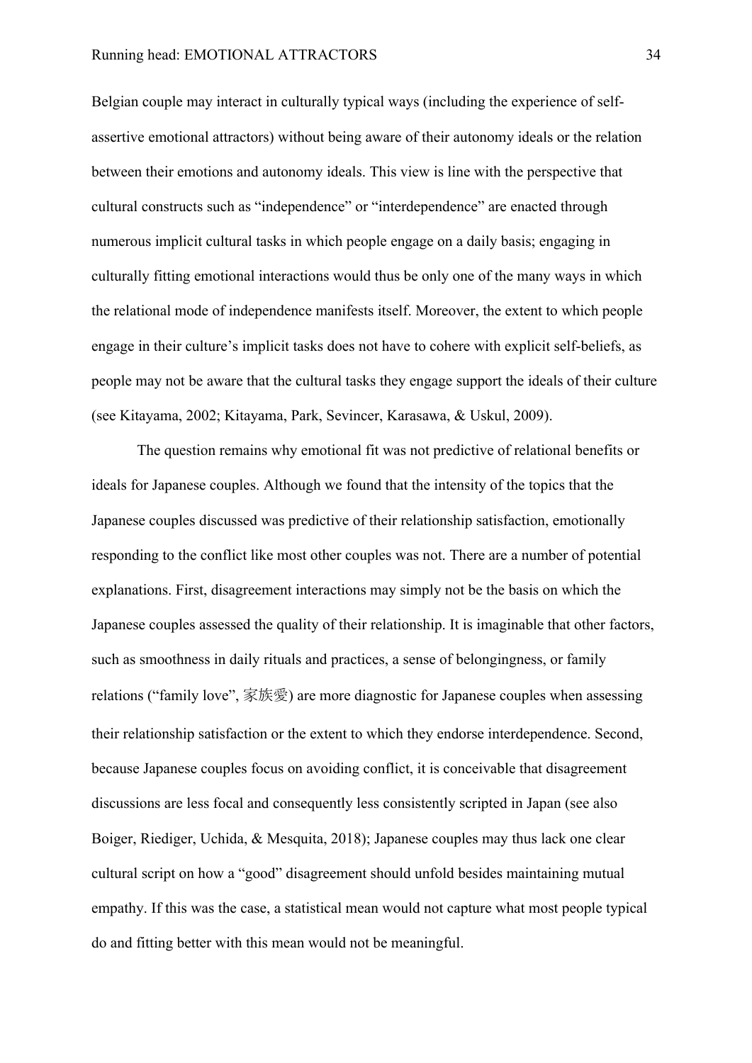Belgian couple may interact in culturally typical ways (including the experience of self-assertive emotional attractors) without being aware of their autonomy ideals or the relation between their emotions and autonomy ideals. This view is line with the perspective that cultural constructs such as “independence” or “interdependence” are enacted through numerous implicit cultural tasks in which people engage on a daily basis; engaging in culturally fitting emotional interactions would thus be only one of the many ways in which the relational mode of independence manifests itself. Moreover, the extent to which people engage in their culture’s implicit tasks does not have to cohere with explicit self-beliefs, as people may not be aware that the cultural tasks they engage support the ideals of their culture (see Kitayama, 2002; Kitayama, Park, Sevincer, Karasawa, & Uskul, 2009).

The question remains why emotional fit was not predictive of relational benefits or ideals for Japanese couples. Although we found that the intensity of the topics that the Japanese couples discussed was predictive of their relationship satisfaction, emotionally responding to the conflict like most other couples was not. There are a number of potential explanations. First, disagreement interactions may simply not be the basis on which the Japanese couples assessed the quality of their relationship. It is imaginable that other factors, such as smoothness in daily rituals and practices, a sense of belongingness, or family relations (“family love”, 家族愛) are more diagnostic for Japanese couples when assessing their relationship satisfaction or the extent to which they endorse interdependence. Second, because Japanese couples focus on avoiding conflict, it is conceivable that disagreement discussions are less focal and consequently less consistently scripted in Japan (see also Boiger, Riediger, Uchida, & Mesquita, 2018); Japanese couples may thus lack one clear cultural script on how a “good” disagreement should unfold besides maintaining mutual empathy. If this was the case, a statistical mean would not capture what most people typical do and fitting better with this mean would not be meaningful.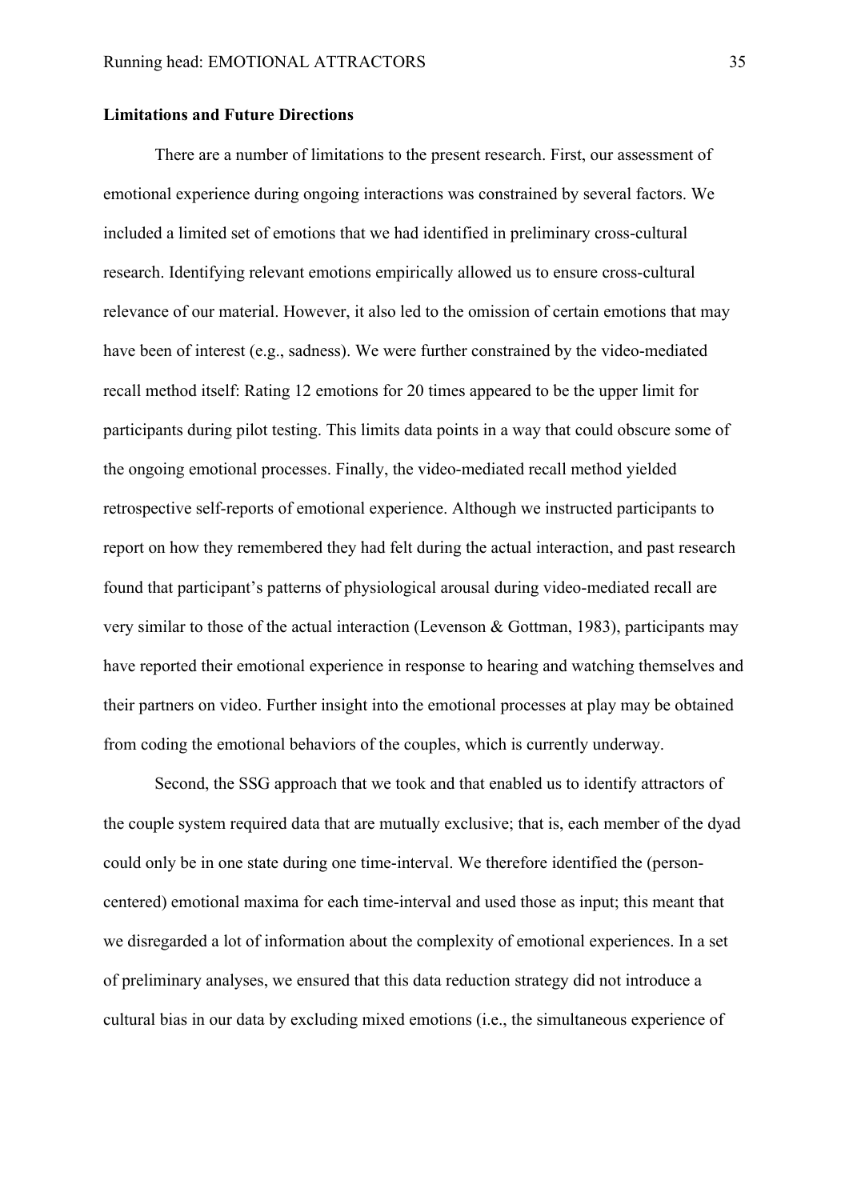**Limitations and Future Directions**

There are a number of limitations to the present research. First, our assessment of emotional experience during ongoing interactions was constrained by several factors. We included a limited set of emotions that we had identified in preliminary cross-cultural research. Identifying relevant emotions empirically allowed us to ensure cross-cultural relevance of our material. However, it also led to the omission of certain emotions that may have been of interest (e.g., sadness). We were further constrained by the video-mediated recall method itself: Rating 12 emotions for 20 times appeared to be the upper limit for participants during pilot testing. This limits data points in a way that could obscure some of the ongoing emotional processes. Finally, the video-mediated recall method yielded retrospective self-reports of emotional experience. Although we instructed participants to report on how they remembered they had felt during the actual interaction, and past research found that participant's patterns of physiological arousal during video-mediated recall are very similar to those of the actual interaction (Levenson & Gottman, 1983), participants may have reported their emotional experience in response to hearing and watching themselves and their partners on video. Further insight into the emotional processes at play may be obtained from coding the emotional behaviors of the couples, which is currently underway.

Second, the SSG approach that we took and that enabled us to identify attractors of the couple system required data that are mutually exclusive; that is, each member of the dyad could only be in one state during one time-interval. We therefore identified the (person-centered) emotional maxima for each time-interval and used those as input; this meant that we disregarded a lot of information about the complexity of emotional experiences. In a set of preliminary analyses, we ensured that this data reduction strategy did not introduce a cultural bias in our data by excluding mixed emotions (i.e., the simultaneous experience of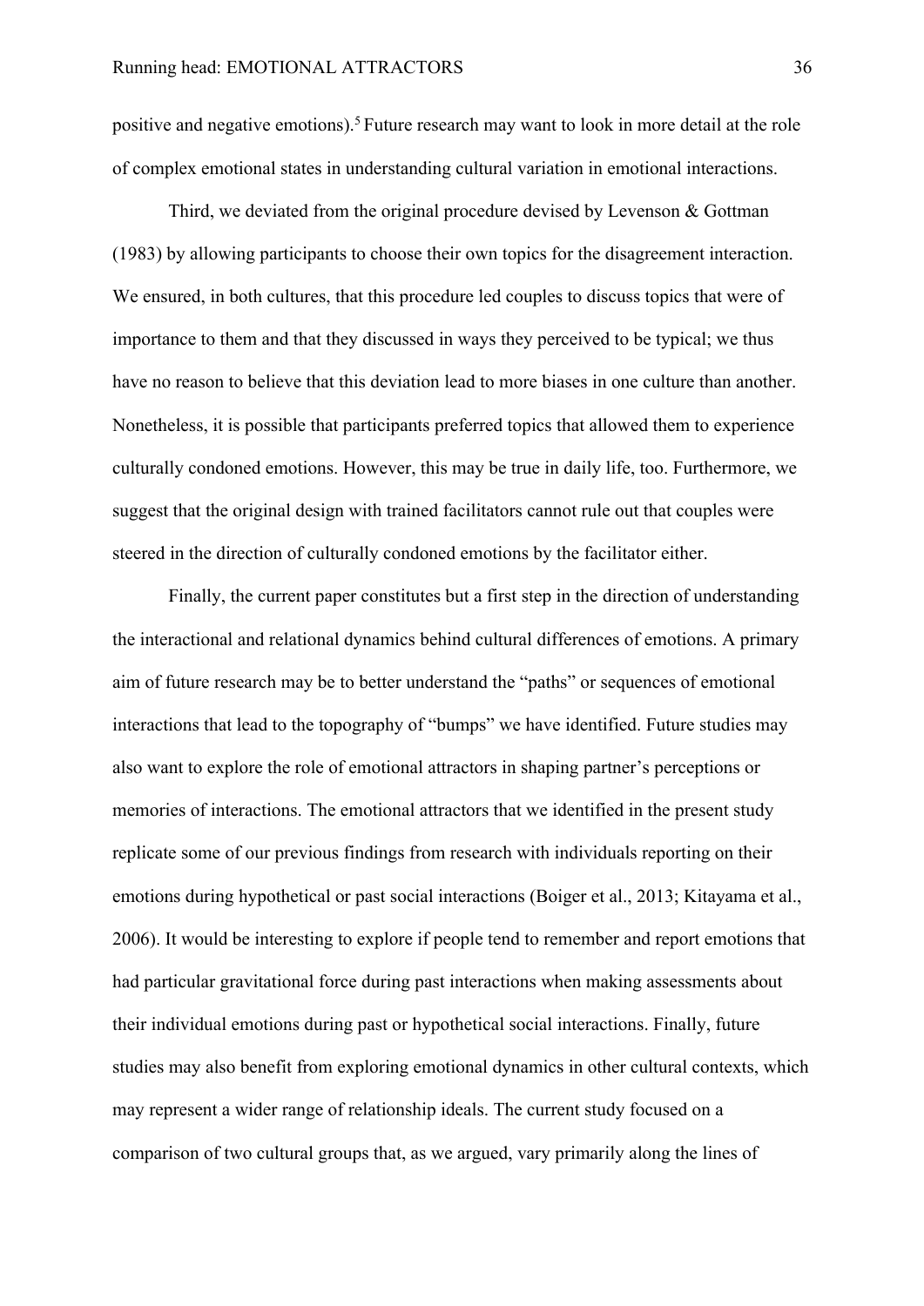positive and negative emotions).[5] Future research may want to look in more detail at the role of complex emotional states in understanding cultural variation in emotional interactions.

Third, we deviated from the original procedure devised by Levenson & Gottman (1983) by allowing participants to choose their own topics for the disagreement interaction. We ensured, in both cultures, that this procedure led couples to discuss topics that were of importance to them and that they discussed in ways they perceived to be typical; we thus have no reason to believe that this deviation lead to more biases in one culture than another. Nonetheless, it is possible that participants preferred topics that allowed them to experience culturally condoned emotions. However, this may be true in daily life, too. Furthermore, we suggest that the original design with trained facilitators cannot rule out that couples were steered in the direction of culturally condoned emotions by the facilitator either.

Finally, the current paper constitutes but a first step in the direction of understanding the interactional and relational dynamics behind cultural differences of emotions. A primary aim of future research may be to better understand the "paths" or sequences of emotional interactions that lead to the topography of "bumps" we have identified. Future studies may also want to explore the role of emotional attractors in shaping partner's perceptions or memories of interactions. The emotional attractors that we identified in the present study replicate some of our previous findings from research with individuals reporting on their emotions during hypothetical or past social interactions (Boiger et al., 2013; Kitayama et al., 2006). It would be interesting to explore if people tend to remember and report emotions that had particular gravitational force during past interactions when making assessments about their individual emotions during past or hypothetical social interactions. Finally, future studies may also benefit from exploring emotional dynamics in other cultural contexts, which may represent a wider range of relationship ideals. The current study focused on a comparison of two cultural groups that, as we argued, vary primarily along the lines of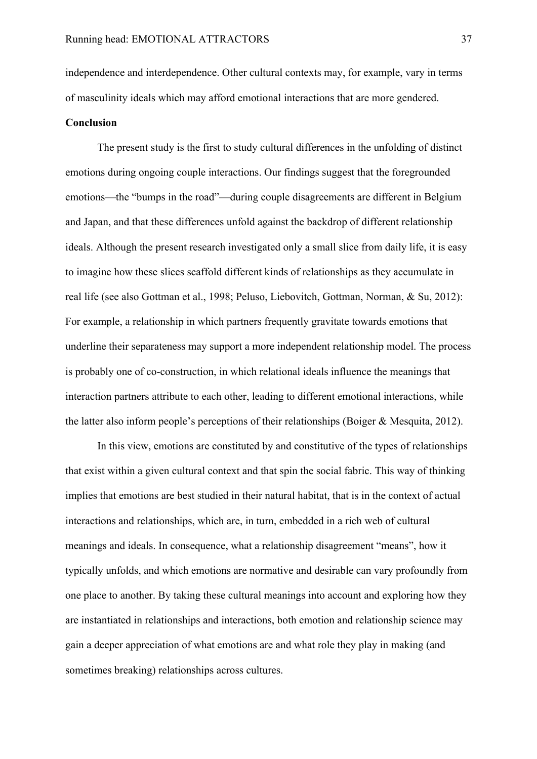independence and interdependence. Other cultural contexts may, for example, vary in terms of masculinity ideals which may afford emotional interactions that are more gendered.

## Conclusion

The present study is the first to study cultural differences in the unfolding of distinct emotions during ongoing couple interactions. Our findings suggest that the foregrounded emotions—the "bumps in the road"—during couple disagreements are different in Belgium and Japan, and that these differences unfold against the backdrop of different relationship ideals. Although the present research investigated only a small slice from daily life, it is easy to imagine how these slices scaffold different kinds of relationships as they accumulate in real life (see also Gottman et al., 1998; Peluso, Liebovitch, Gottman, Norman, & Su, 2012): For example, a relationship in which partners frequently gravitate towards emotions that underline their separateness may support a more independent relationship model. The process is probably one of co-construction, in which relational ideals influence the meanings that interaction partners attribute to each other, leading to different emotional interactions, while the latter also inform people's perceptions of their relationships (Boiger & Mesquita, 2012).

In this view, emotions are constituted by and constitutive of the types of relationships that exist within a given cultural context and that spin the social fabric. This way of thinking implies that emotions are best studied in their natural habitat, that is in the context of actual interactions and relationships, which are, in turn, embedded in a rich web of cultural meanings and ideals. In consequence, what a relationship disagreement "means", how it typically unfolds, and which emotions are normative and desirable can vary profoundly from one place to another. By taking these cultural meanings into account and exploring how they are instantiated in relationships and interactions, both emotion and relationship science may gain a deeper appreciation of what emotions are and what role they play in making (and sometimes breaking) relationships across cultures.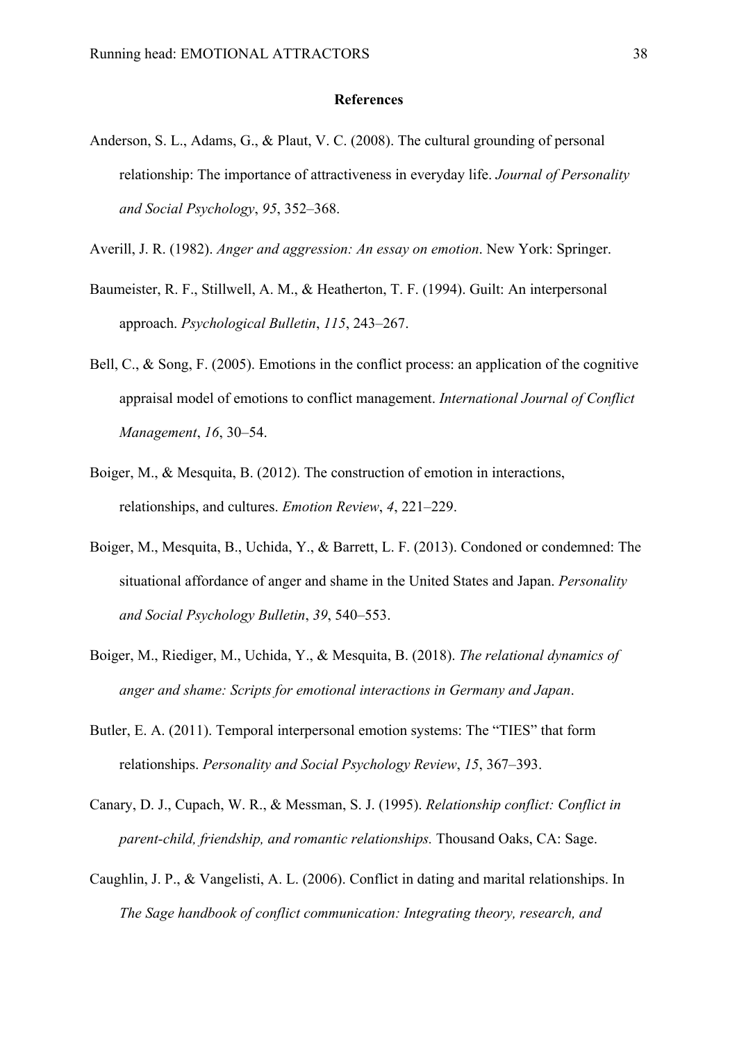**References**

Anderson, S. L., Adams, G., & Plaut, V. C. (2008). The cultural grounding of personal relationship: The importance of attractiveness in everyday life. *Journal of Personality and Social Psychology*, *95*, 352–368.

Averill, J. R. (1982). *Anger and aggression: An essay on emotion*. New York: Springer.

Baumeister, R. F., Stillwell, A. M., & Heatherton, T. F. (1994). Guilt: An interpersonal approach. *Psychological Bulletin*, *115*, 243–267.

Bell, C., & Song, F. (2005). Emotions in the conflict process: an application of the cognitive appraisal model of emotions to conflict management. *International Journal of Conflict Management*, *16*, 30–54.

Boiger, M., & Mesquita, B. (2012). The construction of emotion in interactions, relationships, and cultures. *Emotion Review*, *4*, 221–229.

Boiger, M., Mesquita, B., Uchida, Y., & Barrett, L. F. (2013). Condoned or condemned: The situational affordance of anger and shame in the United States and Japan. *Personality and Social Psychology Bulletin*, *39*, 540–553.

Boiger, M., Riediger, M., Uchida, Y., & Mesquita, B. (2018). *The relational dynamics of anger and shame: Scripts for emotional interactions in Germany and Japan*.

Butler, E. A. (2011). Temporal interpersonal emotion systems: The "TIES" that form relationships. *Personality and Social Psychology Review*, *15*, 367–393.

Canary, D. J., Cupach, W. R., & Messman, S. J. (1995). *Relationship conflict: Conflict in parent-child, friendship, and romantic relationships.* Thousand Oaks, CA: Sage.

Caughlin, J. P., & Vangelisti, A. L. (2006). Conflict in dating and marital relationships. In *The Sage handbook of conflict communication: Integrating theory, research, and*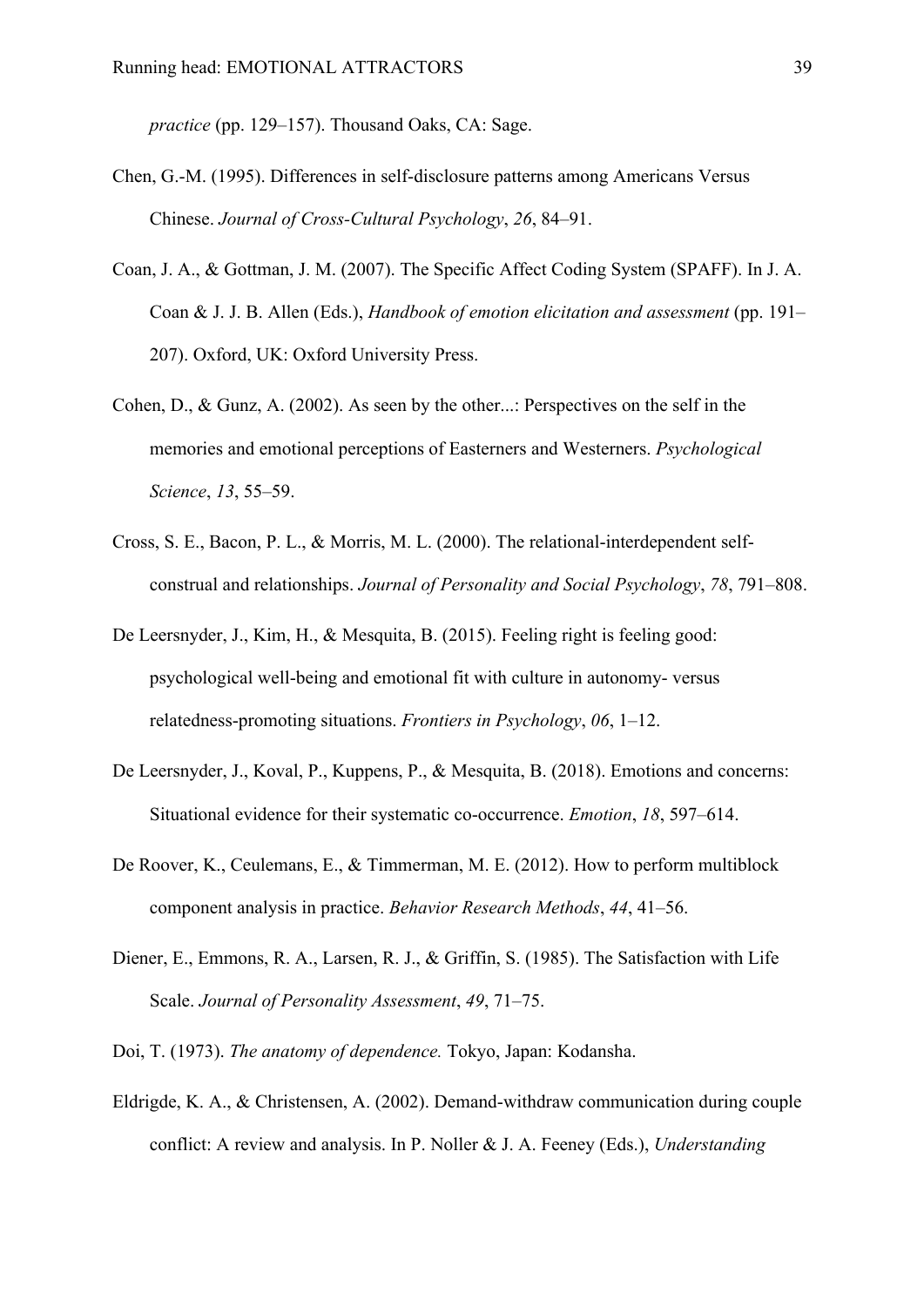*practice* (pp. 129–157). Thousand Oaks, CA: Sage.

Chen, G.-M. (1995). Differences in self-disclosure patterns among Americans Versus Chinese. *Journal of Cross-Cultural Psychology*, *26*, 84–91.

Coan, J. A., & Gottman, J. M. (2007). The Specific Affect Coding System (SPAFF). In J. A. Coan & J. J. B. Allen (Eds.), *Handbook of emotion elicitation and assessment* (pp. 191–207). Oxford, UK: Oxford University Press.

Cohen, D., & Gunz, A. (2002). As seen by the other...: Perspectives on the self in the memories and emotional perceptions of Easterners and Westerners. *Psychological Science*, *13*, 55–59.

Cross, S. E., Bacon, P. L., & Morris, M. L. (2000). The relational-interdependent self-construal and relationships. *Journal of Personality and Social Psychology*, *78*, 791–808.

De Leersnyder, J., Kim, H., & Mesquita, B. (2015). Feeling right is feeling good: psychological well-being and emotional fit with culture in autonomy- versus relatedness-promoting situations. *Frontiers in Psychology*, *06*, 1–12.

De Leersnyder, J., Koval, P., Kuppens, P., & Mesquita, B. (2018). Emotions and concerns: Situational evidence for their systematic co-occurrence. *Emotion*, *18*, 597–614.

De Roover, K., Ceulemans, E., & Timmerman, M. E. (2012). How to perform multiblock component analysis in practice. *Behavior Research Methods*, *44*, 41–56.

Diener, E., Emmons, R. A., Larsen, R. J., & Griffin, S. (1985). The Satisfaction with Life Scale. *Journal of Personality Assessment*, *49*, 71–75.

Doi, T. (1973). *The anatomy of dependence.* Tokyo, Japan: Kodansha.

Eldrigde, K. A., & Christensen, A. (2002). Demand-withdraw communication during couple conflict: A review and analysis. In P. Noller & J. A. Feeney (Eds.), *Understanding*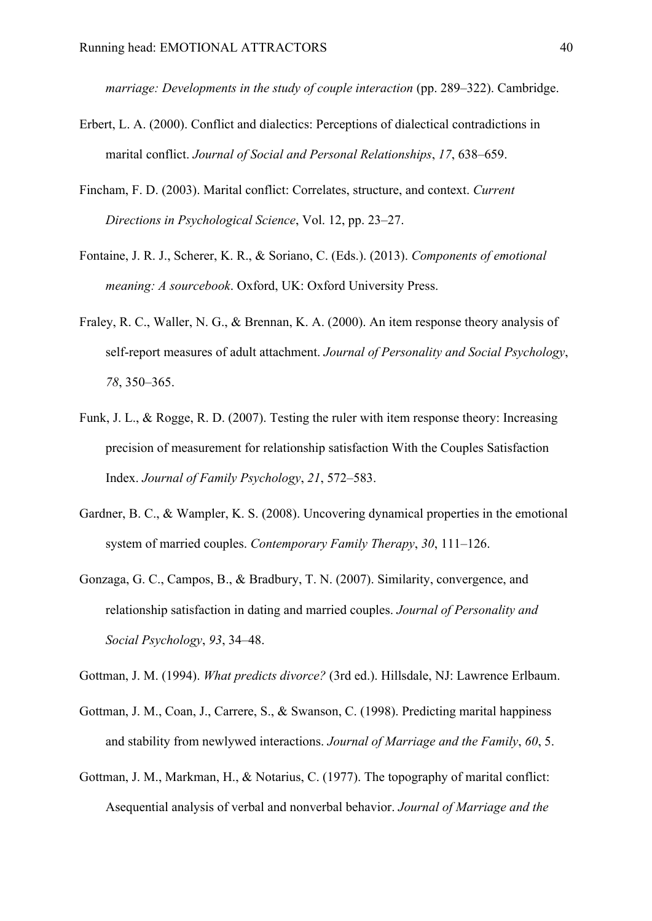*marriage: Developments in the study of couple interaction* (pp. 289–322). Cambridge.

Erbert, L. A. (2000). Conflict and dialectics: Perceptions of dialectical contradictions in marital conflict. *Journal of Social and Personal Relationships*, *17*, 638–659.

Fincham, F. D. (2003). Marital conflict: Correlates, structure, and context. *Current Directions in Psychological Science*, Vol. 12, pp. 23–27.

Fontaine, J. R. J., Scherer, K. R., & Soriano, C. (Eds.). (2013). *Components of emotional meaning: A sourcebook*. Oxford, UK: Oxford University Press.

Fraley, R. C., Waller, N. G., & Brennan, K. A. (2000). An item response theory analysis of self-report measures of adult attachment. *Journal of Personality and Social Psychology*, *78*, 350–365.

Funk, J. L., & Rogge, R. D. (2007). Testing the ruler with item response theory: Increasing precision of measurement for relationship satisfaction With the Couples Satisfaction Index. *Journal of Family Psychology*, *21*, 572–583.

Gardner, B. C., & Wampler, K. S. (2008). Uncovering dynamical properties in the emotional system of married couples. *Contemporary Family Therapy*, *30*, 111–126.

Gonzaga, G. C., Campos, B., & Bradbury, T. N. (2007). Similarity, convergence, and relationship satisfaction in dating and married couples. *Journal of Personality and Social Psychology*, *93*, 34–48.

Gottman, J. M. (1994). *What predicts divorce?* (3rd ed.). Hillsdale, NJ: Lawrence Erlbaum.

Gottman, J. M., Coan, J., Carrere, S., & Swanson, C. (1998). Predicting marital happiness and stability from newlywed interactions. *Journal of Marriage and the Family*, *60*, 5.

Gottman, J. M., Markman, H., & Notarius, C. (1977). The topography of marital conflict: Asequential analysis of verbal and nonverbal behavior. *Journal of Marriage and the*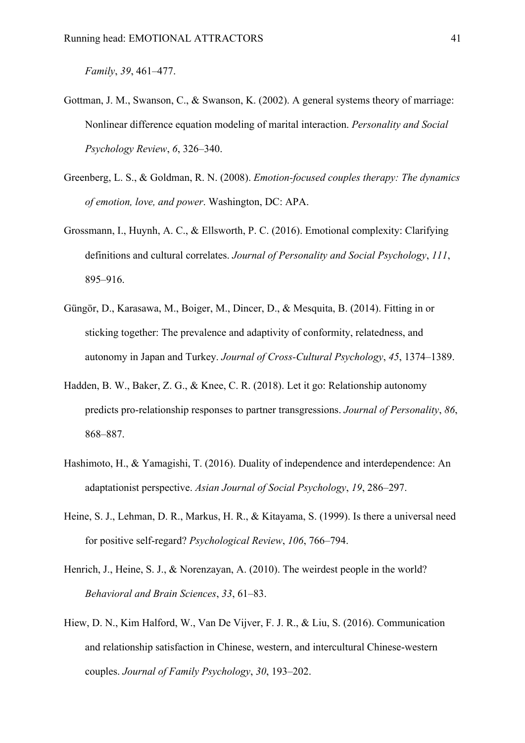*Family*, *39*, 461–477.

Gottman, J. M., Swanson, C., & Swanson, K. (2002). A general systems theory of marriage: Nonlinear difference equation modeling of marital interaction. *Personality and Social Psychology Review*, *6*, 326–340.

Greenberg, L. S., & Goldman, R. N. (2008). *Emotion-focused couples therapy: The dynamics of emotion, love, and power*. Washington, DC: APA.

Grossmann, I., Huynh, A. C., & Ellsworth, P. C. (2016). Emotional complexity: Clarifying definitions and cultural correlates. *Journal of Personality and Social Psychology*, *111*, 895–916.

Güngör, D., Karasawa, M., Boiger, M., Dincer, D., & Mesquita, B. (2014). Fitting in or sticking together: The prevalence and adaptivity of conformity, relatedness, and autonomy in Japan and Turkey. *Journal of Cross-Cultural Psychology*, *45*, 1374–1389.

Hadden, B. W., Baker, Z. G., & Knee, C. R. (2018). Let it go: Relationship autonomy predicts pro-relationship responses to partner transgressions. *Journal of Personality*, *86*, 868–887.

Hashimoto, H., & Yamagishi, T. (2016). Duality of independence and interdependence: An adaptationist perspective. *Asian Journal of Social Psychology*, *19*, 286–297.

Heine, S. J., Lehman, D. R., Markus, H. R., & Kitayama, S. (1999). Is there a universal need for positive self-regard? *Psychological Review*, *106*, 766–794.

Henrich, J., Heine, S. J., & Norenzayan, A. (2010). The weirdest people in the world? *Behavioral and Brain Sciences*, *33*, 61–83.

Hiew, D. N., Kim Halford, W., Van De Vijver, F. J. R., & Liu, S. (2016). Communication and relationship satisfaction in Chinese, western, and intercultural Chinese-western couples. *Journal of Family Psychology*, *30*, 193–202.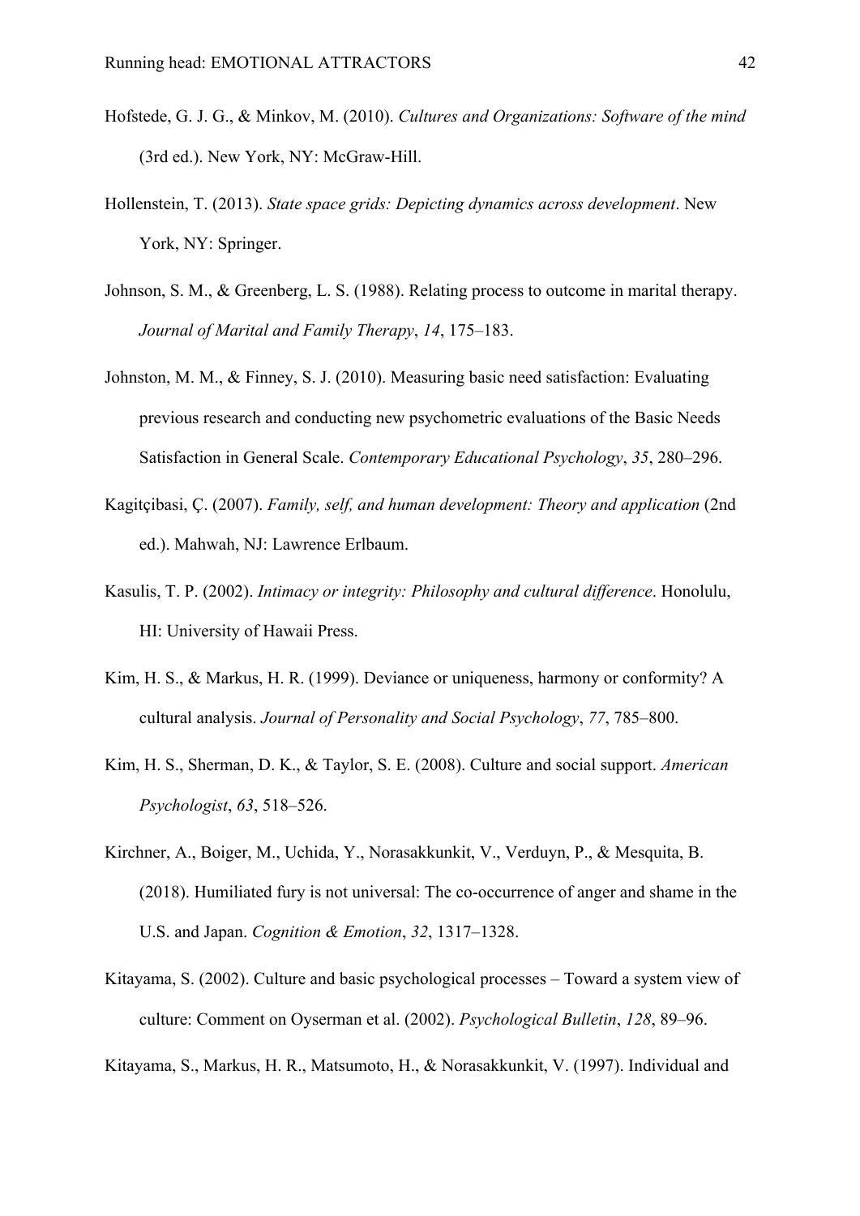Hofstede, G. J. G., & Minkov, M. (2010). *Cultures and Organizations: Software of the mind* (3rd ed.). New York, NY: McGraw-Hill.

Hollenstein, T. (2013). *State space grids: Depicting dynamics across development*. New York, NY: Springer.

Johnson, S. M., & Greenberg, L. S. (1988). Relating process to outcome in marital therapy. *Journal of Marital and Family Therapy*, *14*, 175–183.

Johnston, M. M., & Finney, S. J. (2010). Measuring basic need satisfaction: Evaluating previous research and conducting new psychometric evaluations of the Basic Needs Satisfaction in General Scale. *Contemporary Educational Psychology*, *35*, 280–296.

Kagitçibasi, Ç. (2007). *Family, self, and human development: Theory and application* (2nd ed.). Mahwah, NJ: Lawrence Erlbaum.

Kasulis, T. P. (2002). *Intimacy or integrity: Philosophy and cultural difference*. Honolulu, HI: University of Hawaii Press.

Kim, H. S., & Markus, H. R. (1999). Deviance or uniqueness, harmony or conformity? A cultural analysis. *Journal of Personality and Social Psychology*, *77*, 785–800.

Kim, H. S., Sherman, D. K., & Taylor, S. E. (2008). Culture and social support. *American Psychologist*, *63*, 518–526.

Kirchner, A., Boiger, M., Uchida, Y., Norasakkunkit, V., Verduyn, P., & Mesquita, B. (2018). Humiliated fury is not universal: The co-occurrence of anger and shame in the U.S. and Japan. *Cognition & Emotion*, *32*, 1317–1328.

Kitayama, S. (2002). Culture and basic psychological processes – Toward a system view of culture: Comment on Oyserman et al. (2002). *Psychological Bulletin*, *128*, 89–96.

Kitayama, S., Markus, H. R., Matsumoto, H., & Norasakkunkit, V. (1997). Individual and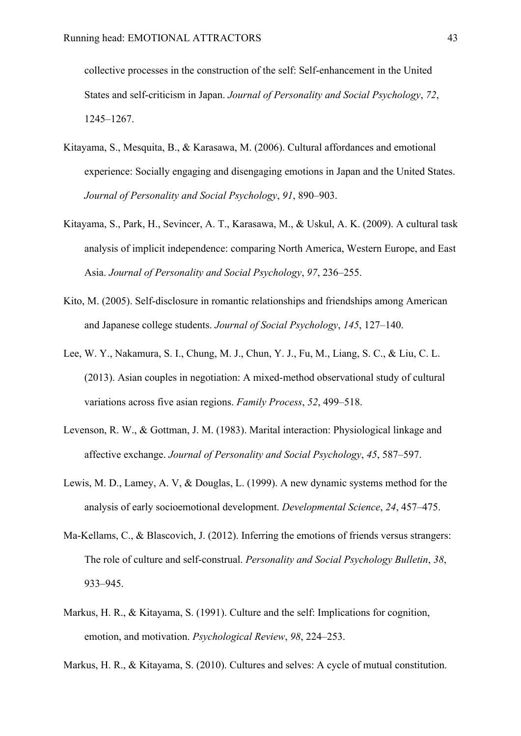collective processes in the construction of the self: Self-enhancement in the United States and self-criticism in Japan. *Journal of Personality and Social Psychology*, *72*, 1245–1267.

Kitayama, S., Mesquita, B., & Karasawa, M. (2006). Cultural affordances and emotional experience: Socially engaging and disengaging emotions in Japan and the United States. *Journal of Personality and Social Psychology*, *91*, 890–903.

Kitayama, S., Park, H., Sevincer, A. T., Karasawa, M., & Uskul, A. K. (2009). A cultural task analysis of implicit independence: comparing North America, Western Europe, and East Asia. *Journal of Personality and Social Psychology*, *97*, 236–255.

Kito, M. (2005). Self-disclosure in romantic relationships and friendships among American and Japanese college students. *Journal of Social Psychology*, *145*, 127–140.

Lee, W. Y., Nakamura, S. I., Chung, M. J., Chun, Y. J., Fu, M., Liang, S. C., & Liu, C. L. (2013). Asian couples in negotiation: A mixed-method observational study of cultural variations across five asian regions. *Family Process*, *52*, 499–518.

Levenson, R. W., & Gottman, J. M. (1983). Marital interaction: Physiological linkage and affective exchange. *Journal of Personality and Social Psychology*, *45*, 587–597.

Lewis, M. D., Lamey, A. V, & Douglas, L. (1999). A new dynamic systems method for the analysis of early socioemotional development. *Developmental Science*, *24*, 457–475.

Ma-Kellams, C., & Blascovich, J. (2012). Inferring the emotions of friends versus strangers: The role of culture and self-construal. *Personality and Social Psychology Bulletin*, *38*, 933–945.

Markus, H. R., & Kitayama, S. (1991). Culture and the self: Implications for cognition, emotion, and motivation. *Psychological Review*, *98*, 224–253.

Markus, H. R., & Kitayama, S. (2010). Cultures and selves: A cycle of mutual constitution.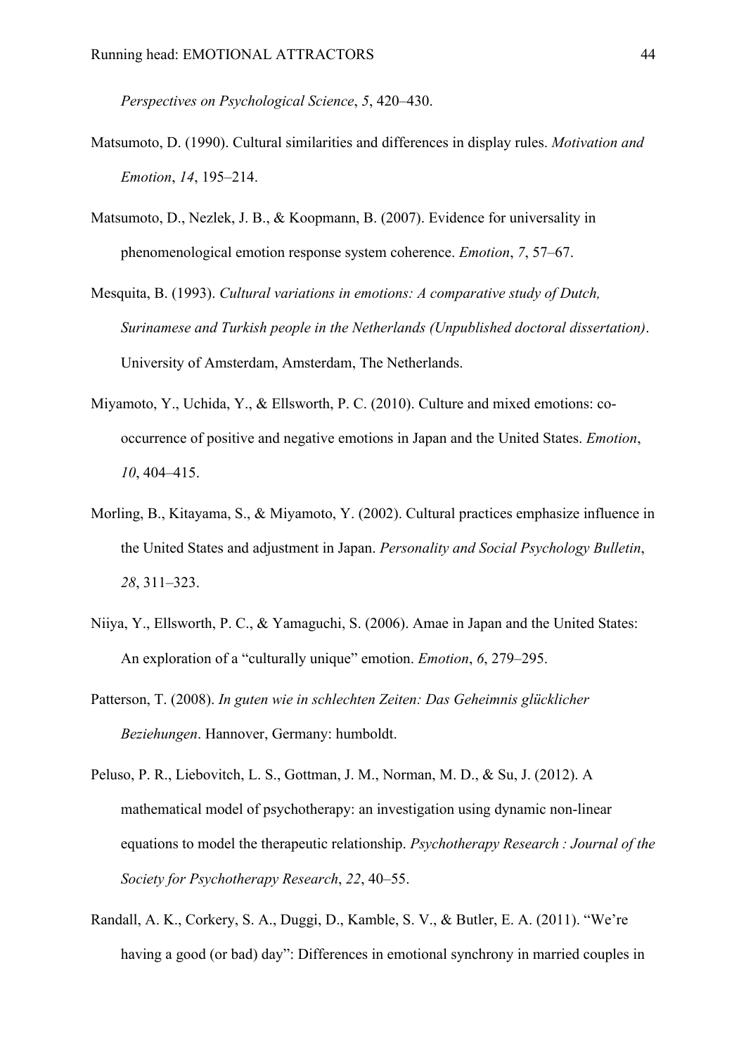*Perspectives on Psychological Science*, *5*, 420–430.

Matsumoto, D. (1990). Cultural similarities and differences in display rules. *Motivation and Emotion*, *14*, 195–214.

Matsumoto, D., Nezlek, J. B., & Koopmann, B. (2007). Evidence for universality in phenomenological emotion response system coherence. *Emotion*, *7*, 57–67.

Mesquita, B. (1993). *Cultural variations in emotions: A comparative study of Dutch, Surinamese and Turkish people in the Netherlands (Unpublished doctoral dissertation)*. University of Amsterdam, Amsterdam, The Netherlands.

Miyamoto, Y., Uchida, Y., & Ellsworth, P. C. (2010). Culture and mixed emotions: co-occurrence of positive and negative emotions in Japan and the United States. *Emotion*, *10*, 404–415.

Morling, B., Kitayama, S., & Miyamoto, Y. (2002). Cultural practices emphasize influence in the United States and adjustment in Japan. *Personality and Social Psychology Bulletin*, *28*, 311–323.

Niiya, Y., Ellsworth, P. C., & Yamaguchi, S. (2006). Amae in Japan and the United States: An exploration of a "culturally unique" emotion. *Emotion*, *6*, 279–295.

Patterson, T. (2008). *In guten wie in schlechten Zeiten: Das Geheimnis glücklicher Beziehungen*. Hannover, Germany: humboldt.

Peluso, P. R., Liebovitch, L. S., Gottman, J. M., Norman, M. D., & Su, J. (2012). A mathematical model of psychotherapy: an investigation using dynamic non-linear equations to model the therapeutic relationship. *Psychotherapy Research : Journal of the Society for Psychotherapy Research*, *22*, 40–55.

Randall, A. K., Corkery, S. A., Duggi, D., Kamble, S. V., & Butler, E. A. (2011). "We're having a good (or bad) day": Differences in emotional synchrony in married couples in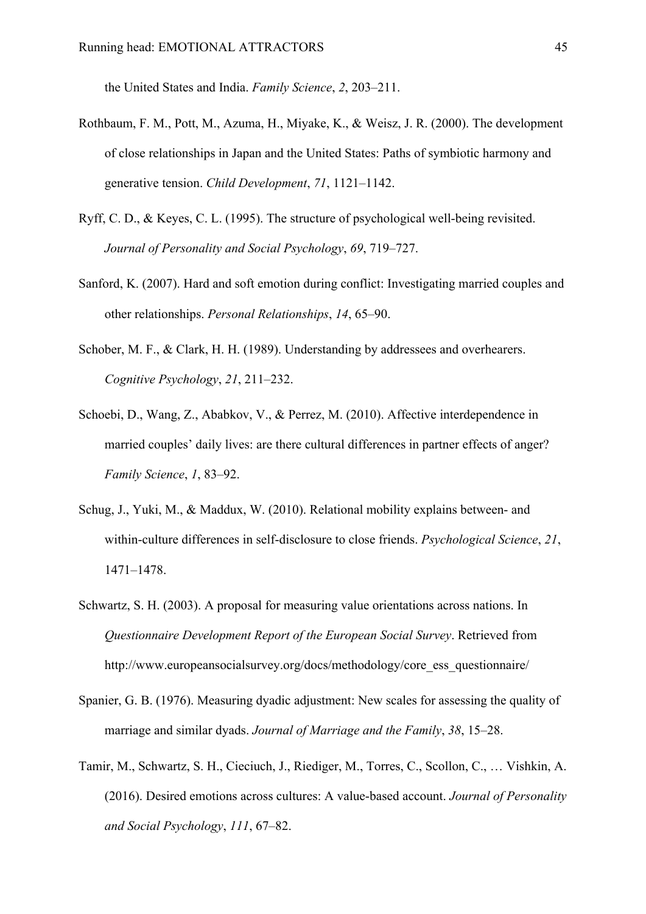the United States and India. *Family Science*, *2*, 203–211.

Rothbaum, F. M., Pott, M., Azuma, H., Miyake, K., & Weisz, J. R. (2000). The development of close relationships in Japan and the United States: Paths of symbiotic harmony and generative tension. *Child Development*, *71*, 1121–1142.

Ryff, C. D., & Keyes, C. L. (1995). The structure of psychological well-being revisited. *Journal of Personality and Social Psychology*, *69*, 719–727.

Sanford, K. (2007). Hard and soft emotion during conflict: Investigating married couples and other relationships. *Personal Relationships*, *14*, 65–90.

Schober, M. F., & Clark, H. H. (1989). Understanding by addressees and overhearers. *Cognitive Psychology*, *21*, 211–232.

Schoebi, D., Wang, Z., Ababkov, V., & Perrez, M. (2010). Affective interdependence in married couples' daily lives: are there cultural differences in partner effects of anger? *Family Science*, *1*, 83–92.

Schug, J., Yuki, M., & Maddux, W. (2010). Relational mobility explains between- and within-culture differences in self-disclosure to close friends. *Psychological Science*, *21*, 1471–1478.

Schwartz, S. H. (2003). A proposal for measuring value orientations across nations. In *Questionnaire Development Report of the European Social Survey*. Retrieved from http://www.europeansocialsurvey.org/docs/methodology/core_ess_questionnaire/

Spanier, G. B. (1976). Measuring dyadic adjustment: New scales for assessing the quality of marriage and similar dyads. *Journal of Marriage and the Family*, *38*, 15–28.

Tamir, M., Schwartz, S. H., Cieciuch, J., Riediger, M., Torres, C., Scollon, C., … Vishkin, A. (2016). Desired emotions across cultures: A value-based account. *Journal of Personality and Social Psychology*, *111*, 67–82.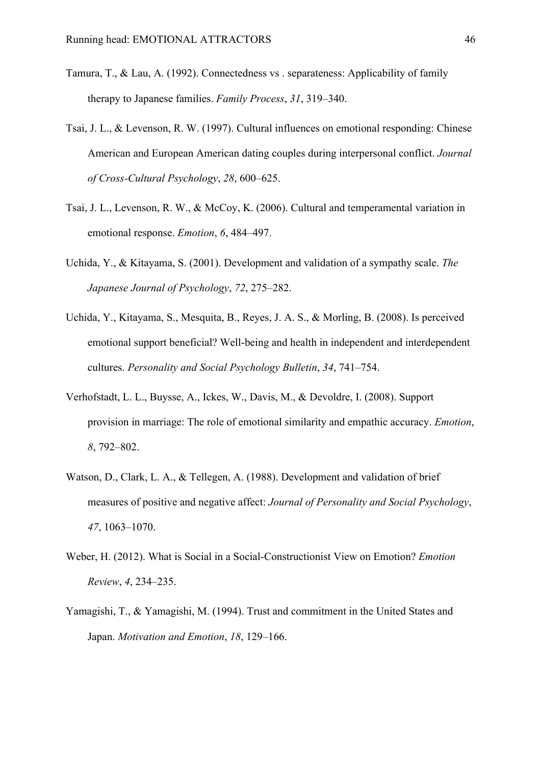Tamura, T., & Lau, A. (1992). Connectedness vs . separateness: Applicability of family therapy to Japanese families. *Family Process*, *31*, 319–340.

Tsai, J. L., & Levenson, R. W. (1997). Cultural influences on emotional responding: Chinese American and European American dating couples during interpersonal conflict. *Journal of Cross-Cultural Psychology*, *28*, 600–625.

Tsai, J. L., Levenson, R. W., & McCoy, K. (2006). Cultural and temperamental variation in emotional response. *Emotion*, *6*, 484–497.

Uchida, Y., & Kitayama, S. (2001). Development and validation of a sympathy scale. *The Japanese Journal of Psychology*, *72*, 275–282.

Uchida, Y., Kitayama, S., Mesquita, B., Reyes, J. A. S., & Morling, B. (2008). Is perceived emotional support beneficial? Well-being and health in independent and interdependent cultures. *Personality and Social Psychology Bulletin*, *34*, 741–754.

Verhofstadt, L. L., Buysse, A., Ickes, W., Davis, M., & Devoldre, I. (2008). Support provision in marriage: The role of emotional similarity and empathic accuracy. *Emotion*, *8*, 792–802.

Watson, D., Clark, L. A., & Tellegen, A. (1988). Development and validation of brief measures of positive and negative affect: *Journal of Personality and Social Psychology*, *47*, 1063–1070.

Weber, H. (2012). What is Social in a Social-Constructionist View on Emotion? *Emotion Review*, *4*, 234–235.

Yamagishi, T., & Yamagishi, M. (1994). Trust and commitment in the United States and Japan. *Motivation and Emotion*, *18*, 129–166.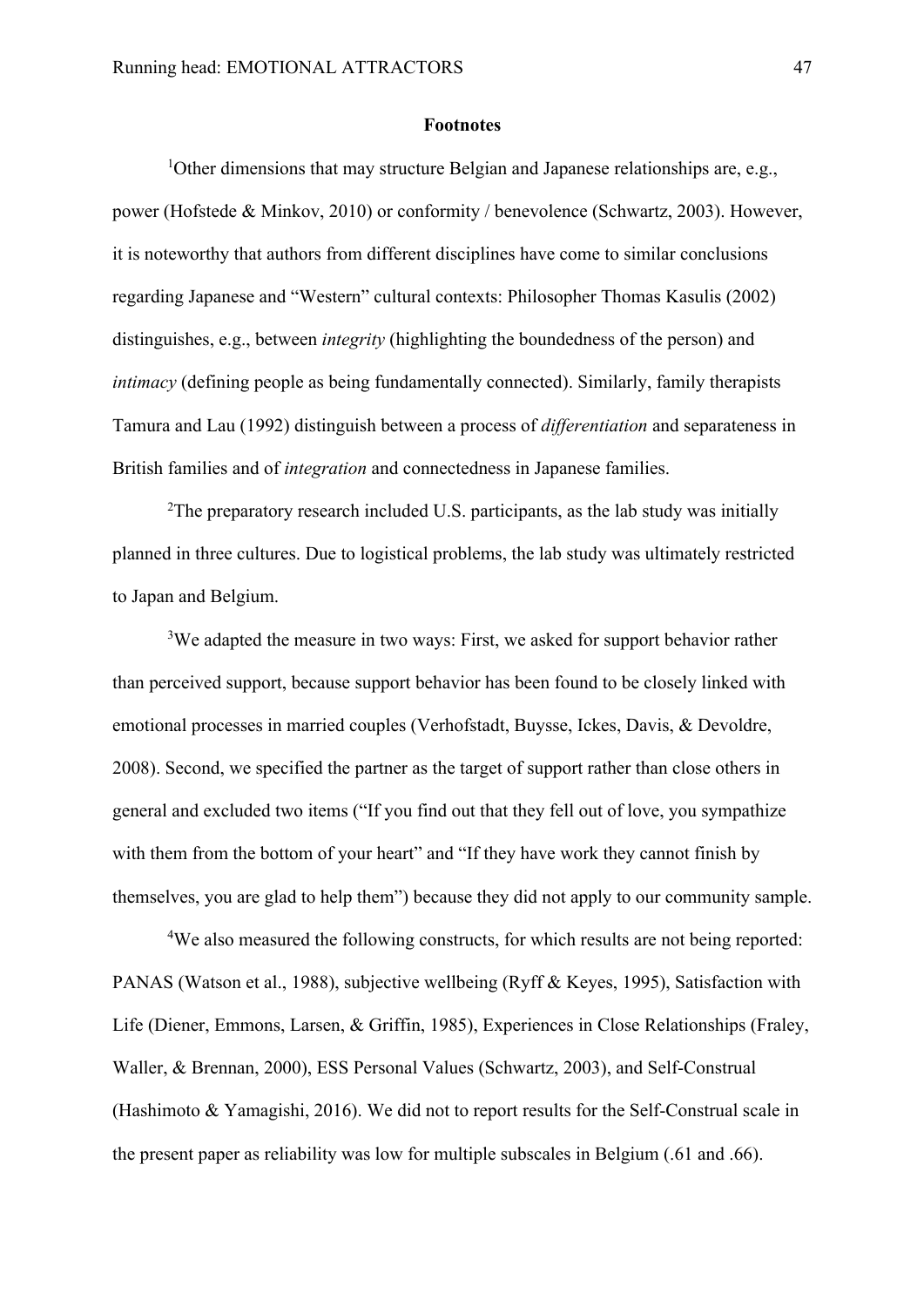# Footnotes

[1]Other dimensions that may structure Belgian and Japanese relationships are, e.g., power (Hofstede & Minkov, 2010) or conformity / benevolence (Schwartz, 2003). However, it is noteworthy that authors from different disciplines have come to similar conclusions regarding Japanese and "Western" cultural contexts: Philosopher Thomas Kasulis (2002) distinguishes, e.g., between *integrity* (highlighting the boundedness of the person) and *intimacy* (defining people as being fundamentally connected). Similarly, family therapists Tamura and Lau (1992) distinguish between a process of *differentiation* and separateness in British families and of *integration* and connectedness in Japanese families.

[2]The preparatory research included U.S. participants, as the lab study was initially planned in three cultures. Due to logistical problems, the lab study was ultimately restricted to Japan and Belgium.

[3]We adapted the measure in two ways: First, we asked for support behavior rather than perceived support, because support behavior has been found to be closely linked with emotional processes in married couples (Verhofstadt, Buysse, Ickes, Davis, & Devoldre, 2008). Second, we specified the partner as the target of support rather than close others in general and excluded two items ("If you find out that they fell out of love, you sympathize with them from the bottom of your heart" and "If they have work they cannot finish by themselves, you are glad to help them") because they did not apply to our community sample.

[4]We also measured the following constructs, for which results are not being reported: PANAS (Watson et al., 1988), subjective wellbeing (Ryff & Keyes, 1995), Satisfaction with Life (Diener, Emmons, Larsen, & Griffin, 1985), Experiences in Close Relationships (Fraley, Waller, & Brennan, 2000), ESS Personal Values (Schwartz, 2003), and Self-Construal (Hashimoto & Yamagishi, 2016). We did not to report results for the Self-Construal scale in the present paper as reliability was low for multiple subscales in Belgium (.61 and .66).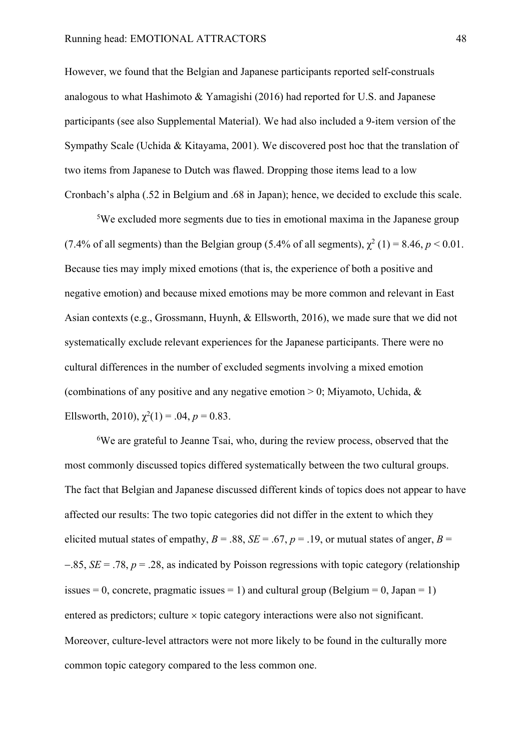However, we found that the Belgian and Japanese participants reported self-construals analogous to what Hashimoto & Yamagishi (2016) had reported for U.S. and Japanese participants (see also Supplemental Material). We had also included a 9-item version of the Sympathy Scale (Uchida & Kitayama, 2001). We discovered post hoc that the translation of two items from Japanese to Dutch was flawed. Dropping those items lead to a low Cronbach's alpha (.52 in Belgium and .68 in Japan); hence, we decided to exclude this scale.

[5]We excluded more segments due to ties in emotional maxima in the Japanese group (7.4% of all segments) than the Belgian group (5.4% of all segments), $\chi^2$ (1) = 8.46, $p < 0.01$. Because ties may imply mixed emotions (that is, the experience of both a positive and negative emotion) and because mixed emotions may be more common and relevant in East Asian contexts (e.g., Grossmann, Huynh, & Ellsworth, 2016), we made sure that we did not systematically exclude relevant experiences for the Japanese participants. There were no cultural differences in the number of excluded segments involving a mixed emotion (combinations of any positive and any negative emotion > 0; Miyamoto, Uchida, & Ellsworth, 2010), $\chi^2(1) = .04$, $p = 0.83$.

[6]We are grateful to Jeanne Tsai, who, during the review process, observed that the most commonly discussed topics differed systematically between the two cultural groups. The fact that Belgian and Japanese discussed different kinds of topics does not appear to have affected our results: The two topic categories did not differ in the extent to which they elicited mutual states of empathy, $B = .88$, $SE = .67$, $p = .19$, or mutual states of anger, $B = -.85$, $SE = .78$, $p = .28$, as indicated by Poisson regressions with topic category (relationship issues = 0, concrete, pragmatic issues = 1) and cultural group (Belgium = 0, Japan = 1) entered as predictors; culture × topic category interactions were also not significant. Moreover, culture-level attractors were not more likely to be found in the culturally more common topic category compared to the less common one.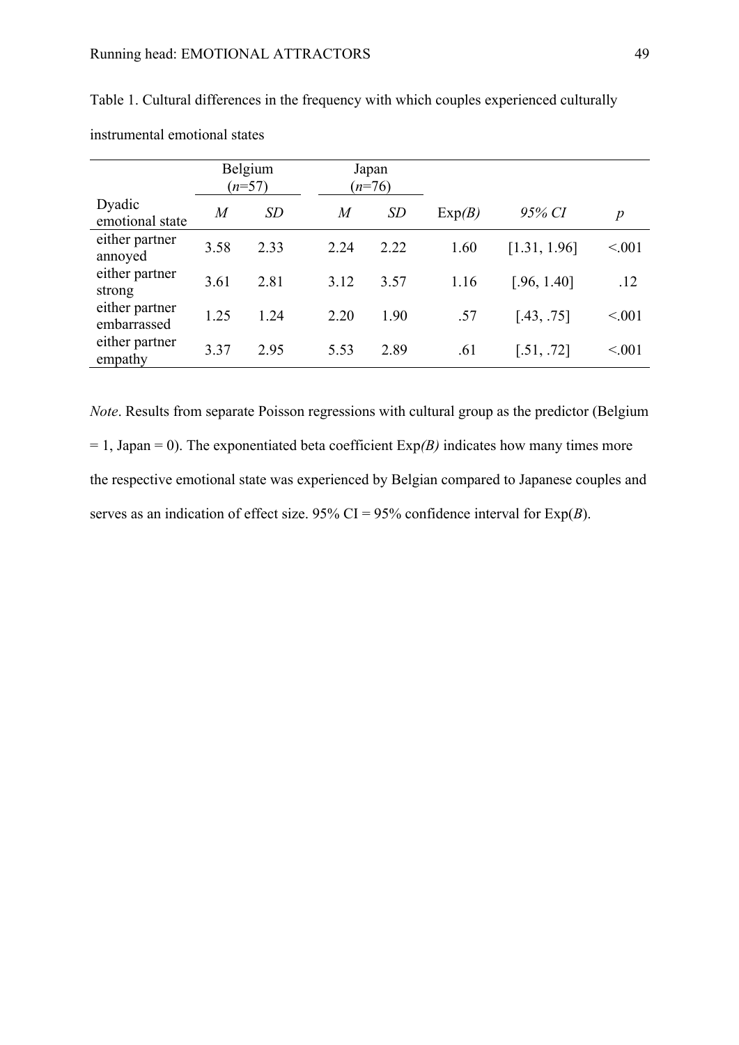Table 1. Cultural differences in the frequency with which couples experienced culturally instrumental emotional states

| | Belgium ($n$=57) | | Japan ($n$=76) | | | | |
|---|---|---|---|---|---|---|---|
| Dyadic emotional state | *M* | *SD* | *M* | *SD* | Exp*(B)* | *95% CI* | *p* |
| either partner annoyed | 3.58 | 2.33 | 2.24 | 2.22 | 1.60 | [1.31, 1.96] | <.001 |
| either partner strong | 3.61 | 2.81 | 3.12 | 3.57 | 1.16 | [.96, 1.40] | .12 |
| either partner embarrassed | 1.25 | 1.24 | 2.20 | 1.90 | .57 | [.43, .75] | <.001 |
| either partner empathy | 3.37 | 2.95 | 5.53 | 2.89 | .61 | [.51, .72] | <.001 |

*Note*. Results from separate Poisson regressions with cultural group as the predictor (Belgium = 1, Japan = 0). The exponentiated beta coefficient Exp*(B)* indicates how many times more the respective emotional state was experienced by Belgian compared to Japanese couples and serves as an indication of effect size. 95% CI = 95% confidence interval for Exp(*B*).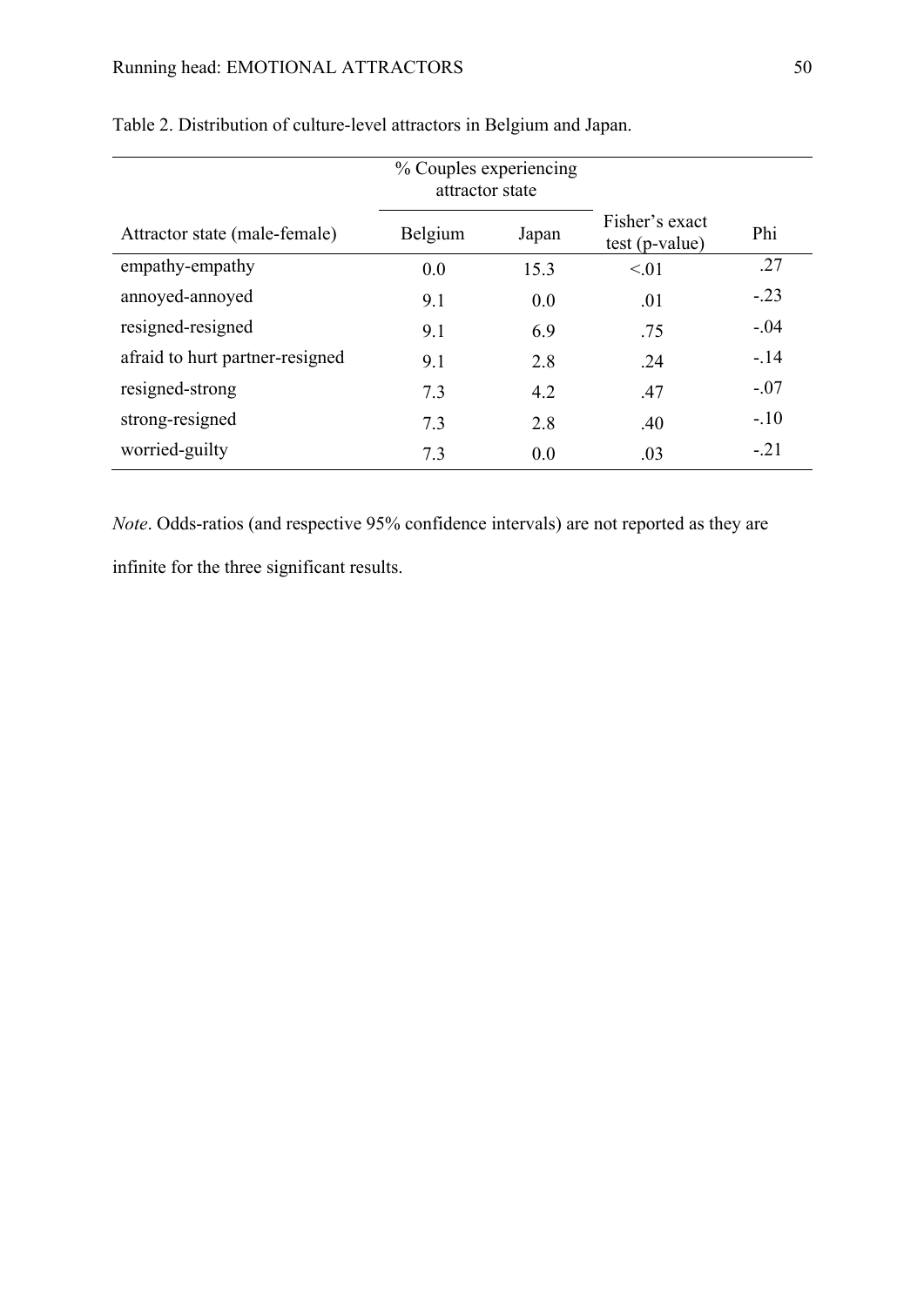Table 2. Distribution of culture-level attractors in Belgium and Japan.

| Attractor state (male-female) | % Couples experiencing attractor state | | Fisher's exact test (p-value) | Phi |
|---|---|---|---|---|
| | Belgium | Japan | | |
| empathy-empathy | 0.0 | 15.3 | <.01 | .27 |
| annoyed-annoyed | 9.1 | 0.0 | .01 | -.23 |
| resigned-resigned | 9.1 | 6.9 | .75 | -.04 |
| afraid to hurt partner-resigned | 9.1 | 2.8 | .24 | -.14 |
| resigned-strong | 7.3 | 4.2 | .47 | -.07 |
| strong-resigned | 7.3 | 2.8 | .40 | -.10 |
| worried-guilty | 7.3 | 0.0 | .03 | -.21 |

*Note*. Odds-ratios (and respective 95% confidence intervals) are not reported as they are infinite for the three significant results.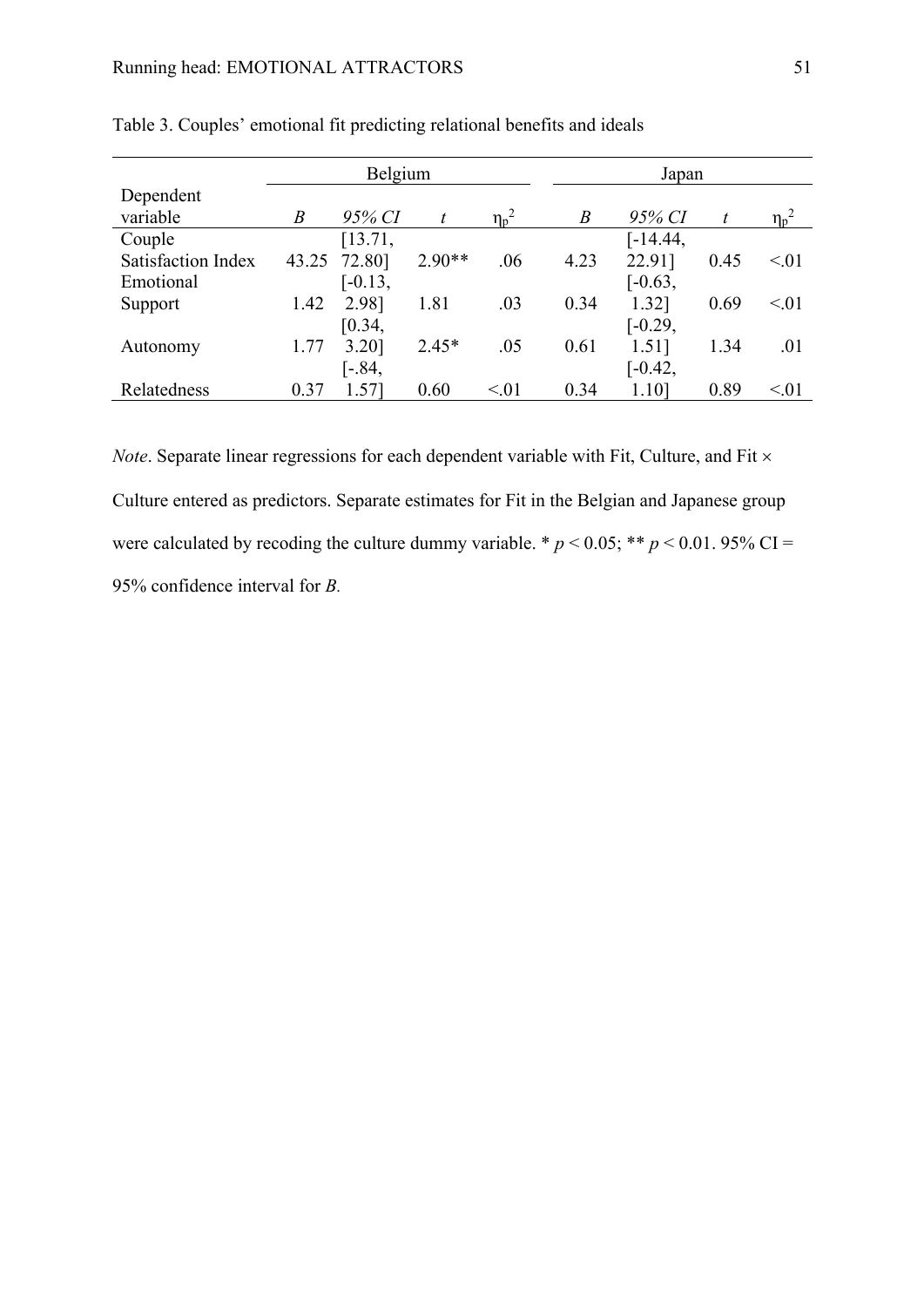Table 3. Couples' emotional fit predicting relational benefits and ideals

| Dependent variable | Belgium | | | | Japan | | | |
|---|---|---|---|---|---|---|---|---|
| | *B* | *95% CI* | *t* | $\eta_p^2$ | *B* | *95% CI* | *t* | $\eta_p^2$ |
| Couple Satisfaction Index | 43.25 | [13.71, 72.80] | 2.90** | .06 | 4.23 | [-14.44, 22.91] | 0.45 | <.01 |
| Emotional Support | 1.42 | [-0.13, 2.98] | 1.81 | .03 | 0.34 | [-0.63, 1.32] | 0.69 | <.01 |
| Autonomy | 1.77 | [0.34, 3.20] | 2.45* | .05 | 0.61 | [-0.29, 1.51] | 1.34 | .01 |
| Relatedness | 0.37 | [-.84, 1.57] | 0.60 | <.01 | 0.34 | [-0.42, 1.10] | 0.89 | <.01 |

*Note*. Separate linear regressions for each dependent variable with Fit, Culture, and Fit × Culture entered as predictors. Separate estimates for Fit in the Belgian and Japanese group were calculated by recoding the culture dummy variable. * $p < 0.05$; ** $p < 0.01$. 95% CI = 95% confidence interval for *B*.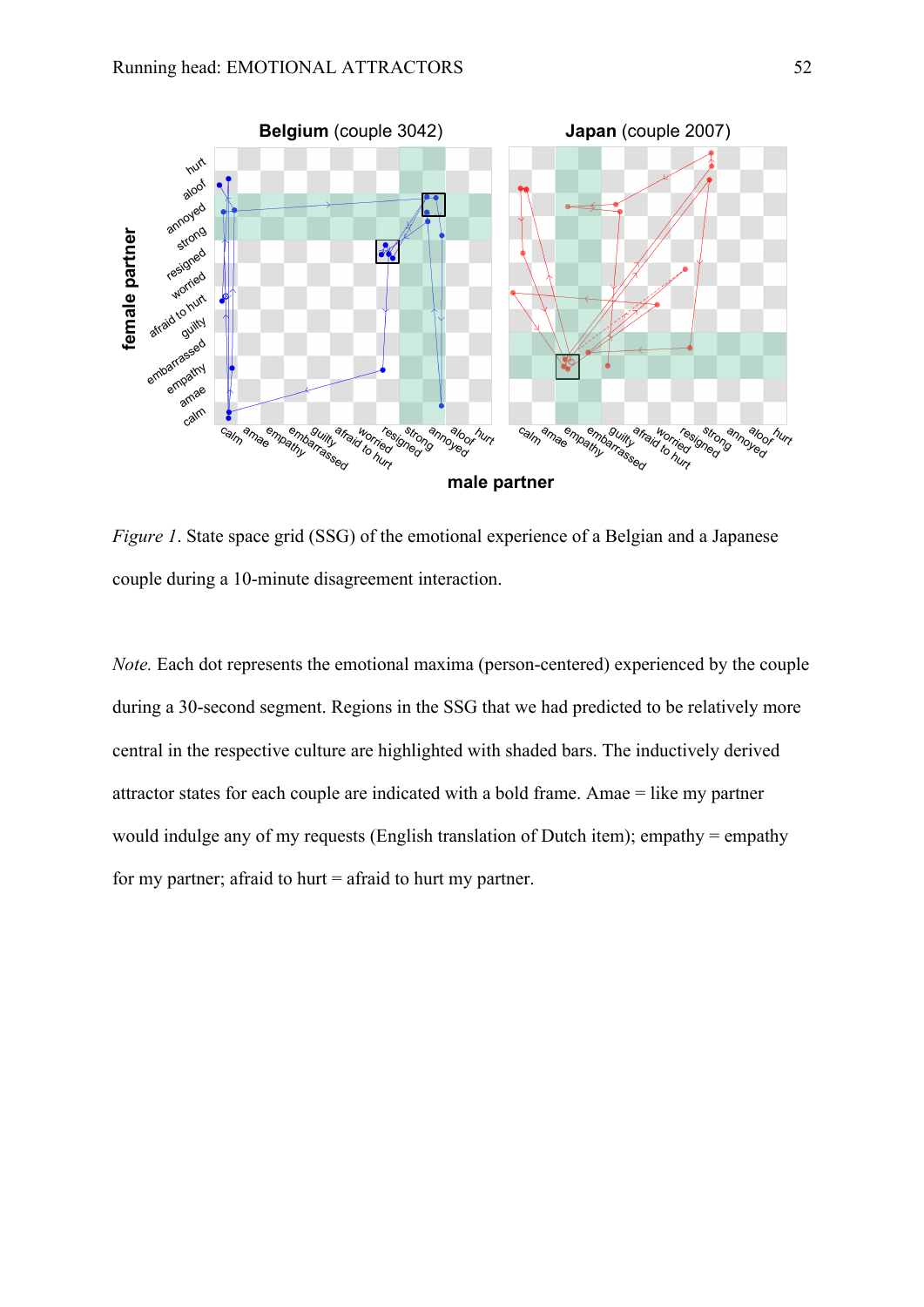*Figure 1*. State space grid (SSG) of the emotional experience of a Belgian and a Japanese couple during a 10-minute disagreement interaction.

*Note.* Each dot represents the emotional maxima (person-centered) experienced by the couple during a 30-second segment. Regions in the SSG that we had predicted to be relatively more central in the respective culture are highlighted with shaded bars. The inductively derived attractor states for each couple are indicated with a bold frame. Amae = like my partner would indulge any of my requests (English translation of Dutch item); empathy = empathy for my partner; afraid to hurt = afraid to hurt my partner.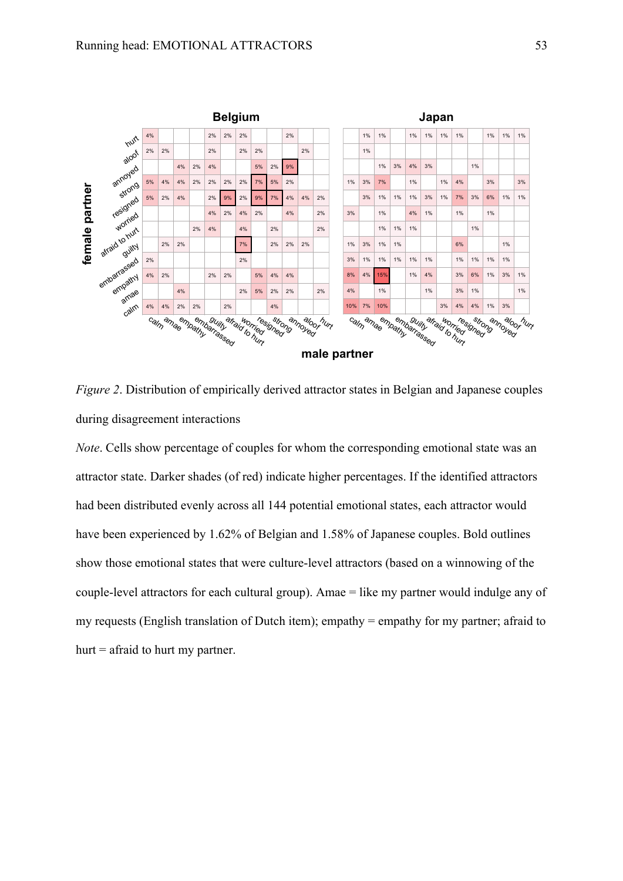Belgium

Japan

female partner

hurt
aloof
annoyed
strong
resigned
worried
afraid to hurt
guilty
embarrassed
empathy
amae
calm

calm amae empathy embarrassed guilty afraid to hurt worried resigned strong annoyed aloof hurt

male partner

*Figure 2*. Distribution of empirically derived attractor states in Belgian and Japanese couples during disagreement interactions

*Note*. Cells show percentage of couples for whom the corresponding emotional state was an attractor state. Darker shades (of red) indicate higher percentages. If the identified attractors had been distributed evenly across all 144 potential emotional states, each attractor would have been experienced by 1.62% of Belgian and 1.58% of Japanese couples. Bold outlines show those emotional states that were culture-level attractors (based on a winnowing of the couple-level attractors for each cultural group). Amae = like my partner would indulge any of my requests (English translation of Dutch item); empathy = empathy for my partner; afraid to hurt = afraid to hurt my partner.